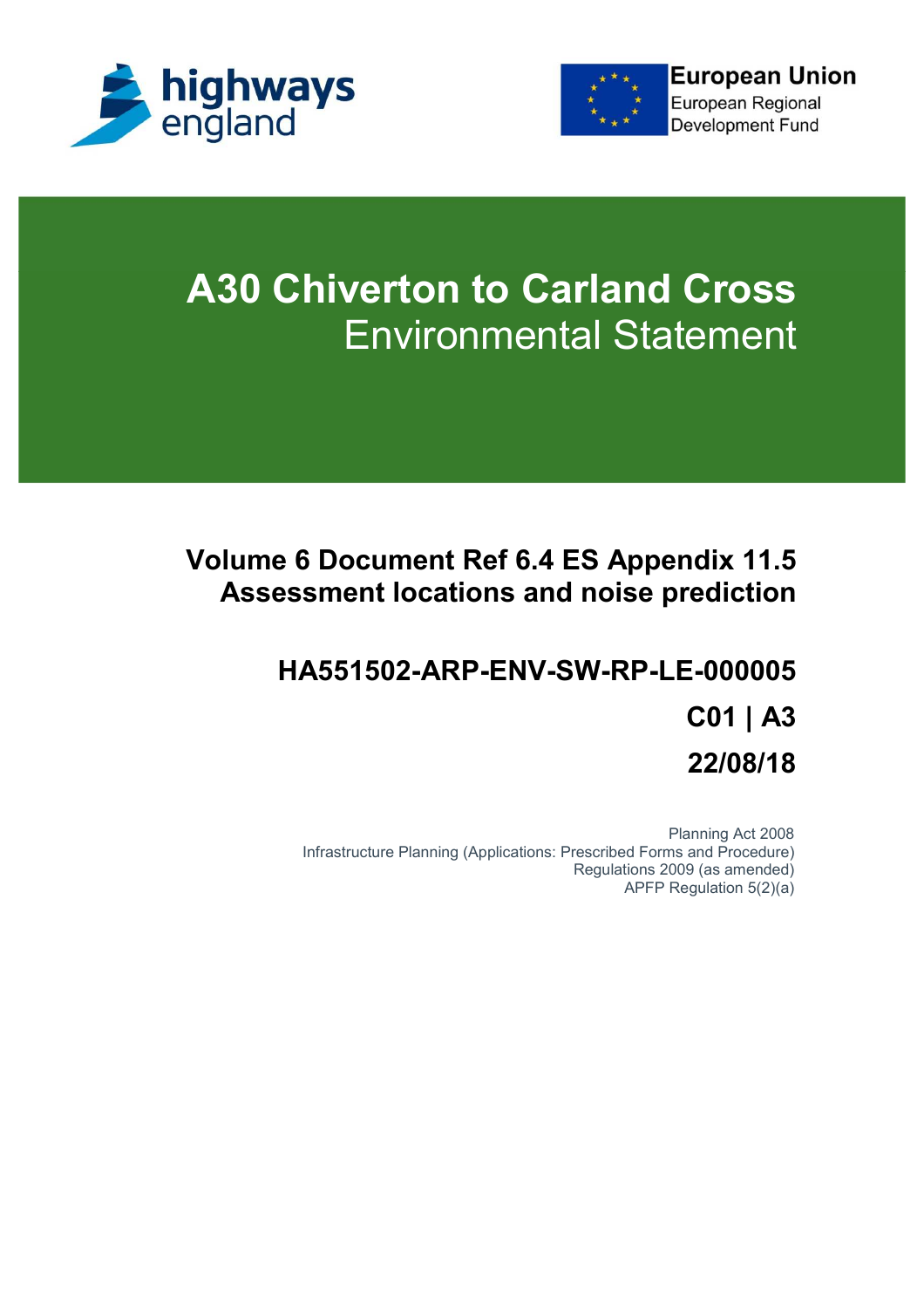highways england

European Union
European Regional Development Fund

# A30 Chiverton to Carland Cross
## Environmental Statement

### Volume 6 Document Ref 6.4 ES Appendix 11.5 Assessment locations and noise prediction

**HA551502-ARP-ENV-SW-RP-LE-000005**

**C01 | A3**

**22/08/18**

Planning Act 2008
Infrastructure Planning (Applications: Prescribed Forms and Procedure) Regulations 2009 (as amended)
APFP Regulation 5(2)(a)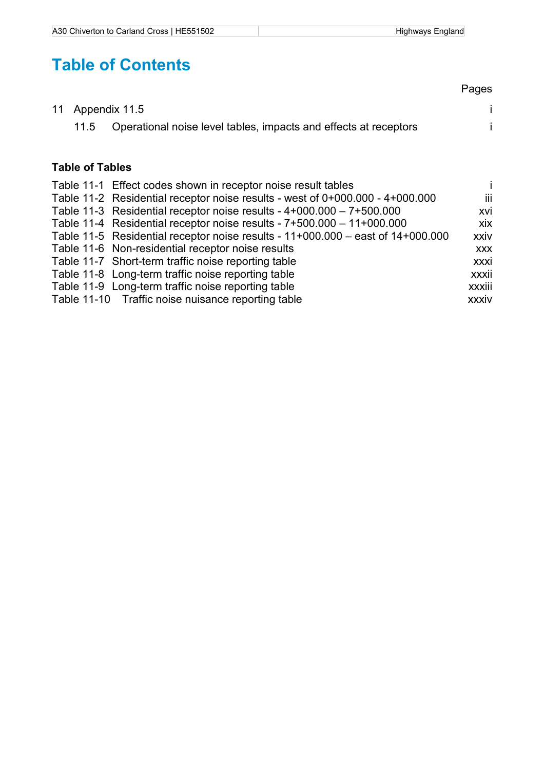# Table of Contents

| | Pages |
|---|---|
| 11 Appendix 11.5 | i |
| 11.5 Operational noise level tables, impacts and effects at receptors | i |

**Table of Tables**

| | |
|---|---|
| Table 11-1 Effect codes shown in receptor noise result tables | i |
| Table 11-2 Residential receptor noise results - west of 0+000.000 - 4+000.000 | iii |
| Table 11-3 Residential receptor noise results - 4+000.000 – 7+500.000 | xvi |
| Table 11-4 Residential receptor noise results - 7+500.000 – 11+000.000 | xix |
| Table 11-5 Residential receptor noise results - 11+000.000 – east of 14+000.000 | xxiv |
| Table 11-6 Non-residential receptor noise results | xxx |
| Table 11-7 Short-term traffic noise reporting table | xxxi |
| Table 11-8 Long-term traffic noise reporting table | xxxii |
| Table 11-9 Long-term traffic noise reporting table | xxxiii |
| Table 11-10 Traffic noise nuisance reporting table | xxxiv |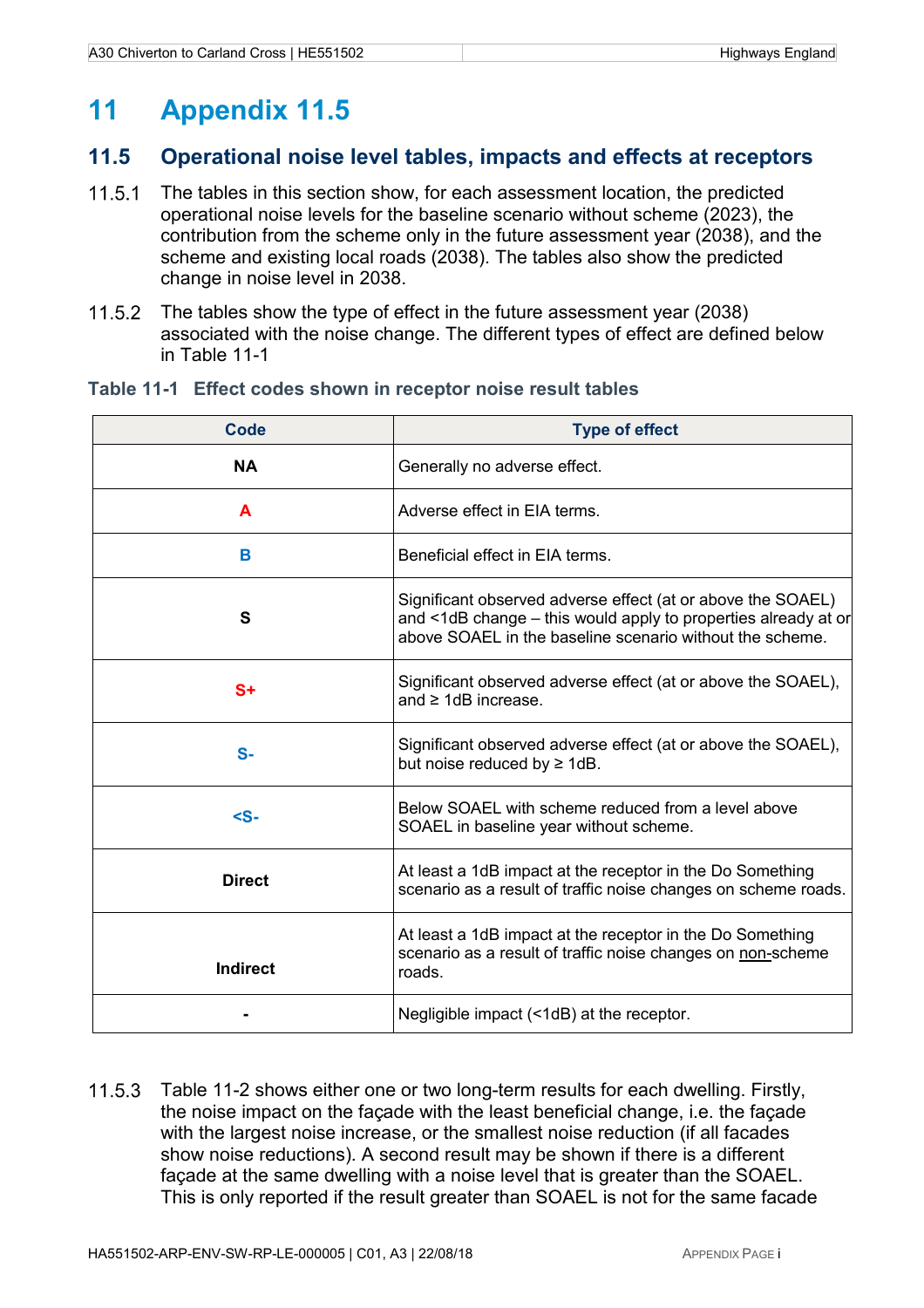# 11 Appendix 11.5

## 11.5 Operational noise level tables, impacts and effects at receptors

11.5.1 The tables in this section show, for each assessment location, the predicted operational noise levels for the baseline scenario without scheme (2023), the contribution from the scheme only in the future assessment year (2038), and the scheme and existing local roads (2038). The tables also show the predicted change in noise level in 2038.

11.5.2 The tables show the type of effect in the future assessment year (2038) associated with the noise change. The different types of effect are defined below in Table 11-1

### Table 11-1 Effect codes shown in receptor noise result tables

| Code | Type of effect |
|---|---|
| **NA** | Generally no adverse effect. |
| **A** | Adverse effect in EIA terms. |
| **B** | Beneficial effect in EIA terms. |
| **S** | Significant observed adverse effect (at or above the SOAEL) and <1dB change – this would apply to properties already at or above SOAEL in the baseline scenario without the scheme. |
| **S+** | Significant observed adverse effect (at or above the SOAEL), and ≥ 1dB increase. |
| **S-** | Significant observed adverse effect (at or above the SOAEL), but noise reduced by ≥ 1dB. |
| **<S-** | Below SOAEL with scheme reduced from a level above SOAEL in baseline year without scheme. |
| **Direct** | At least a 1dB impact at the receptor in the Do Something scenario as a result of traffic noise changes on scheme roads. |
| **Indirect** | At least a 1dB impact at the receptor in the Do Something scenario as a result of traffic noise changes on non-scheme roads. |
| **-** | Negligible impact (<1dB) at the receptor. |

11.5.3 Table 11-2 shows either one or two long-term results for each dwelling. Firstly, the noise impact on the façade with the least beneficial change, i.e. the façade with the largest noise increase, or the smallest noise reduction (if all facades show noise reductions). A second result may be shown if there is a different façade at the same dwelling with a noise level that is greater than the SOAEL. This is only reported if the result greater than SOAEL is not for the same facade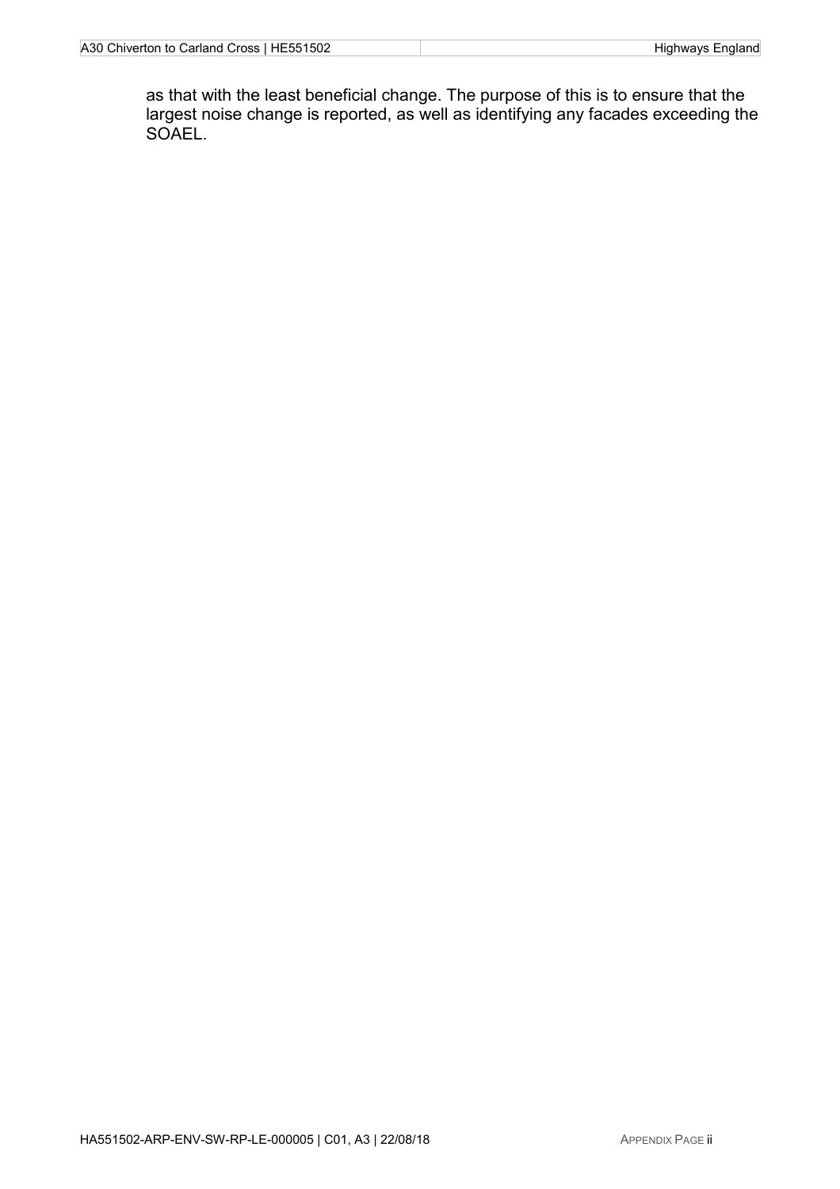as that with the least beneficial change. The purpose of this is to ensure that the largest noise change is reported, as well as identifying any facades exceeding the SOAEL.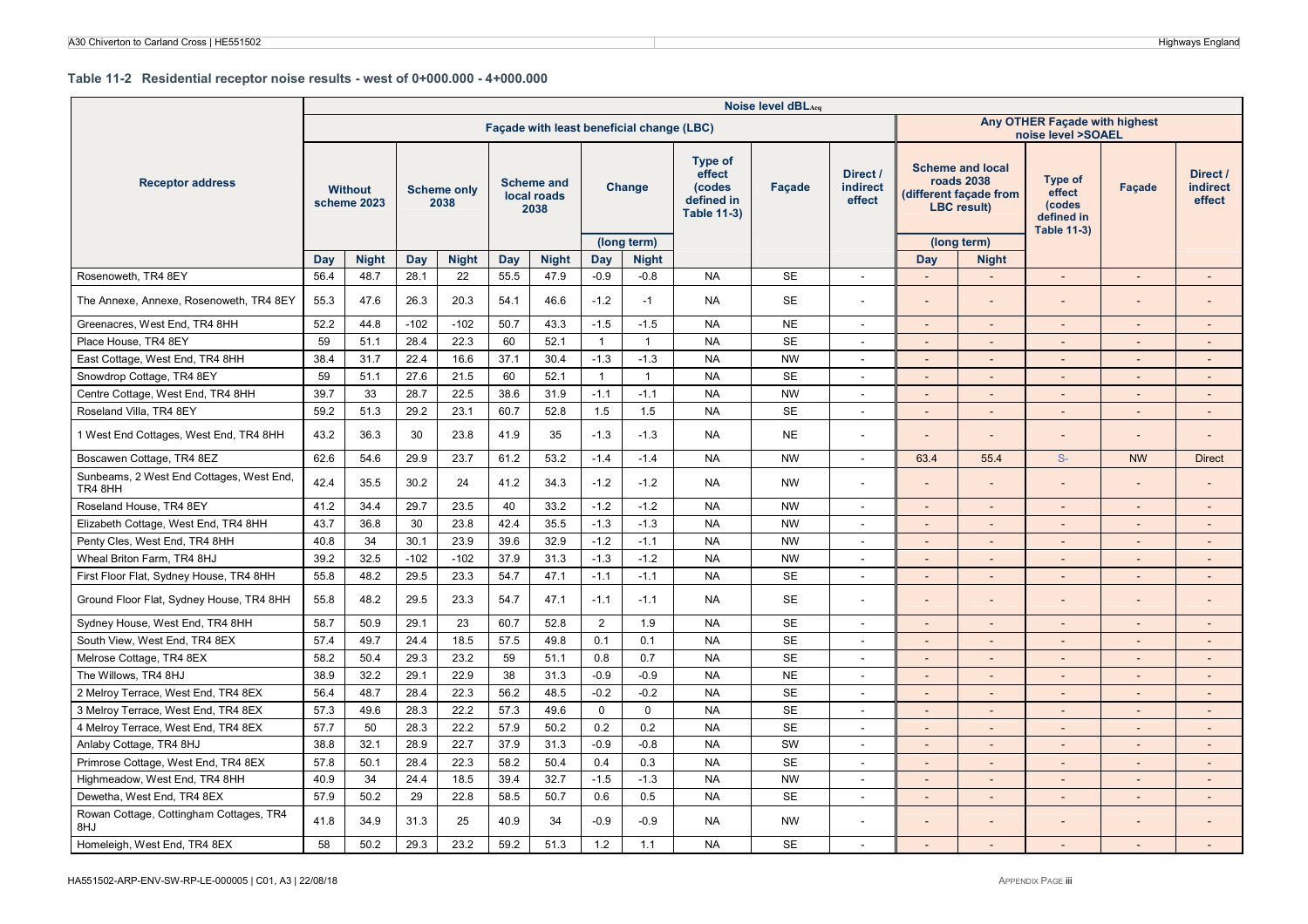**Table 11-2 Residential receptor noise results - west of 0+000.000 - 4+000.000**

| Receptor address | Noise level dBL$_{Aeq}$ | | | | | | | | | | | | | | | | |
|---|---|---|---|---|---|---|---|---|---|---|---|---|---|---|---|---|---|
| | Façade with least beneficial change (LBC) | | | | | | | | | | | Any OTHER Façade with highest noise level >SOAEL | | | | | |
| | Without scheme 2023 | | Scheme only 2038 | | Scheme and local roads 2038 | | Change (long term) | | Type of effect (codes defined in Table 11-3) | Façade | Direct / indirect effect | Scheme and local roads 2038 (different façade from LBC result) (long term) | | Type of effect (codes defined in Table 11-3) | Façade | Direct / indirect effect |
| | Day | Night | Day | Night | Day | Night | Day | Night | | | | Day | Night | | | |
| Rosenoweth, TR4 8EY | 56.4 | 48.7 | 28.1 | 22 | 55.5 | 47.9 | -0.9 | -0.8 | NA | SE | - | - | - | - | - | - |
| The Annexe, Annexe, Rosenoweth, TR4 8EY | 55.3 | 47.6 | 26.3 | 20.3 | 54.1 | 46.6 | -1.2 | -1 | NA | SE | - | - | - | - | - | - |
| Greenacres, West End, TR4 8HH | 52.2 | 44.8 | -102 | -102 | 50.7 | 43.3 | -1.5 | -1.5 | NA | NE | - | - | - | - | - | - |
| Place House, TR4 8EY | 59 | 51.1 | 28.4 | 22.3 | 60 | 52.1 | 1 | 1 | NA | SE | - | - | - | - | - | - |
| East Cottage, West End, TR4 8HH | 38.4 | 31.7 | 22.4 | 16.6 | 37.1 | 30.4 | -1.3 | -1.3 | NA | NW | - | - | - | - | - | - |
| Snowdrop Cottage, TR4 8EY | 59 | 51.1 | 27.6 | 21.5 | 60 | 52.1 | 1 | 1 | NA | SE | - | - | - | - | - | - |
| Centre Cottage, West End, TR4 8HH | 39.7 | 33 | 28.7 | 22.5 | 38.6 | 31.9 | -1.1 | -1.1 | NA | NW | - | - | - | - | - | - |
| Roseland Villa, TR4 8EY | 59.2 | 51.3 | 29.2 | 23.1 | 60.7 | 52.8 | 1.5 | 1.5 | NA | SE | - | - | - | - | - | - |
| 1 West End Cottages, West End, TR4 8HH | 43.2 | 36.3 | 30 | 23.8 | 41.9 | 35 | -1.3 | -1.3 | NA | NE | - | - | - | - | - | - |
| Boscawen Cottage, TR4 8EZ | 62.6 | 54.6 | 29.9 | 23.7 | 61.2 | 53.2 | -1.4 | -1.4 | NA | NW | - | 63.4 | 55.4 | S- | NW | Direct |
| Sunbeams, 2 West End Cottages, West End, TR4 8HH | 42.4 | 35.5 | 30.2 | 24 | 41.2 | 34.3 | -1.2 | -1.2 | NA | NW | - | - | - | - | - | - |
| Roseland House, TR4 8EY | 41.2 | 34.4 | 29.7 | 23.5 | 40 | 33.2 | -1.2 | -1.2 | NA | NW | - | - | - | - | - | - |
| Elizabeth Cottage, West End, TR4 8HH | 43.7 | 36.8 | 30 | 23.8 | 42.4 | 35.5 | -1.3 | -1.3 | NA | NW | - | - | - | - | - | - |
| Penty Cles, West End, TR4 8HH | 40.8 | 34 | 30.1 | 23.9 | 39.6 | 32.9 | -1.2 | -1.1 | NA | NW | - | - | - | - | - | - |
| Wheal Briton Farm, TR4 8HJ | 39.2 | 32.5 | -102 | -102 | 37.9 | 31.3 | -1.3 | -1.2 | NA | NW | - | - | - | - | - | - |
| First Floor Flat, Sydney House, TR4 8HH | 55.8 | 48.2 | 29.5 | 23.3 | 54.7 | 47.1 | -1.1 | -1.1 | NA | SE | - | - | - | - | - | - |
| Ground Floor Flat, Sydney House, TR4 8HH | 55.8 | 48.2 | 29.5 | 23.3 | 54.7 | 47.1 | -1.1 | -1.1 | NA | SE | - | - | - | - | - | - |
| Sydney House, West End, TR4 8HH | 58.7 | 50.9 | 29.1 | 23 | 60.7 | 52.8 | 2 | 1.9 | NA | SE | - | - | - | - | - | - |
| South View, West End, TR4 8EX | 57.4 | 49.7 | 24.4 | 18.5 | 57.5 | 49.8 | 0.1 | 0.1 | NA | SE | - | - | - | - | - | - |
| Melrose Cottage, TR4 8EX | 58.2 | 50.4 | 29.3 | 23.2 | 59 | 51.1 | 0.8 | 0.7 | NA | SE | - | - | - | - | - | - |
| The Willows, TR4 8HJ | 38.9 | 32.2 | 29.1 | 22.9 | 38 | 31.3 | -0.9 | -0.9 | NA | NE | - | - | - | - | - | - |
| 2 Melroy Terrace, West End, TR4 8EX | 56.4 | 48.7 | 28.4 | 22.3 | 56.2 | 48.5 | -0.2 | -0.2 | NA | SE | - | - | - | - | - | - |
| 3 Melroy Terrace, West End, TR4 8EX | 57.3 | 49.6 | 28.3 | 22.2 | 57.3 | 49.6 | 0 | 0 | NA | SE | - | - | - | - | - | - |
| 4 Melroy Terrace, West End, TR4 8EX | 57.7 | 50 | 28.3 | 22.2 | 57.9 | 50.2 | 0.2 | 0.2 | NA | SE | - | - | - | - | - | - |
| Anlaby Cottage, TR4 8HJ | 38.8 | 32.1 | 28.9 | 22.7 | 37.9 | 31.3 | -0.9 | -0.8 | NA | SW | - | - | - | - | - | - |
| Primrose Cottage, West End, TR4 8EX | 57.8 | 50.1 | 28.4 | 22.3 | 58.2 | 50.4 | 0.4 | 0.3 | NA | SE | - | - | - | - | - | - |
| Highmeadow, West End, TR4 8HH | 40.9 | 34 | 24.4 | 18.5 | 39.4 | 32.7 | -1.5 | -1.3 | NA | NW | - | - | - | - | - | - |
| Dewetha, West End, TR4 8EX | 57.9 | 50.2 | 29 | 22.8 | 58.5 | 50.7 | 0.6 | 0.5 | NA | SE | - | - | - | - | - | - |
| Rowan Cottage, Cottingham Cottages, TR4 8HJ | 41.8 | 34.9 | 31.3 | 25 | 40.9 | 34 | -0.9 | -0.9 | NA | NW | - | - | - | - | - | - |
| Homeleigh, West End, TR4 8EX | 58 | 50.2 | 29.3 | 23.2 | 59.2 | 51.3 | 1.2 | 1.1 | NA | SE | - | - | - | - | - | - |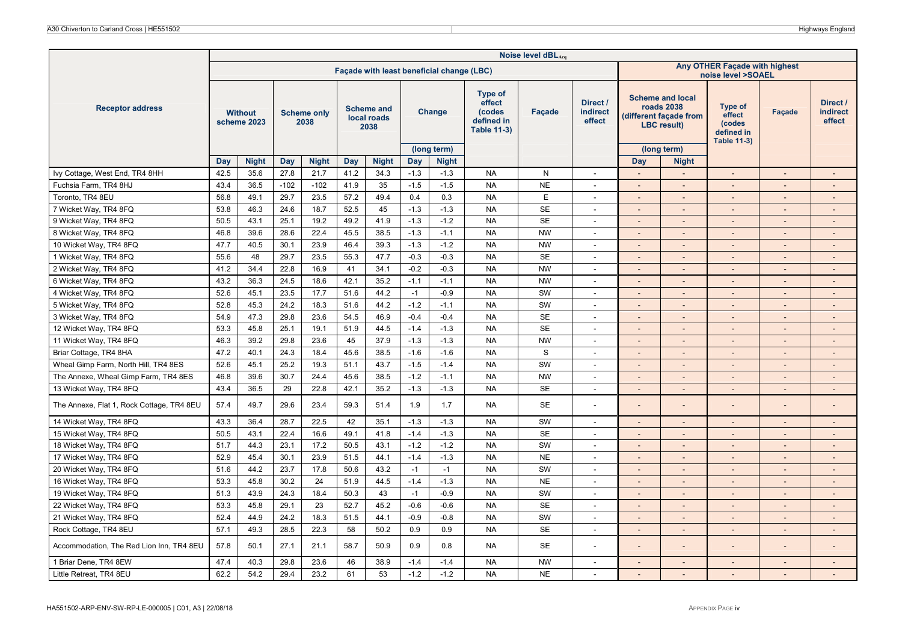| Receptor address | Noise level $dBL_{Aeq}$ | | | | | | | | | | | | | | | |
|---|---|---|---|---|---|---|---|---|---|---|---|---|---|---|---|---|
| | Façade with least beneficial change (LBC) | | | | | | | | | | | Any OTHER Façade with highest noise level >SOAEL | | | | |
| | Without scheme 2023 | | Scheme only 2038 | | Scheme and local roads 2038 | | Change (long term) | | Type of effect (codes defined in Table 11-3) | Façade | Direct / indirect effect | Scheme and local roads 2038 (different façade from LBC result) (long term) | | Type of effect (codes defined in Table 11-3) | Façade | Direct / indirect effect |
| | Day | Night | Day | Night | Day | Night | Day | Night | | | | Day | Night | | | |
| Ivy Cottage, West End, TR4 8HH | 42.5 | 35.6 | 27.8 | 21.7 | 41.2 | 34.3 | -1.3 | -1.3 | NA | N | - | - | - | - | - | - |
| Fuchsia Farm, TR4 8HJ | 43.4 | 36.5 | -102 | -102 | 41.9 | 35 | -1.5 | -1.5 | NA | NE | - | - | - | - | - | - |
| Toronto, TR4 8EU | 56.8 | 49.1 | 29.7 | 23.5 | 57.2 | 49.4 | 0.4 | 0.3 | NA | E | - | - | - | - | - | - |
| 7 Wicket Way, TR4 8FQ | 53.8 | 46.3 | 24.6 | 18.7 | 52.5 | 45 | -1.3 | -1.3 | NA | SE | - | - | - | - | - | - |
| 9 Wicket Way, TR4 8FQ | 50.5 | 43.1 | 25.1 | 19.2 | 49.2 | 41.9 | -1.3 | -1.2 | NA | SE | - | - | - | - | - | - |
| 8 Wicket Way, TR4 8FQ | 46.8 | 39.6 | 28.6 | 22.4 | 45.5 | 38.5 | -1.3 | -1.1 | NA | NW | - | - | - | - | - | - |
| 10 Wicket Way, TR4 8FQ | 47.7 | 40.5 | 30.1 | 23.9 | 46.4 | 39.3 | -1.3 | -1.2 | NA | NW | - | - | - | - | - | - |
| 1 Wicket Way, TR4 8FQ | 55.6 | 48 | 29.7 | 23.5 | 55.3 | 47.7 | -0.3 | -0.3 | NA | SE | - | - | - | - | - | - |
| 2 Wicket Way, TR4 8FQ | 41.2 | 34.4 | 22.8 | 16.9 | 41 | 34.1 | -0.2 | -0.3 | NA | NW | - | - | - | - | - | - |
| 6 Wicket Way, TR4 8FQ | 43.2 | 36.3 | 24.5 | 18.6 | 42.1 | 35.2 | -1.1 | -1.1 | NA | NW | - | - | - | - | - | - |
| 4 Wicket Way, TR4 8FQ | 52.6 | 45.1 | 23.5 | 17.7 | 51.6 | 44.2 | -1 | -0.9 | NA | SW | - | - | - | - | - | - |
| 5 Wicket Way, TR4 8FQ | 52.8 | 45.3 | 24.2 | 18.3 | 51.6 | 44.2 | -1.2 | -1.1 | NA | SW | - | - | - | - | - | - |
| 3 Wicket Way, TR4 8FQ | 54.9 | 47.3 | 29.8 | 23.6 | 54.5 | 46.9 | -0.4 | -0.4 | NA | SE | - | - | - | - | - | - |
| 12 Wicket Way, TR4 8FQ | 53.3 | 45.8 | 25.1 | 19.1 | 51.9 | 44.5 | -1.4 | -1.3 | NA | SE | - | - | - | - | - | - |
| 11 Wicket Way, TR4 8FQ | 46.3 | 39.2 | 29.8 | 23.6 | 45 | 37.9 | -1.3 | -1.3 | NA | NW | - | - | - | - | - | - |
| Briar Cottage, TR4 8HA | 47.2 | 40.1 | 24.3 | 18.4 | 45.6 | 38.5 | -1.6 | -1.6 | NA | S | - | - | - | - | - | - |
| Wheal Gimp Farm, North Hill, TR4 8ES | 52.6 | 45.1 | 25.2 | 19.3 | 51.1 | 43.7 | -1.5 | -1.4 | NA | SW | - | - | - | - | - | - |
| The Annexe, Wheal Gimp Farm, TR4 8ES | 46.8 | 39.6 | 30.7 | 24.4 | 45.6 | 38.5 | -1.2 | -1.1 | NA | NW | - | - | - | - | - | - |
| 13 Wicket Way, TR4 8FQ | 43.4 | 36.5 | 29 | 22.8 | 42.1 | 35.2 | -1.3 | -1.3 | NA | SE | - | - | - | - | - | - |
| The Annexe, Flat 1, Rock Cottage, TR4 8EU | 57.4 | 49.7 | 29.6 | 23.4 | 59.3 | 51.4 | 1.9 | 1.7 | NA | SE | - | - | - | - | - | - |
| 14 Wicket Way, TR4 8FQ | 43.3 | 36.4 | 28.7 | 22.5 | 42 | 35.1 | -1.3 | -1.3 | NA | SW | - | - | - | - | - | - |
| 15 Wicket Way, TR4 8FQ | 50.5 | 43.1 | 22.4 | 16.6 | 49.1 | 41.8 | -1.4 | -1.3 | NA | SE | - | - | - | - | - | - |
| 18 Wicket Way, TR4 8FQ | 51.7 | 44.3 | 23.1 | 17.2 | 50.5 | 43.1 | -1.2 | -1.2 | NA | SW | - | - | - | - | - | - |
| 17 Wicket Way, TR4 8FQ | 52.9 | 45.4 | 30.1 | 23.9 | 51.5 | 44.1 | -1.4 | -1.3 | NA | NE | - | - | - | - | - | - |
| 20 Wicket Way, TR4 8FQ | 51.6 | 44.2 | 23.7 | 17.8 | 50.6 | 43.2 | -1 | -1 | NA | SW | - | - | - | - | - | - |
| 16 Wicket Way, TR4 8FQ | 53.3 | 45.8 | 30.2 | 24 | 51.9 | 44.5 | -1.4 | -1.3 | NA | NE | - | - | - | - | - | - |
| 19 Wicket Way, TR4 8FQ | 51.3 | 43.9 | 24.3 | 18.4 | 50.3 | 43 | -1 | -0.9 | NA | SW | - | - | - | - | - | - |
| 22 Wicket Way, TR4 8FQ | 53.3 | 45.8 | 29.1 | 23 | 52.7 | 45.2 | -0.6 | -0.6 | NA | SE | - | - | - | - | - | - |
| 21 Wicket Way, TR4 8FQ | 52.4 | 44.9 | 24.2 | 18.3 | 51.5 | 44.1 | -0.9 | -0.8 | NA | SW | - | - | - | - | - | - |
| Rock Cottage, TR4 8EU | 57.1 | 49.3 | 28.5 | 22.3 | 58 | 50.2 | 0.9 | 0.9 | NA | SE | - | - | - | - | - | - |
| Accommodation, The Red Lion Inn, TR4 8EU | 57.8 | 50.1 | 27.1 | 21.1 | 58.7 | 50.9 | 0.9 | 0.8 | NA | SE | - | - | - | - | - | - |
| 1 Briar Dene, TR4 8EW | 47.4 | 40.3 | 29.8 | 23.6 | 46 | 38.9 | -1.4 | -1.4 | NA | NW | - | - | - | - | - | - |
| Little Retreat, TR4 8EU | 62.2 | 54.2 | 29.4 | 23.2 | 61 | 53 | -1.2 | -1.2 | NA | NE | - | - | - | - | - | - |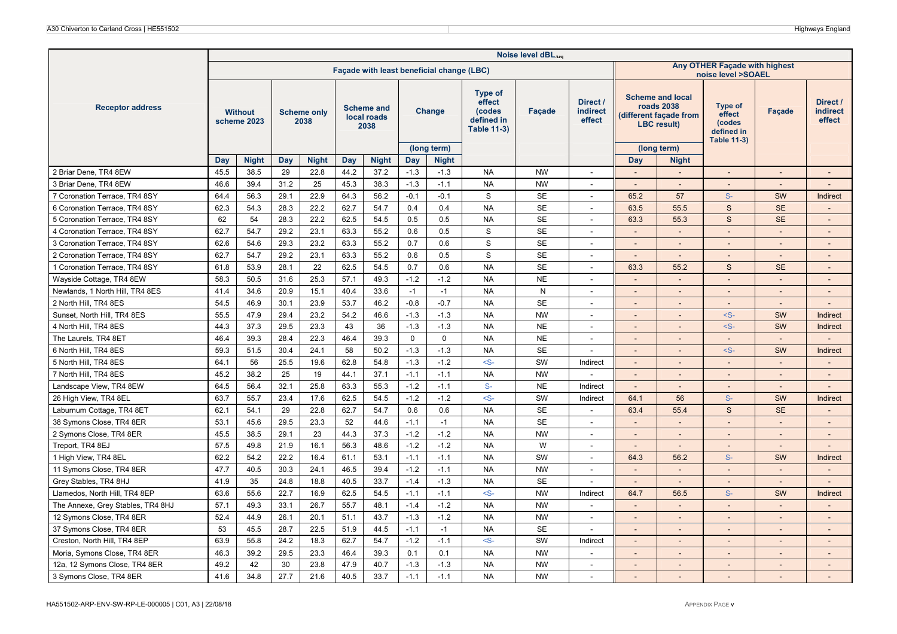| Receptor address | Noise level dBL$_{Aeq}$ | | | | | | | | | | | | | | | | |
|---|---|---|---|---|---|---|---|---|---|---|---|---|---|---|---|---|---|
| | Façade with least beneficial change (LBC) | | | | | | | | | | | Any OTHER Façade with highest noise level >SOAEL | | | | | |
| | Without scheme 2023 | | Scheme only 2038 | | Scheme and local roads 2038 | | Change (long term) | | Type of effect (codes defined in Table 11-3) | Façade | Direct / indirect effect | Scheme and local roads 2038 (different façade from LBC result) (long term) | | Type of effect (codes defined in Table 11-3) | Façade | Direct / indirect effect |
| | Day | Night | Day | Night | Day | Night | Day | Night | | | | Day | Night | | | |
| 2 Briar Dene, TR4 8EW | 45.5 | 38.5 | 29 | 22.8 | 44.2 | 37.2 | -1.3 | -1.3 | NA | NW | - | - | - | - | - | - |
| 3 Briar Dene, TR4 8EW | 46.6 | 39.4 | 31.2 | 25 | 45.3 | 38.3 | -1.3 | -1.1 | NA | NW | - | - | - | - | - | - |
| 7 Coronation Terrace, TR4 8SY | 64.4 | 56.3 | 29.1 | 22.9 | 64.3 | 56.2 | -0.1 | -0.1 | S | SE | - | 65.2 | 57 | S- | SW | Indirect |
| 6 Coronation Terrace, TR4 8SY | 62.3 | 54.3 | 28.3 | 22.2 | 62.7 | 54.7 | 0.4 | 0.4 | NA | SE | - | 63.5 | 55.5 | S | SE | - |
| 5 Coronation Terrace, TR4 8SY | 62 | 54 | 28.3 | 22.2 | 62.5 | 54.5 | 0.5 | 0.5 | NA | SE | - | 63.3 | 55.3 | S | SE | - |
| 4 Coronation Terrace, TR4 8SY | 62.7 | 54.7 | 29.2 | 23.1 | 63.3 | 55.2 | 0.6 | 0.5 | S | SE | - | - | - | - | - | - |
| 3 Coronation Terrace, TR4 8SY | 62.6 | 54.6 | 29.3 | 23.2 | 63.3 | 55.2 | 0.7 | 0.6 | S | SE | - | - | - | - | - | - |
| 2 Coronation Terrace, TR4 8SY | 62.7 | 54.7 | 29.2 | 23.1 | 63.3 | 55.2 | 0.6 | 0.5 | S | SE | - | - | - | - | - | - |
| 1 Coronation Terrace, TR4 8SY | 61.8 | 53.9 | 28.1 | 22 | 62.5 | 54.5 | 0.7 | 0.6 | NA | SE | - | 63.3 | 55.2 | S | SE | - |
| Wayside Cottage, TR4 8EW | 58.3 | 50.5 | 31.6 | 25.3 | 57.1 | 49.3 | -1.2 | -1.2 | NA | NE | - | - | - | - | - | - |
| Newlands, 1 North Hill, TR4 8ES | 41.4 | 34.6 | 20.9 | 15.1 | 40.4 | 33.6 | -1 | -1 | NA | N | - | - | - | - | - | - |
| 2 North Hill, TR4 8ES | 54.5 | 46.9 | 30.1 | 23.9 | 53.7 | 46.2 | -0.8 | -0.7 | NA | SE | - | - | - | - | - | - |
| Sunset, North Hill, TR4 8ES | 55.5 | 47.9 | 29.4 | 23.2 | 54.2 | 46.6 | -1.3 | -1.3 | NA | NW | - | - | - | <S- | SW | Indirect |
| 4 North Hill, TR4 8ES | 44.3 | 37.3 | 29.5 | 23.3 | 43 | 36 | -1.3 | -1.3 | NA | NE | - | - | - | <S- | SW | Indirect |
| The Laurels, TR4 8ET | 46.4 | 39.3 | 28.4 | 22.3 | 46.4 | 39.3 | 0 | 0 | NA | NE | - | - | - | - | - | - |
| 6 North Hill, TR4 8ES | 59.3 | 51.5 | 30.4 | 24.1 | 58 | 50.2 | -1.3 | -1.3 | NA | SE | - | - | - | <S- | SW | Indirect |
| 5 North Hill, TR4 8ES | 64.1 | 56 | 25.5 | 19.6 | 62.8 | 54.8 | -1.3 | -1.2 | <S- | SW | Indirect | - | - | - | - | - |
| 7 North Hill, TR4 8ES | 45.2 | 38.2 | 25 | 19 | 44.1 | 37.1 | -1.1 | -1.1 | NA | NW | - | - | - | - | - | - |
| Landscape View, TR4 8EW | 64.5 | 56.4 | 32.1 | 25.8 | 63.3 | 55.3 | -1.2 | -1.1 | S- | NE | Indirect | - | - | - | - | - |
| 26 High View, TR4 8EL | 63.7 | 55.7 | 23.4 | 17.6 | 62.5 | 54.5 | -1.2 | -1.2 | <S- | SW | Indirect | 64.1 | 56 | S- | SW | Indirect |
| Laburnum Cottage, TR4 8ET | 62.1 | 54.1 | 29 | 22.8 | 62.7 | 54.7 | 0.6 | 0.6 | NA | SE | - | 63.4 | 55.4 | S | SE | - |
| 38 Symons Close, TR4 8ER | 53.1 | 45.6 | 29.5 | 23.3 | 52 | 44.6 | -1.1 | -1 | NA | SE | - | - | - | - | - | - |
| 2 Symons Close, TR4 8ER | 45.5 | 38.5 | 29.1 | 23 | 44.3 | 37.3 | -1.2 | -1.2 | NA | NW | - | - | - | - | - | - |
| Treport, TR4 8EJ | 57.5 | 49.8 | 21.9 | 16.1 | 56.3 | 48.6 | -1.2 | -1.2 | NA | W | - | - | - | - | - | - |
| 1 High View, TR4 8EL | 62.2 | 54.2 | 22.2 | 16.4 | 61.1 | 53.1 | -1.1 | -1.1 | NA | SW | - | 64.3 | 56.2 | S- | SW | Indirect |
| 11 Symons Close, TR4 8ER | 47.7 | 40.5 | 30.3 | 24.1 | 46.5 | 39.4 | -1.2 | -1.1 | NA | NW | - | - | - | - | - | - |
| Grey Stables, TR4 8HJ | 41.9 | 35 | 24.8 | 18.8 | 40.5 | 33.7 | -1.4 | -1.3 | NA | SE | - | - | - | - | - | - |
| Llamedos, North Hill, TR4 8EP | 63.6 | 55.6 | 22.7 | 16.9 | 62.5 | 54.5 | -1.1 | -1.1 | <S- | NW | Indirect | 64.7 | 56.5 | S- | SW | Indirect |
| The Annexe, Grey Stables, TR4 8HJ | 57.1 | 49.3 | 33.1 | 26.7 | 55.7 | 48.1 | -1.4 | -1.2 | NA | NW | - | - | - | - | - | - |
| 12 Symons Close, TR4 8ER | 52.4 | 44.9 | 26.1 | 20.1 | 51.1 | 43.7 | -1.3 | -1.2 | NA | NW | - | - | - | - | - | - |
| 37 Symons Close, TR4 8ER | 53 | 45.5 | 28.7 | 22.5 | 51.9 | 44.5 | -1.1 | -1 | NA | SE | - | - | - | - | - | - |
| Creston, North Hill, TR4 8EP | 63.9 | 55.8 | 24.2 | 18.3 | 62.7 | 54.7 | -1.2 | -1.1 | <S- | SW | Indirect | - | - | - | - | - |
| Moria, Symons Close, TR4 8ER | 46.3 | 39.2 | 29.5 | 23.3 | 46.4 | 39.3 | 0.1 | 0.1 | NA | NW | - | - | - | - | - | - |
| 12a, 12 Symons Close, TR4 8ER | 49.2 | 42 | 30 | 23.8 | 47.9 | 40.7 | -1.3 | -1.3 | NA | NW | - | - | - | - | - | - |
| 3 Symons Close, TR4 8ER | 41.6 | 34.8 | 27.7 | 21.6 | 40.5 | 33.7 | -1.1 | -1.1 | NA | NW | - | - | - | - | - | - |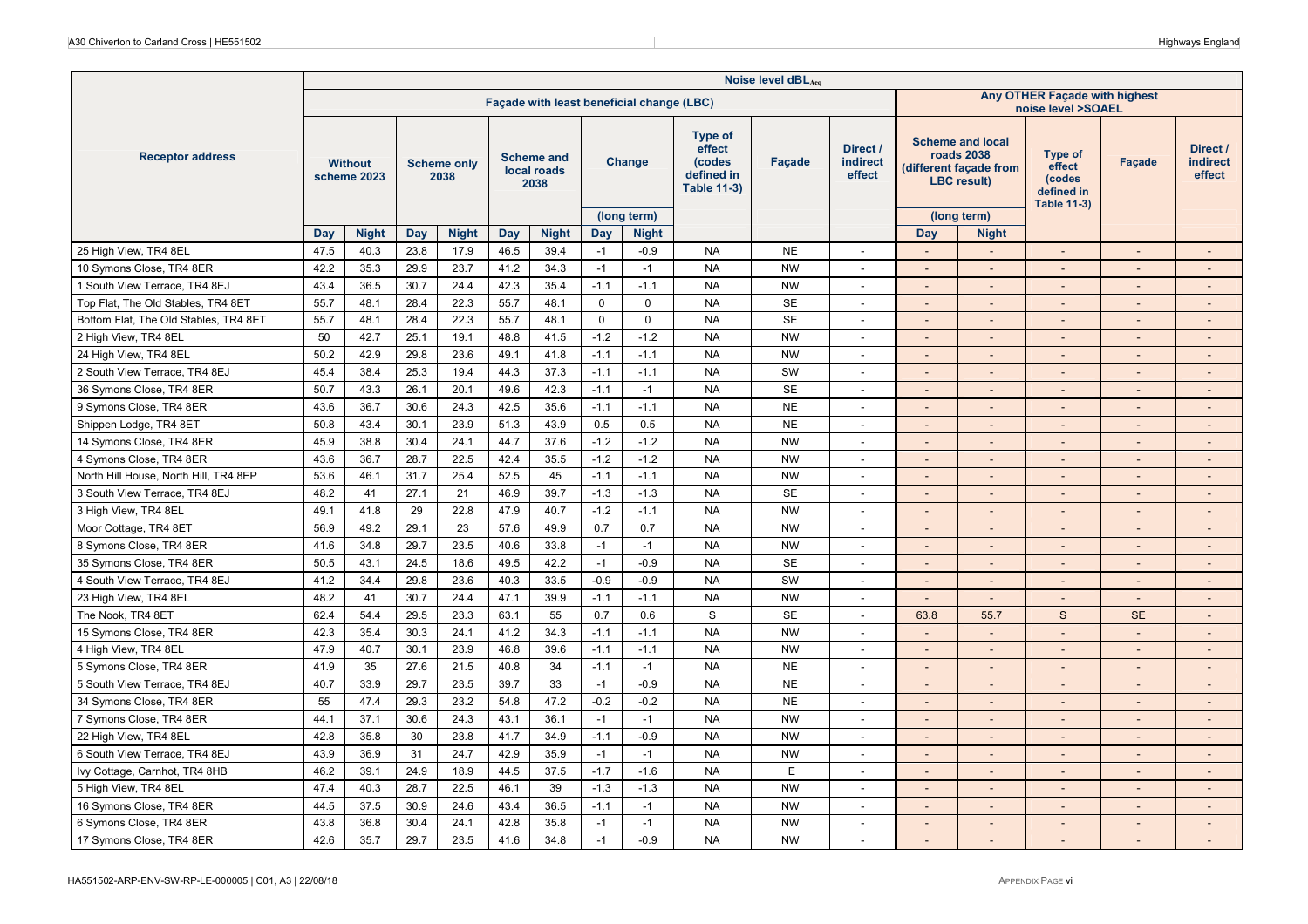| Receptor address | Noise level $dBL_{Aeq}$ | | | | | | | | | | | | | | | | |
|---|---|---|---|---|---|---|---|---|---|---|---|---|---|---|---|---|---|
| | Façade with least beneficial change (LBC) | | | | | | | | | | | Any OTHER Façade with highest noise level >SOAEL | | | | | |
| | Without scheme 2023 | | Scheme only 2038 | | Scheme and local roads 2038 | | Change (long term) | | Type of effect (codes defined in Table 11-3) | Façade | Direct / indirect effect | Scheme and local roads 2038 (different façade from LBC result) (long term) | | Type of effect (codes defined in Table 11-3) | Façade | Direct / indirect effect |
| | Day | Night | Day | Night | Day | Night | Day | Night | | | | Day | Night | | | |
| 25 High View, TR4 8EL | 47.5 | 40.3 | 23.8 | 17.9 | 46.5 | 39.4 | -1 | -0.9 | NA | NE | - | - | - | - | - | - |
| 10 Symons Close, TR4 8ER | 42.2 | 35.3 | 29.9 | 23.7 | 41.2 | 34.3 | -1 | -1 | NA | NW | - | - | - | - | - | - |
| 1 South View Terrace, TR4 8EJ | 43.4 | 36.5 | 30.7 | 24.4 | 42.3 | 35.4 | -1.1 | -1.1 | NA | NW | - | - | - | - | - | - |
| Top Flat, The Old Stables, TR4 8ET | 55.7 | 48.1 | 28.4 | 22.3 | 55.7 | 48.1 | 0 | 0 | NA | SE | - | - | - | - | - | - |
| Bottom Flat, The Old Stables, TR4 8ET | 55.7 | 48.1 | 28.4 | 22.3 | 55.7 | 48.1 | 0 | 0 | NA | SE | - | - | - | - | - | - |
| 2 High View, TR4 8EL | 50 | 42.7 | 25.1 | 19.1 | 48.8 | 41.5 | -1.2 | -1.2 | NA | NW | - | - | - | - | - | - |
| 24 High View, TR4 8EL | 50.2 | 42.9 | 29.8 | 23.6 | 49.1 | 41.8 | -1.1 | -1.1 | NA | NW | - | - | - | - | - | - |
| 2 South View Terrace, TR4 8EJ | 45.4 | 38.4 | 25.3 | 19.4 | 44.3 | 37.3 | -1.1 | -1.1 | NA | SW | - | - | - | - | - | - |
| 36 Symons Close, TR4 8ER | 50.7 | 43.3 | 26.1 | 20.1 | 49.6 | 42.3 | -1.1 | -1 | NA | SE | - | - | - | - | - | - |
| 9 Symons Close, TR4 8ER | 43.6 | 36.7 | 30.6 | 24.3 | 42.5 | 35.6 | -1.1 | -1.1 | NA | NE | - | - | - | - | - | - |
| Shippen Lodge, TR4 8ET | 50.8 | 43.4 | 30.1 | 23.9 | 51.3 | 43.9 | 0.5 | 0.5 | NA | NE | - | - | - | - | - | - |
| 14 Symons Close, TR4 8ER | 45.9 | 38.8 | 30.4 | 24.1 | 44.7 | 37.6 | -1.2 | -1.2 | NA | NW | - | - | - | - | - | - |
| 4 Symons Close, TR4 8ER | 43.6 | 36.7 | 28.7 | 22.5 | 42.4 | 35.5 | -1.2 | -1.2 | NA | NW | - | - | - | - | - | - |
| North Hill House, North Hill, TR4 8EP | 53.6 | 46.1 | 31.7 | 25.4 | 52.5 | 45 | -1.1 | -1.1 | NA | NW | - | - | - | - | - | - |
| 3 South View Terrace, TR4 8EJ | 48.2 | 41 | 27.1 | 21 | 46.9 | 39.7 | -1.3 | -1.3 | NA | SE | - | - | - | - | - | - |
| 3 High View, TR4 8EL | 49.1 | 41.8 | 29 | 22.8 | 47.9 | 40.7 | -1.2 | -1.1 | NA | NW | - | - | - | - | - | - |
| Moor Cottage, TR4 8ET | 56.9 | 49.2 | 29.1 | 23 | 57.6 | 49.9 | 0.7 | 0.7 | NA | NW | - | - | - | - | - | - |
| 8 Symons Close, TR4 8ER | 41.6 | 34.8 | 29.7 | 23.5 | 40.6 | 33.8 | -1 | -1 | NA | NW | - | - | - | - | - | - |
| 35 Symons Close, TR4 8ER | 50.5 | 43.1 | 24.5 | 18.6 | 49.5 | 42.2 | -1 | -0.9 | NA | SE | - | - | - | - | - | - |
| 4 South View Terrace, TR4 8EJ | 41.2 | 34.4 | 29.8 | 23.6 | 40.3 | 33.5 | -0.9 | -0.9 | NA | SW | - | - | - | - | - | - |
| 23 High View, TR4 8EL | 48.2 | 41 | 30.7 | 24.4 | 47.1 | 39.9 | -1.1 | -1.1 | NA | NW | - | - | - | - | - | - |
| The Nook, TR4 8ET | 62.4 | 54.4 | 29.5 | 23.3 | 63.1 | 55 | 0.7 | 0.6 | S | SE | - | 63.8 | 55.7 | S | SE | - |
| 15 Symons Close, TR4 8ER | 42.3 | 35.4 | 30.3 | 24.1 | 41.2 | 34.3 | -1.1 | -1.1 | NA | NW | - | - | - | - | - | - |
| 4 High View, TR4 8EL | 47.9 | 40.7 | 30.1 | 23.9 | 46.8 | 39.6 | -1.1 | -1.1 | NA | NW | - | - | - | - | - | - |
| 5 Symons Close, TR4 8ER | 41.9 | 35 | 27.6 | 21.5 | 40.8 | 34 | -1.1 | -1 | NA | NE | - | - | - | - | - | - |
| 5 South View Terrace, TR4 8EJ | 40.7 | 33.9 | 29.7 | 23.5 | 39.7 | 33 | -1 | -0.9 | NA | NE | - | - | - | - | - | - |
| 34 Symons Close, TR4 8ER | 55 | 47.4 | 29.3 | 23.2 | 54.8 | 47.2 | -0.2 | -0.2 | NA | NE | - | - | - | - | - | - |
| 7 Symons Close, TR4 8ER | 44.1 | 37.1 | 30.6 | 24.3 | 43.1 | 36.1 | -1 | -1 | NA | NW | - | - | - | - | - | - |
| 22 High View, TR4 8EL | 42.8 | 35.8 | 30 | 23.8 | 41.7 | 34.9 | -1.1 | -0.9 | NA | NW | - | - | - | - | - | - |
| 6 South View Terrace, TR4 8EJ | 43.9 | 36.9 | 31 | 24.7 | 42.9 | 35.9 | -1 | -1 | NA | NW | - | - | - | - | - | - |
| Ivy Cottage, Carnhot, TR4 8HB | 46.2 | 39.1 | 24.9 | 18.9 | 44.5 | 37.5 | -1.7 | -1.6 | NA | E | - | - | - | - | - | - |
| 5 High View, TR4 8EL | 47.4 | 40.3 | 28.7 | 22.5 | 46.1 | 39 | -1.3 | -1.3 | NA | NW | - | - | - | - | - | - |
| 16 Symons Close, TR4 8ER | 44.5 | 37.5 | 30.9 | 24.6 | 43.4 | 36.5 | -1.1 | -1 | NA | NW | - | - | - | - | - | - |
| 6 Symons Close, TR4 8ER | 43.8 | 36.8 | 30.4 | 24.1 | 42.8 | 35.8 | -1 | -1 | NA | NW | - | - | - | - | - | - |
| 17 Symons Close, TR4 8ER | 42.6 | 35.7 | 29.7 | 23.5 | 41.6 | 34.8 | -1 | -0.9 | NA | NW | - | - | - | - | - | - |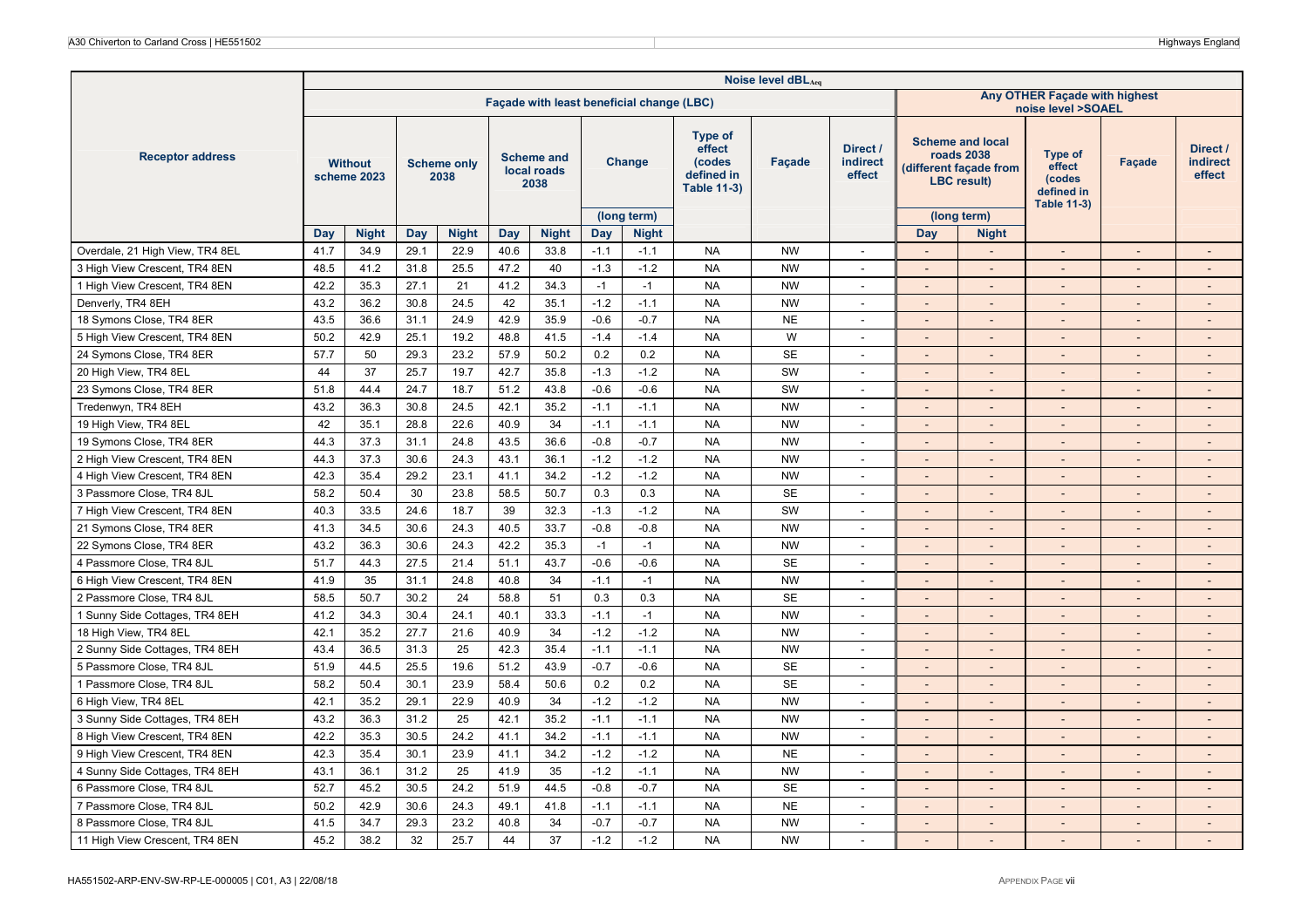| Receptor address | Noise level dBL$_{Aeq}$ | | | | | | | | | | | | | | | | |
|---|---|---|---|---|---|---|---|---|---|---|---|---|---|---|---|---|---|
| | Façade with least beneficial change (LBC) | | | | | | | | | | | Any OTHER Façade with highest noise level >SOAEL | | | | | |
| | Without scheme 2023 | | Scheme only 2038 | | Scheme and local roads 2038 | | Change (long term) | | Type of effect (codes defined in Table 11-3) | Façade | Direct / indirect effect | Scheme and local roads 2038 (different façade from LBC result) (long term) | | Type of effect (codes defined in Table 11-3) | Façade | Direct / indirect effect |
| | Day | Night | Day | Night | Day | Night | Day | Night | | | | Day | Night | | | |
| Overdale, 21 High View, TR4 8EL | 41.7 | 34.9 | 29.1 | 22.9 | 40.6 | 33.8 | -1.1 | -1.1 | NA | NW | - | - | - | - | - | - |
| 3 High View Crescent, TR4 8EN | 48.5 | 41.2 | 31.8 | 25.5 | 47.2 | 40 | -1.3 | -1.2 | NA | NW | - | - | - | - | - | - |
| 1 High View Crescent, TR4 8EN | 42.2 | 35.3 | 27.1 | 21 | 41.2 | 34.3 | -1 | -1 | NA | NW | - | - | - | - | - | - |
| Denverly, TR4 8EH | 43.2 | 36.2 | 30.8 | 24.5 | 42 | 35.1 | -1.2 | -1.1 | NA | NW | - | - | - | - | - | - |
| 18 Symons Close, TR4 8ER | 43.5 | 36.6 | 31.1 | 24.9 | 42.9 | 35.9 | -0.6 | -0.7 | NA | NE | - | - | - | - | - | - |
| 5 High View Crescent, TR4 8EN | 50.2 | 42.9 | 25.1 | 19.2 | 48.8 | 41.5 | -1.4 | -1.4 | NA | W | - | - | - | - | - | - |
| 24 Symons Close, TR4 8ER | 57.7 | 50 | 29.3 | 23.2 | 57.9 | 50.2 | 0.2 | 0.2 | NA | SE | - | - | - | - | - | - |
| 20 High View, TR4 8EL | 44 | 37 | 25.7 | 19.7 | 42.7 | 35.8 | -1.3 | -1.2 | NA | SW | - | - | - | - | - | - |
| 23 Symons Close, TR4 8ER | 51.8 | 44.4 | 24.7 | 18.7 | 51.2 | 43.8 | -0.6 | -0.6 | NA | SW | - | - | - | - | - | - |
| Tredenwyn, TR4 8EH | 43.2 | 36.3 | 30.8 | 24.5 | 42.1 | 35.2 | -1.1 | -1.1 | NA | NW | - | - | - | - | - | - |
| 19 High View, TR4 8EL | 42 | 35.1 | 28.8 | 22.6 | 40.9 | 34 | -1.1 | -1.1 | NA | NW | - | - | - | - | - | - |
| 19 Symons Close, TR4 8ER | 44.3 | 37.3 | 31.1 | 24.8 | 43.5 | 36.6 | -0.8 | -0.7 | NA | NW | - | - | - | - | - | - |
| 2 High View Crescent, TR4 8EN | 44.3 | 37.3 | 30.6 | 24.3 | 43.1 | 36.1 | -1.2 | -1.2 | NA | NW | - | - | - | - | - | - |
| 4 High View Crescent, TR4 8EN | 42.3 | 35.4 | 29.2 | 23.1 | 41.1 | 34.2 | -1.2 | -1.2 | NA | NW | - | - | - | - | - | - |
| 3 Passmore Close, TR4 8JL | 58.2 | 50.4 | 30 | 23.8 | 58.5 | 50.7 | 0.3 | 0.3 | NA | SE | - | - | - | - | - | - |
| 7 High View Crescent, TR4 8EN | 40.3 | 33.5 | 24.6 | 18.7 | 39 | 32.3 | -1.3 | -1.2 | NA | SW | - | - | - | - | - | - |
| 21 Symons Close, TR4 8ER | 41.3 | 34.5 | 30.6 | 24.3 | 40.5 | 33.7 | -0.8 | -0.8 | NA | NW | - | - | - | - | - | - |
| 22 Symons Close, TR4 8ER | 43.2 | 36.3 | 30.6 | 24.3 | 42.2 | 35.3 | -1 | -1 | NA | NW | - | - | - | - | - | - |
| 4 Passmore Close, TR4 8JL | 51.7 | 44.3 | 27.5 | 21.4 | 51.1 | 43.7 | -0.6 | -0.6 | NA | SE | - | - | - | - | - | - |
| 6 High View Crescent, TR4 8EN | 41.9 | 35 | 31.1 | 24.8 | 40.8 | 34 | -1.1 | -1 | NA | NW | - | - | - | - | - | - |
| 2 Passmore Close, TR4 8JL | 58.5 | 50.7 | 30.2 | 24 | 58.8 | 51 | 0.3 | 0.3 | NA | SE | - | - | - | - | - | - |
| 1 Sunny Side Cottages, TR4 8EH | 41.2 | 34.3 | 30.4 | 24.1 | 40.1 | 33.3 | -1.1 | -1 | NA | NW | - | - | - | - | - | - |
| 18 High View, TR4 8EL | 42.1 | 35.2 | 27.7 | 21.6 | 40.9 | 34 | -1.2 | -1.2 | NA | NW | - | - | - | - | - | - |
| 2 Sunny Side Cottages, TR4 8EH | 43.4 | 36.5 | 31.3 | 25 | 42.3 | 35.4 | -1.1 | -1.1 | NA | NW | - | - | - | - | - | - |
| 5 Passmore Close, TR4 8JL | 51.9 | 44.5 | 25.5 | 19.6 | 51.2 | 43.9 | -0.7 | -0.6 | NA | SE | - | - | - | - | - | - |
| 1 Passmore Close, TR4 8JL | 58.2 | 50.4 | 30.1 | 23.9 | 58.4 | 50.6 | 0.2 | 0.2 | NA | SE | - | - | - | - | - | - |
| 6 High View, TR4 8EL | 42.1 | 35.2 | 29.1 | 22.9 | 40.9 | 34 | -1.2 | -1.2 | NA | NW | - | - | - | - | - | - |
| 3 Sunny Side Cottages, TR4 8EH | 43.2 | 36.3 | 31.2 | 25 | 42.1 | 35.2 | -1.1 | -1.1 | NA | NW | - | - | - | - | - | - |
| 8 High View Crescent, TR4 8EN | 42.2 | 35.3 | 30.5 | 24.2 | 41.1 | 34.2 | -1.1 | -1.1 | NA | NW | - | - | - | - | - | - |
| 9 High View Crescent, TR4 8EN | 42.3 | 35.4 | 30.1 | 23.9 | 41.1 | 34.2 | -1.2 | -1.2 | NA | NE | - | - | - | - | - | - |
| 4 Sunny Side Cottages, TR4 8EH | 43.1 | 36.1 | 31.2 | 25 | 41.9 | 35 | -1.2 | -1.1 | NA | NW | - | - | - | - | - | - |
| 6 Passmore Close, TR4 8JL | 52.7 | 45.2 | 30.5 | 24.2 | 51.9 | 44.5 | -0.8 | -0.7 | NA | SE | - | - | - | - | - | - |
| 7 Passmore Close, TR4 8JL | 50.2 | 42.9 | 30.6 | 24.3 | 49.1 | 41.8 | -1.1 | -1.1 | NA | NE | - | - | - | - | - | - |
| 8 Passmore Close, TR4 8JL | 41.5 | 34.7 | 29.3 | 23.2 | 40.8 | 34 | -0.7 | -0.7 | NA | NW | - | - | - | - | - | - |
| 11 High View Crescent, TR4 8EN | 45.2 | 38.2 | 32 | 25.7 | 44 | 37 | -1.2 | -1.2 | NA | NW | - | - | - | - | - | - |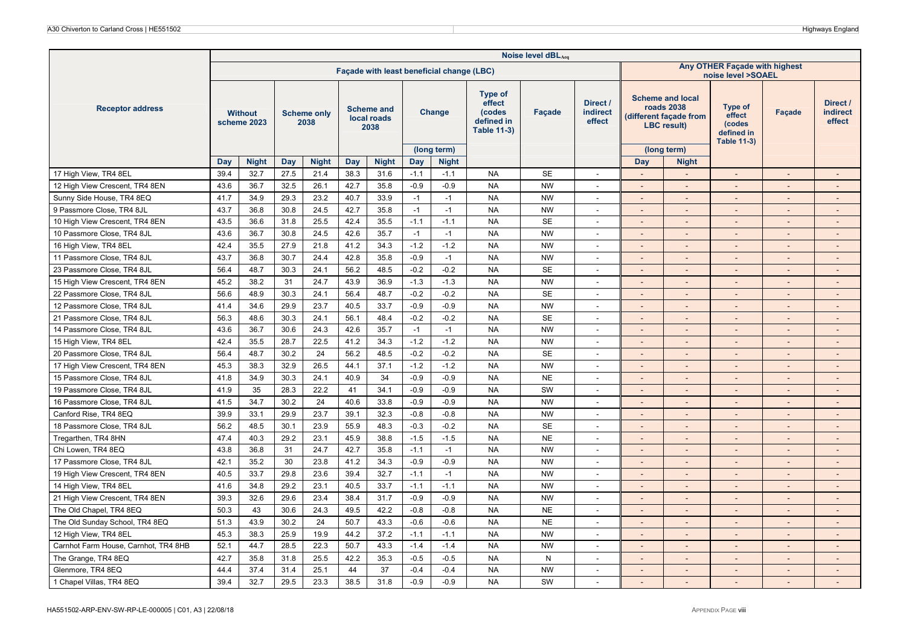| Receptor address | Noise level dBL$_{Aeq}$ | | | | | | | | | | | | | | | | |
|---|---|---|---|---|---|---|---|---|---|---|---|---|---|---|---|---|---|
| | Façade with least beneficial change (LBC) | | | | | | | | | | | Any OTHER Façade with highest noise level >SOAEL | | | | | |
| | Without scheme 2023 | | Scheme only 2038 | | Scheme and local roads 2038 | | Change (long term) | | Type of effect (codes defined in Table 11-3) | Façade | Direct / indirect effect | Scheme and local roads 2038 (different façade from LBC result) (long term) | | Type of effect (codes defined in Table 11-3) | Façade | Direct / indirect effect |
| | Day | Night | Day | Night | Day | Night | Day | Night | | | | Day | Night | | | |
| 17 High View, TR4 8EL | 39.4 | 32.7 | 27.5 | 21.4 | 38.3 | 31.6 | -1.1 | -1.1 | NA | SE | - | - | - | - | - | - |
| 12 High View Crescent, TR4 8EN | 43.6 | 36.7 | 32.5 | 26.1 | 42.7 | 35.8 | -0.9 | -0.9 | NA | NW | - | - | - | - | - | - |
| Sunny Side House, TR4 8EQ | 41.7 | 34.9 | 29.3 | 23.2 | 40.7 | 33.9 | -1 | -1 | NA | NW | - | - | - | - | - | - |
| 9 Passmore Close, TR4 8JL | 43.7 | 36.8 | 30.8 | 24.5 | 42.7 | 35.8 | -1 | -1 | NA | NW | - | - | - | - | - | - |
| 10 High View Crescent, TR4 8EN | 43.5 | 36.6 | 31.8 | 25.5 | 42.4 | 35.5 | -1.1 | -1.1 | NA | SE | - | - | - | - | - | - |
| 10 Passmore Close, TR4 8JL | 43.6 | 36.7 | 30.8 | 24.5 | 42.6 | 35.7 | -1 | -1 | NA | NW | - | - | - | - | - | - |
| 16 High View, TR4 8EL | 42.4 | 35.5 | 27.9 | 21.8 | 41.2 | 34.3 | -1.2 | -1.2 | NA | NW | - | - | - | - | - | - |
| 11 Passmore Close, TR4 8JL | 43.7 | 36.8 | 30.7 | 24.4 | 42.8 | 35.8 | -0.9 | -1 | NA | NW | - | - | - | - | - | - |
| 23 Passmore Close, TR4 8JL | 56.4 | 48.7 | 30.3 | 24.1 | 56.2 | 48.5 | -0.2 | -0.2 | NA | SE | - | - | - | - | - | - |
| 15 High View Crescent, TR4 8EN | 45.2 | 38.2 | 31 | 24.7 | 43.9 | 36.9 | -1.3 | -1.3 | NA | NW | - | - | - | - | - | - |
| 22 Passmore Close, TR4 8JL | 56.6 | 48.9 | 30.3 | 24.1 | 56.4 | 48.7 | -0.2 | -0.2 | NA | SE | - | - | - | - | - | - |
| 12 Passmore Close, TR4 8JL | 41.4 | 34.6 | 29.9 | 23.7 | 40.5 | 33.7 | -0.9 | -0.9 | NA | NW | - | - | - | - | - | - |
| 21 Passmore Close, TR4 8JL | 56.3 | 48.6 | 30.3 | 24.1 | 56.1 | 48.4 | -0.2 | -0.2 | NA | SE | - | - | - | - | - | - |
| 14 Passmore Close, TR4 8JL | 43.6 | 36.7 | 30.6 | 24.3 | 42.6 | 35.7 | -1 | -1 | NA | NW | - | - | - | - | - | - |
| 15 High View, TR4 8EL | 42.4 | 35.5 | 28.7 | 22.5 | 41.2 | 34.3 | -1.2 | -1.2 | NA | NW | - | - | - | - | - | - |
| 20 Passmore Close, TR4 8JL | 56.4 | 48.7 | 30.2 | 24 | 56.2 | 48.5 | -0.2 | -0.2 | NA | SE | - | - | - | - | - | - |
| 17 High View Crescent, TR4 8EN | 45.3 | 38.3 | 32.9 | 26.5 | 44.1 | 37.1 | -1.2 | -1.2 | NA | NW | - | - | - | - | - | - |
| 15 Passmore Close, TR4 8JL | 41.8 | 34.9 | 30.3 | 24.1 | 40.9 | 34 | -0.9 | -0.9 | NA | NE | - | - | - | - | - | - |
| 19 Passmore Close, TR4 8JL | 41.9 | 35 | 28.3 | 22.2 | 41 | 34.1 | -0.9 | -0.9 | NA | SW | - | - | - | - | - | - |
| 16 Passmore Close, TR4 8JL | 41.5 | 34.7 | 30.2 | 24 | 40.6 | 33.8 | -0.9 | -0.9 | NA | NW | - | - | - | - | - | - |
| Canford Rise, TR4 8EQ | 39.9 | 33.1 | 29.9 | 23.7 | 39.1 | 32.3 | -0.8 | -0.8 | NA | NW | - | - | - | - | - | - |
| 18 Passmore Close, TR4 8JL | 56.2 | 48.5 | 30.1 | 23.9 | 55.9 | 48.3 | -0.3 | -0.2 | NA | SE | - | - | - | - | - | - |
| Tregarthen, TR4 8HN | 47.4 | 40.3 | 29.2 | 23.1 | 45.9 | 38.8 | -1.5 | -1.5 | NA | NE | - | - | - | - | - | - |
| Chi Lowen, TR4 8EQ | 43.8 | 36.8 | 31 | 24.7 | 42.7 | 35.8 | -1.1 | -1 | NA | NW | - | - | - | - | - | - |
| 17 Passmore Close, TR4 8JL | 42.1 | 35.2 | 30 | 23.8 | 41.2 | 34.3 | -0.9 | -0.9 | NA | NW | - | - | - | - | - | - |
| 19 High View Crescent, TR4 8EN | 40.5 | 33.7 | 29.8 | 23.6 | 39.4 | 32.7 | -1.1 | -1 | NA | NW | - | - | - | - | - | - |
| 14 High View, TR4 8EL | 41.6 | 34.8 | 29.2 | 23.1 | 40.5 | 33.7 | -1.1 | -1.1 | NA | NW | - | - | - | - | - | - |
| 21 High View Crescent, TR4 8EN | 39.3 | 32.6 | 29.6 | 23.4 | 38.4 | 31.7 | -0.9 | -0.9 | NA | NW | - | - | - | - | - | - |
| The Old Chapel, TR4 8EQ | 50.3 | 43 | 30.6 | 24.3 | 49.5 | 42.2 | -0.8 | -0.8 | NA | NE | - | - | - | - | - | - |
| The Old Sunday School, TR4 8EQ | 51.3 | 43.9 | 30.2 | 24 | 50.7 | 43.3 | -0.6 | -0.6 | NA | NE | - | - | - | - | - | - |
| 12 High View, TR4 8EL | 45.3 | 38.3 | 25.9 | 19.9 | 44.2 | 37.2 | -1.1 | -1.1 | NA | NW | - | - | - | - | - | - |
| Carnhot Farm House, Carnhot, TR4 8HB | 52.1 | 44.7 | 28.5 | 22.3 | 50.7 | 43.3 | -1.4 | -1.4 | NA | NW | - | - | - | - | - | - |
| The Grange, TR4 8EQ | 42.7 | 35.8 | 31.8 | 25.5 | 42.2 | 35.3 | -0.5 | -0.5 | NA | N | - | - | - | - | - | - |
| Glenmore, TR4 8EQ | 44.4 | 37.4 | 31.4 | 25.1 | 44 | 37 | -0.4 | -0.4 | NA | NW | - | - | - | - | - | - |
| 1 Chapel Villas, TR4 8EQ | 39.4 | 32.7 | 29.5 | 23.3 | 38.5 | 31.8 | -0.9 | -0.9 | NA | SW | - | - | - | - | - | - |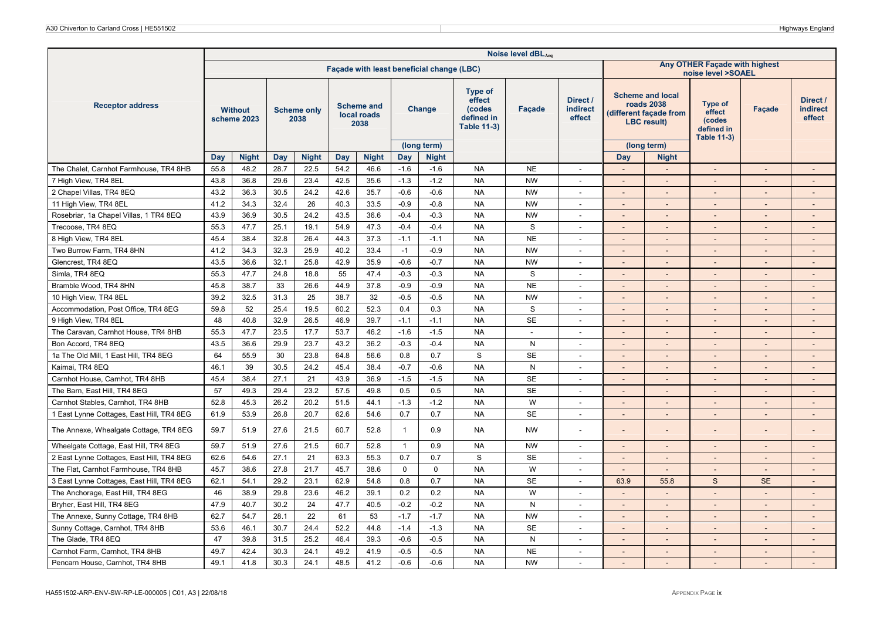| Receptor address | Noise level $dBL_{Aeq}$ | | | | | | | | | | | | | | | | |
|---|---|---|---|---|---|---|---|---|---|---|---|---|---|---|---|---|---|
| | Façade with least beneficial change (LBC) | | | | | | | | | | | Any OTHER Façade with highest noise level >SOAEL | | | | | |
| | Without scheme 2023 | | Scheme only 2038 | | Scheme and local roads 2038 | | Change (long term) | | Type of effect (codes defined in Table 11-3) | Façade | Direct / indirect effect | Scheme and local roads 2038 (different façade from LBC result) (long term) | | Type of effect (codes defined in Table 11-3) | Façade | Direct / indirect effect |
| | Day | Night | Day | Night | Day | Night | Day | Night | | | | Day | Night | | | |
| The Chalet, Carnhot Farmhouse, TR4 8HB | 55.8 | 48.2 | 28.7 | 22.5 | 54.2 | 46.6 | -1.6 | -1.6 | NA | NE | - | - | - | - | - | - |
| 7 High View, TR4 8EL | 43.8 | 36.8 | 29.6 | 23.4 | 42.5 | 35.6 | -1.3 | -1.2 | NA | NW | - | - | - | - | - | - |
| 2 Chapel Villas, TR4 8EQ | 43.2 | 36.3 | 30.5 | 24.2 | 42.6 | 35.7 | -0.6 | -0.6 | NA | NW | - | - | - | - | - | - |
| 11 High View, TR4 8EL | 41.2 | 34.3 | 32.4 | 26 | 40.3 | 33.5 | -0.9 | -0.8 | NA | NW | - | - | - | - | - | - |
| Rosebriar, 1a Chapel Villas, 1 TR4 8EQ | 43.9 | 36.9 | 30.5 | 24.2 | 43.5 | 36.6 | -0.4 | -0.3 | NA | NW | - | - | - | - | - | - |
| Trecoose, TR4 8EQ | 55.3 | 47.7 | 25.1 | 19.1 | 54.9 | 47.3 | -0.4 | -0.4 | NA | S | - | - | - | - | - | - |
| 8 High View, TR4 8EL | 45.4 | 38.4 | 32.8 | 26.4 | 44.3 | 37.3 | -1.1 | -1.1 | NA | NE | - | - | - | - | - | - |
| Two Burrow Farm, TR4 8HN | 41.2 | 34.3 | 32.3 | 25.9 | 40.2 | 33.4 | -1 | -0.9 | NA | NW | - | - | - | - | - | - |
| Glencrest, TR4 8EQ | 43.5 | 36.6 | 32.1 | 25.8 | 42.9 | 35.9 | -0.6 | -0.7 | NA | NW | - | - | - | - | - | - |
| Simla, TR4 8EQ | 55.3 | 47.7 | 24.8 | 18.8 | 55 | 47.4 | -0.3 | -0.3 | NA | S | - | - | - | - | - | - |
| Bramble Wood, TR4 8HN | 45.8 | 38.7 | 33 | 26.6 | 44.9 | 37.8 | -0.9 | -0.9 | NA | NE | - | - | - | - | - | - |
| 10 High View, TR4 8EL | 39.2 | 32.5 | 31.3 | 25 | 38.7 | 32 | -0.5 | -0.5 | NA | NW | - | - | - | - | - | - |
| Accommodation, Post Office, TR4 8EG | 59.8 | 52 | 25.4 | 19.5 | 60.2 | 52.3 | 0.4 | 0.3 | NA | S | - | - | - | - | - | - |
| 9 High View, TR4 8EL | 48 | 40.8 | 32.9 | 26.5 | 46.9 | 39.7 | -1.1 | -1.1 | NA | SE | - | - | - | - | - | - |
| The Caravan, Carnhot House, TR4 8HB | 55.3 | 47.7 | 23.5 | 17.7 | 53.7 | 46.2 | -1.6 | -1.5 | NA | - | - | - | - | - | - | - |
| Bon Accord, TR4 8EQ | 43.5 | 36.6 | 29.9 | 23.7 | 43.2 | 36.2 | -0.3 | -0.4 | NA | N | - | - | - | - | - | - |
| 1a The Old Mill, 1 East Hill, TR4 8EG | 64 | 55.9 | 30 | 23.8 | 64.8 | 56.6 | 0.8 | 0.7 | S | SE | - | - | - | - | - | - |
| Kaimai, TR4 8EQ | 46.1 | 39 | 30.5 | 24.2 | 45.4 | 38.4 | -0.7 | -0.6 | NA | N | - | - | - | - | - | - |
| Carnhot House, Carnhot, TR4 8HB | 45.4 | 38.4 | 27.1 | 21 | 43.9 | 36.9 | -1.5 | -1.5 | NA | SE | - | - | - | - | - | - |
| The Barn, East Hill, TR4 8EG | 57 | 49.3 | 29.4 | 23.2 | 57.5 | 49.8 | 0.5 | 0.5 | NA | SE | - | - | - | - | - | - |
| Carnhot Stables, Carnhot, TR4 8HB | 52.8 | 45.3 | 26.2 | 20.2 | 51.5 | 44.1 | -1.3 | -1.2 | NA | W | - | - | - | - | - | - |
| 1 East Lynne Cottages, East Hill, TR4 8EG | 61.9 | 53.9 | 26.8 | 20.7 | 62.6 | 54.6 | 0.7 | 0.7 | NA | SE | - | - | - | - | - | - |
| The Annexe, Whealgate Cottage, TR4 8EG | 59.7 | 51.9 | 27.6 | 21.5 | 60.7 | 52.8 | 1 | 0.9 | NA | NW | - | - | - | - | - | - |
| Wheelgate Cottage, East Hill, TR4 8EG | 59.7 | 51.9 | 27.6 | 21.5 | 60.7 | 52.8 | 1 | 0.9 | NA | NW | - | - | - | - | - | - |
| 2 East Lynne Cottages, East Hill, TR4 8EG | 62.6 | 54.6 | 27.1 | 21 | 63.3 | 55.3 | 0.7 | 0.7 | S | SE | - | - | - | - | - | - |
| The Flat, Carnhot Farmhouse, TR4 8HB | 45.7 | 38.6 | 27.8 | 21.7 | 45.7 | 38.6 | 0 | 0 | NA | W | - | - | - | - | - | - |
| 3 East Lynne Cottages, East Hill, TR4 8EG | 62.1 | 54.1 | 29.2 | 23.1 | 62.9 | 54.8 | 0.8 | 0.7 | NA | SE | - | 63.9 | 55.8 | S | SE | - |
| The Anchorage, East Hill, TR4 8EG | 46 | 38.9 | 29.8 | 23.6 | 46.2 | 39.1 | 0.2 | 0.2 | NA | W | - | - | - | - | - | - |
| Bryher, East Hill, TR4 8EG | 47.9 | 40.7 | 30.2 | 24 | 47.7 | 40.5 | -0.2 | -0.2 | NA | N | - | - | - | - | - | - |
| The Annexe, Sunny Cottage, TR4 8HB | 62.7 | 54.7 | 28.1 | 22 | 61 | 53 | -1.7 | -1.7 | NA | NW | - | - | - | - | - | - |
| Sunny Cottage, Carnhot, TR4 8HB | 53.6 | 46.1 | 30.7 | 24.4 | 52.2 | 44.8 | -1.4 | -1.3 | NA | SE | - | - | - | - | - | - |
| The Glade, TR4 8EQ | 47 | 39.8 | 31.5 | 25.2 | 46.4 | 39.3 | -0.6 | -0.5 | NA | N | - | - | - | - | - | - |
| Carnhot Farm, Carnhot, TR4 8HB | 49.7 | 42.4 | 30.3 | 24.1 | 49.2 | 41.9 | -0.5 | -0.5 | NA | NE | - | - | - | - | - | - |
| Pencarn House, Carnhot, TR4 8HB | 49.1 | 41.8 | 30.3 | 24.1 | 48.5 | 41.2 | -0.6 | -0.6 | NA | NW | - | - | - | - | - | - |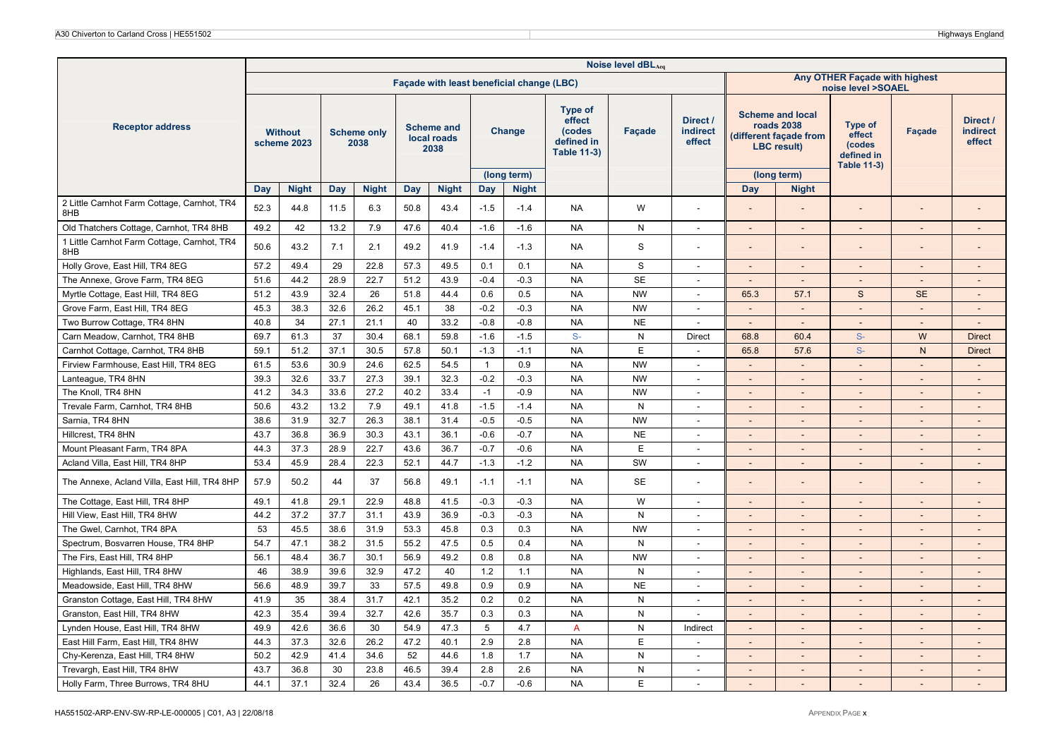| Receptor address | Noise level dB$L_{Aeq}$ | | | | | | | | | | | | | | | | |
|---|---|---|---|---|---|---|---|---|---|---|---|---|---|---|---|---|---|
| | Façade with least beneficial change (LBC) | | | | | | | | | | | Any OTHER Façade with highest noise level >SOAEL | | | | | |
| | Without scheme 2023 | | Scheme only 2038 | | Scheme and local roads 2038 | | Change (long term) | | Type of effect (codes defined in Table 11-3) | Façade | Direct / indirect effect | Scheme and local roads 2038 (different façade from LBC result) (long term) | | Type of effect (codes defined in Table 11-3) | Façade | Direct / indirect effect |
| | Day | Night | Day | Night | Day | Night | Day | Night | | | | Day | Night | | | |
| 2 Little Carnhot Farm Cottage, Carnhot, TR4 8HB | 52.3 | 44.8 | 11.5 | 6.3 | 50.8 | 43.4 | -1.5 | -1.4 | NA | W | - | - | - | - | - | - |
| Old Thatchers Cottage, Carnhot, TR4 8HB | 49.2 | 42 | 13.2 | 7.9 | 47.6 | 40.4 | -1.6 | -1.6 | NA | N | - | - | - | - | - | - |
| 1 Little Carnhot Farm Cottage, Carnhot, TR4 8HB | 50.6 | 43.2 | 7.1 | 2.1 | 49.2 | 41.9 | -1.4 | -1.3 | NA | S | - | - | - | - | - | - |
| Holly Grove, East Hill, TR4 8EG | 57.2 | 49.4 | 29 | 22.8 | 57.3 | 49.5 | 0.1 | 0.1 | NA | S | - | - | - | - | - | - |
| The Annexe, Grove Farm, TR4 8EG | 51.6 | 44.2 | 28.9 | 22.7 | 51.2 | 43.9 | -0.4 | -0.3 | NA | SE | - | - | - | - | - | - |
| Myrtle Cottage, East Hill, TR4 8EG | 51.2 | 43.9 | 32.4 | 26 | 51.8 | 44.4 | 0.6 | 0.5 | NA | NW | - | 65.3 | 57.1 | S | SE | - |
| Grove Farm, East Hill, TR4 8EG | 45.3 | 38.3 | 32.6 | 26.2 | 45.1 | 38 | -0.2 | -0.3 | NA | NW | - | - | - | - | - | - |
| Two Burrow Cottage, TR4 8HN | 40.8 | 34 | 27.1 | 21.1 | 40 | 33.2 | -0.8 | -0.8 | NA | NE | - | - | - | - | - | - |
| Carn Meadow, Carnhot, TR4 8HB | 69.7 | 61.3 | 37 | 30.4 | 68.1 | 59.8 | -1.6 | -1.5 | S- | N | Direct | 68.8 | 60.4 | S- | W | Direct |
| Carnhot Cottage, Carnhot, TR4 8HB | 59.1 | 51.2 | 37.1 | 30.5 | 57.8 | 50.1 | -1.3 | -1.1 | NA | E | - | 65.8 | 57.6 | S- | N | Direct |
| Firview Farmhouse, East Hill, TR4 8EG | 61.5 | 53.6 | 30.9 | 24.6 | 62.5 | 54.5 | 1 | 0.9 | NA | NW | - | - | - | - | - | - |
| Lanteague, TR4 8HN | 39.3 | 32.6 | 33.7 | 27.3 | 39.1 | 32.3 | -0.2 | -0.3 | NA | NW | - | - | - | - | - | - |
| The Knoll, TR4 8HN | 41.2 | 34.3 | 33.6 | 27.2 | 40.2 | 33.4 | -1 | -0.9 | NA | NW | - | - | - | - | - | - |
| Trevale Farm, Carnhot, TR4 8HB | 50.6 | 43.2 | 13.2 | 7.9 | 49.1 | 41.8 | -1.5 | -1.4 | NA | N | - | - | - | - | - | - |
| Sarnia, TR4 8HN | 38.6 | 31.9 | 32.7 | 26.3 | 38.1 | 31.4 | -0.5 | -0.5 | NA | NW | - | - | - | - | - | - |
| Hillcrest, TR4 8HN | 43.7 | 36.8 | 36.9 | 30.3 | 43.1 | 36.1 | -0.6 | -0.7 | NA | NE | - | - | - | - | - | - |
| Mount Pleasant Farm, TR4 8PA | 44.3 | 37.3 | 28.9 | 22.7 | 43.6 | 36.7 | -0.7 | -0.6 | NA | E | - | - | - | - | - | - |
| Acland Villa, East Hill, TR4 8HP | 53.4 | 45.9 | 28.4 | 22.3 | 52.1 | 44.7 | -1.3 | -1.2 | NA | SW | - | - | - | - | - | - |
| The Annexe, Acland Villa, East Hill, TR4 8HP | 57.9 | 50.2 | 44 | 37 | 56.8 | 49.1 | -1.1 | -1.1 | NA | SE | - | - | - | - | - | - |
| The Cottage, East Hill, TR4 8HP | 49.1 | 41.8 | 29.1 | 22.9 | 48.8 | 41.5 | -0.3 | -0.3 | NA | W | - | - | - | - | - | - |
| Hill View, East Hill, TR4 8HW | 44.2 | 37.2 | 37.7 | 31.1 | 43.9 | 36.9 | -0.3 | -0.3 | NA | N | - | - | - | - | - | - |
| The Gwel, Carnhot, TR4 8PA | 53 | 45.5 | 38.6 | 31.9 | 53.3 | 45.8 | 0.3 | 0.3 | NA | NW | - | - | - | - | - | - |
| Spectrum, Bosvarren House, TR4 8HP | 54.7 | 47.1 | 38.2 | 31.5 | 55.2 | 47.5 | 0.5 | 0.4 | NA | N | - | - | - | - | - | - |
| The Firs, East Hill, TR4 8HP | 56.1 | 48.4 | 36.7 | 30.1 | 56.9 | 49.2 | 0.8 | 0.8 | NA | NW | - | - | - | - | - | - |
| Highlands, East Hill, TR4 8HW | 46 | 38.9 | 39.6 | 32.9 | 47.2 | 40 | 1.2 | 1.1 | NA | N | - | - | - | - | - | - |
| Meadowside, East Hill, TR4 8HW | 56.6 | 48.9 | 39.7 | 33 | 57.5 | 49.8 | 0.9 | 0.9 | NA | NE | - | - | - | - | - | - |
| Granston Cottage, East Hill, TR4 8HW | 41.9 | 35 | 38.4 | 31.7 | 42.1 | 35.2 | 0.2 | 0.2 | NA | N | - | - | - | - | - | - |
| Granston, East Hill, TR4 8HW | 42.3 | 35.4 | 39.4 | 32.7 | 42.6 | 35.7 | 0.3 | 0.3 | NA | N | - | - | - | - | - | - |
| Lynden House, East Hill, TR4 8HW | 49.9 | 42.6 | 36.6 | 30 | 54.9 | 47.3 | 5 | 4.7 | A | N | Indirect | - | - | - | - | - |
| East Hill Farm, East Hill, TR4 8HW | 44.3 | 37.3 | 32.6 | 26.2 | 47.2 | 40.1 | 2.9 | 2.8 | NA | E | - | - | - | - | - | - |
| Chy-Kerenza, East Hill, TR4 8HW | 50.2 | 42.9 | 41.4 | 34.6 | 52 | 44.6 | 1.8 | 1.7 | NA | N | - | - | - | - | - | - |
| Trevargh, East Hill, TR4 8HW | 43.7 | 36.8 | 30 | 23.8 | 46.5 | 39.4 | 2.8 | 2.6 | NA | N | - | - | - | - | - | - |
| Holly Farm, Three Burrows, TR4 8HU | 44.1 | 37.1 | 32.4 | 26 | 43.4 | 36.5 | -0.7 | -0.6 | NA | E | - | - | - | - | - | - |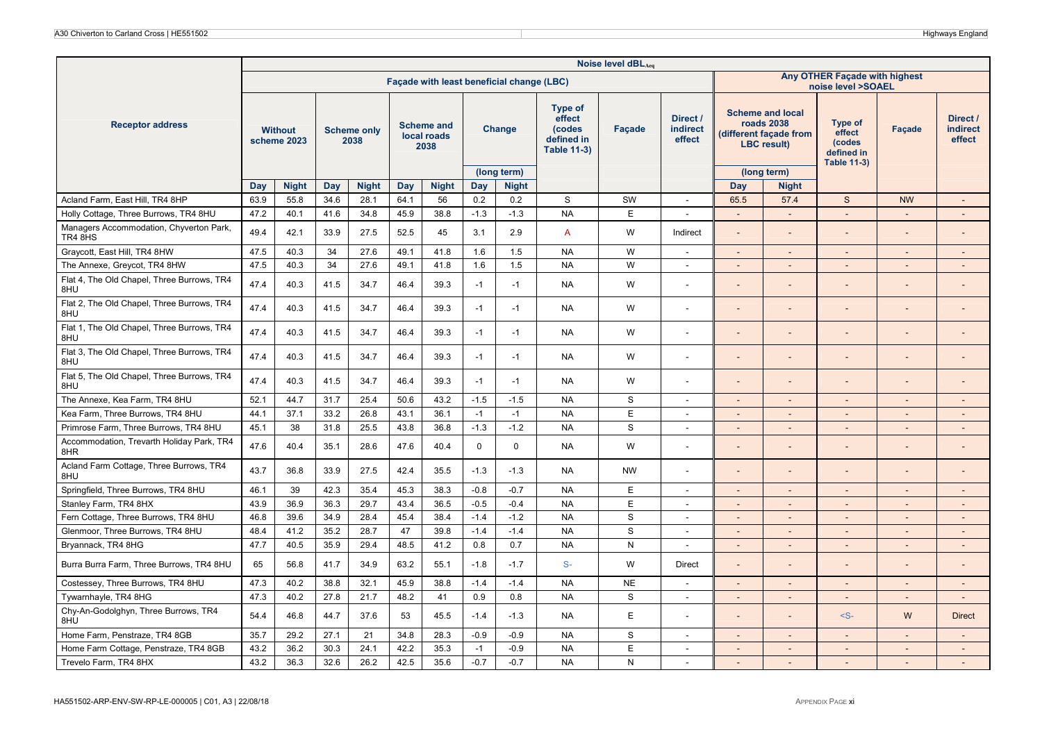| Receptor address | Noise level $dBL_{Aeq}$ | | | | | | | | | | | | | | | |
|---|---|---|---|---|---|---|---|---|---|---|---|---|---|---|---|---|
| | Façade with least beneficial change (LBC) | | | | | | | | | | | Any OTHER Façade with highest noise level >SOAEL | | | | |
| | Without scheme 2023 | | Scheme only 2038 | | Scheme and local roads 2038 | | Change (long term) | | Type of effect (codes defined in Table 11-3) | Façade | Direct / indirect effect | Scheme and local roads 2038 (different façade from LBC result) (long term) | | Type of effect (codes defined in Table 11-3) | Façade | Direct / indirect effect |
| | Day | Night | Day | Night | Day | Night | Day | Night | | | | Day | Night | | | |
| Acland Farm, East Hill, TR4 8HP | 63.9 | 55.8 | 34.6 | 28.1 | 64.1 | 56 | 0.2 | 0.2 | S | SW | - | 65.5 | 57.4 | S | NW | - |
| Holly Cottage, Three Burrows, TR4 8HU | 47.2 | 40.1 | 41.6 | 34.8 | 45.9 | 38.8 | -1.3 | -1.3 | NA | E | - | - | - | - | - | - |
| Managers Accommodation, Chyverton Park, TR4 8HS | 49.4 | 42.1 | 33.9 | 27.5 | 52.5 | 45 | 3.1 | 2.9 | A | W | Indirect | - | - | - | - | - |
| Graycott, East Hill, TR4 8HW | 47.5 | 40.3 | 34 | 27.6 | 49.1 | 41.8 | 1.6 | 1.5 | NA | W | - | - | - | - | - | - |
| The Annexe, Greycot, TR4 8HW | 47.5 | 40.3 | 34 | 27.6 | 49.1 | 41.8 | 1.6 | 1.5 | NA | W | - | - | - | - | - | - |
| Flat 4, The Old Chapel, Three Burrows, TR4 8HU | 47.4 | 40.3 | 41.5 | 34.7 | 46.4 | 39.3 | -1 | -1 | NA | W | - | - | - | - | - | - |
| Flat 2, The Old Chapel, Three Burrows, TR4 8HU | 47.4 | 40.3 | 41.5 | 34.7 | 46.4 | 39.3 | -1 | -1 | NA | W | - | - | - | - | - | - |
| Flat 1, The Old Chapel, Three Burrows, TR4 8HU | 47.4 | 40.3 | 41.5 | 34.7 | 46.4 | 39.3 | -1 | -1 | NA | W | - | - | - | - | - | - |
| Flat 3, The Old Chapel, Three Burrows, TR4 8HU | 47.4 | 40.3 | 41.5 | 34.7 | 46.4 | 39.3 | -1 | -1 | NA | W | - | - | - | - | - | - |
| Flat 5, The Old Chapel, Three Burrows, TR4 8HU | 47.4 | 40.3 | 41.5 | 34.7 | 46.4 | 39.3 | -1 | -1 | NA | W | - | - | - | - | - | - |
| The Annexe, Kea Farm, TR4 8HU | 52.1 | 44.7 | 31.7 | 25.4 | 50.6 | 43.2 | -1.5 | -1.5 | NA | S | - | - | - | - | - | - |
| Kea Farm, Three Burrows, TR4 8HU | 44.1 | 37.1 | 33.2 | 26.8 | 43.1 | 36.1 | -1 | -1 | NA | E | - | - | - | - | - | - |
| Primrose Farm, Three Burrows, TR4 8HU | 45.1 | 38 | 31.8 | 25.5 | 43.8 | 36.8 | -1.3 | -1.2 | NA | S | - | - | - | - | - | - |
| Accommodation, Trevarth Holiday Park, TR4 8HR | 47.6 | 40.4 | 35.1 | 28.6 | 47.6 | 40.4 | 0 | 0 | NA | W | - | - | - | - | - | - |
| Acland Farm Cottage, Three Burrows, TR4 8HU | 43.7 | 36.8 | 33.9 | 27.5 | 42.4 | 35.5 | -1.3 | -1.3 | NA | NW | - | - | - | - | - | - |
| Springfield, Three Burrows, TR4 8HU | 46.1 | 39 | 42.3 | 35.4 | 45.3 | 38.3 | -0.8 | -0.7 | NA | E | - | - | - | - | - | - |
| Stanley Farm, TR4 8HX | 43.9 | 36.9 | 36.3 | 29.7 | 43.4 | 36.5 | -0.5 | -0.4 | NA | E | - | - | - | - | - | - |
| Fern Cottage, Three Burrows, TR4 8HU | 46.8 | 39.6 | 34.9 | 28.4 | 45.4 | 38.4 | -1.4 | -1.2 | NA | S | - | - | - | - | - | - |
| Glenmoor, Three Burrows, TR4 8HU | 48.4 | 41.2 | 35.2 | 28.7 | 47 | 39.8 | -1.4 | -1.4 | NA | S | - | - | - | - | - | - |
| Bryannack, TR4 8HG | 47.7 | 40.5 | 35.9 | 29.4 | 48.5 | 41.2 | 0.8 | 0.7 | NA | N | - | - | - | - | - | - |
| Burra Burra Farm, Three Burrows, TR4 8HU | 65 | 56.8 | 41.7 | 34.9 | 63.2 | 55.1 | -1.8 | -1.7 | S- | W | Direct | - | - | - | - | - |
| Costessey, Three Burrows, TR4 8HU | 47.3 | 40.2 | 38.8 | 32.1 | 45.9 | 38.8 | -1.4 | -1.4 | NA | NE | - | - | - | - | - | - |
| Tywarnhayle, TR4 8HG | 47.3 | 40.2 | 27.8 | 21.7 | 48.2 | 41 | 0.9 | 0.8 | NA | S | - | - | - | - | - | - |
| Chy-An-Godolghyn, Three Burrows, TR4 8HU | 54.4 | 46.8 | 44.7 | 37.6 | 53 | 45.5 | -1.4 | -1.3 | NA | E | - | - | - | <S- | W | Direct |
| Home Farm, Penstraze, TR4 8GB | 35.7 | 29.2 | 27.1 | 21 | 34.8 | 28.3 | -0.9 | -0.9 | NA | S | - | - | - | - | - | - |
| Home Farm Cottage, Penstraze, TR4 8GB | 43.2 | 36.2 | 30.3 | 24.1 | 42.2 | 35.3 | -1 | -0.9 | NA | E | - | - | - | - | - | - |
| Trevelo Farm, TR4 8HX | 43.2 | 36.3 | 32.6 | 26.2 | 42.5 | 35.6 | -0.7 | -0.7 | NA | N | - | - | - | - | - | - |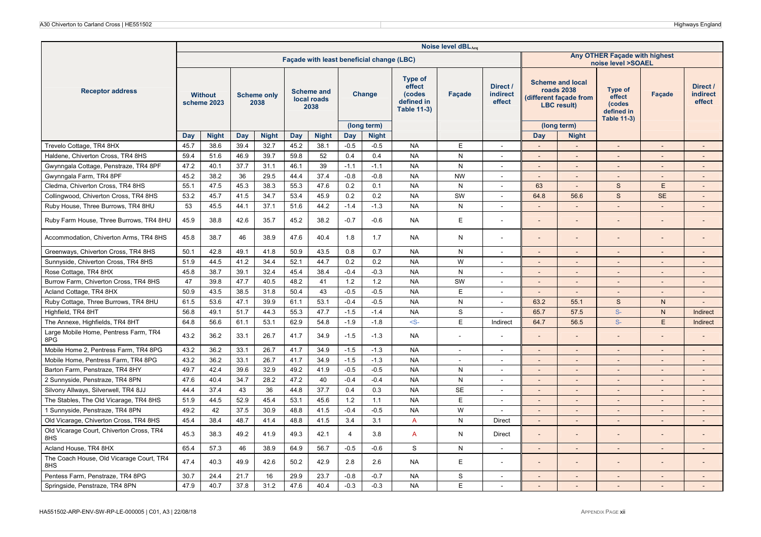| Receptor address | Noise level $dBL_{Aeq}$ | | | | | | | | | | | | | | | | |
|---|---|---|---|---|---|---|---|---|---|---|---|---|---|---|---|---|---|
| | Façade with least beneficial change (LBC) | | | | | | | | | | | Any OTHER Façade with highest noise level >SOAEL | | | | | |
| | Without scheme 2023 | | Scheme only 2038 | | Scheme and local roads 2038 | | Change (long term) | | Type of effect (codes defined in Table 11-3) | Façade | Direct / indirect effect | Scheme and local roads 2038 (different façade from LBC result) (long term) | | Type of effect (codes defined in Table 11-3) | Façade | Direct / indirect effect |
| | Day | Night | Day | Night | Day | Night | Day | Night | | | | Day | Night | | | |
| Trevelo Cottage, TR4 8HX | 45.7 | 38.6 | 39.4 | 32.7 | 45.2 | 38.1 | -0.5 | -0.5 | NA | E | - | - | - | - | - | - |
| Haldene, Chiverton Cross, TR4 8HS | 59.4 | 51.6 | 46.9 | 39.7 | 59.8 | 52 | 0.4 | 0.4 | NA | N | - | - | - | - | - | - |
| Gwynngala Cottage, Penstraze, TR4 8PF | 47.2 | 40.1 | 37.7 | 31.1 | 46.1 | 39 | -1.1 | -1.1 | NA | N | - | - | - | - | - | - |
| Gwynngala Farm, TR4 8PF | 45.2 | 38.2 | 36 | 29.5 | 44.4 | 37.4 | -0.8 | -0.8 | NA | NW | - | - | - | - | - | - |
| Cledma, Chiverton Cross, TR4 8HS | 55.1 | 47.5 | 45.3 | 38.3 | 55.3 | 47.6 | 0.2 | 0.1 | NA | N | - | 63 | - | S | E | - |
| Collingwood, Chiverton Cross, TR4 8HS | 53.2 | 45.7 | 41.5 | 34.7 | 53.4 | 45.9 | 0.2 | 0.2 | NA | SW | - | 64.8 | 56.6 | S | SE | - |
| Ruby House, Three Burrows, TR4 8HU | 53 | 45.5 | 44.1 | 37.1 | 51.6 | 44.2 | -1.4 | -1.3 | NA | N | - | - | - | - | - | - |
| Ruby Farm House, Three Burrows, TR4 8HU | 45.9 | 38.8 | 42.6 | 35.7 | 45.2 | 38.2 | -0.7 | -0.6 | NA | E | - | - | - | - | - | - |
| Accommodation, Chiverton Arms, TR4 8HS | 45.8 | 38.7 | 46 | 38.9 | 47.6 | 40.4 | 1.8 | 1.7 | NA | N | - | - | - | - | - | - |
| Greenways, Chiverton Cross, TR4 8HS | 50.1 | 42.8 | 49.1 | 41.8 | 50.9 | 43.5 | 0.8 | 0.7 | NA | N | - | - | - | - | - | - |
| Sunnyside, Chiverton Cross, TR4 8HS | 51.9 | 44.5 | 41.2 | 34.4 | 52.1 | 44.7 | 0.2 | 0.2 | NA | W | - | - | - | - | - | - |
| Rose Cottage, TR4 8HX | 45.8 | 38.7 | 39.1 | 32.4 | 45.4 | 38.4 | -0.4 | -0.3 | NA | N | - | - | - | - | - | - |
| Burrow Farm, Chiverton Cross, TR4 8HS | 47 | 39.8 | 47.7 | 40.5 | 48.2 | 41 | 1.2 | 1.2 | NA | SW | - | - | - | - | - | - |
| Acland Cottage, TR4 8HX | 50.9 | 43.5 | 38.5 | 31.8 | 50.4 | 43 | -0.5 | -0.5 | NA | E | - | - | - | - | - | - |
| Ruby Cottage, Three Burrows, TR4 8HU | 61.5 | 53.6 | 47.1 | 39.9 | 61.1 | 53.1 | -0.4 | -0.5 | NA | N | - | 63.2 | 55.1 | S | N | - |
| Highfield, TR4 8HT | 56.8 | 49.1 | 51.7 | 44.3 | 55.3 | 47.7 | -1.5 | -1.4 | NA | S | - | 65.7 | 57.5 | S- | N | Indirect |
| The Annexe, Highfields, TR4 8HT | 64.8 | 56.6 | 61.1 | 53.1 | 62.9 | 54.8 | -1.9 | -1.8 | <S- | E | Indirect | 64.7 | 56.5 | S- | E | Indirect |
| Large Mobile Home, Pentress Farm, TR4 8PG | 43.2 | 36.2 | 33.1 | 26.7 | 41.7 | 34.9 | -1.5 | -1.3 | NA | - | - | - | - | - | - | - |
| Mobile Home 2, Pentress Farm, TR4 8PG | 43.2 | 36.2 | 33.1 | 26.7 | 41.7 | 34.9 | -1.5 | -1.3 | NA | - | - | - | - | - | - | - |
| Mobile Home, Pentress Farm, TR4 8PG | 43.2 | 36.2 | 33.1 | 26.7 | 41.7 | 34.9 | -1.5 | -1.3 | NA | - | - | - | - | - | - | - |
| Barton Farm, Penstraze, TR4 8HY | 49.7 | 42.4 | 39.6 | 32.9 | 49.2 | 41.9 | -0.5 | -0.5 | NA | N | - | - | - | - | - | - |
| 2 Sunnyside, Penstraze, TR4 8PN | 47.6 | 40.4 | 34.7 | 28.2 | 47.2 | 40 | -0.4 | -0.4 | NA | N | - | - | - | - | - | - |
| Silvony Allways, Silverwell, TR4 8JJ | 44.4 | 37.4 | 43 | 36 | 44.8 | 37.7 | 0.4 | 0.3 | NA | SE | - | - | - | - | - | - |
| The Stables, The Old Vicarage, TR4 8HS | 51.9 | 44.5 | 52.9 | 45.4 | 53.1 | 45.6 | 1.2 | 1.1 | NA | E | - | - | - | - | - | - |
| 1 Sunnyside, Penstraze, TR4 8PN | 49.2 | 42 | 37.5 | 30.9 | 48.8 | 41.5 | -0.4 | -0.5 | NA | W | - | - | - | - | - | - |
| Old Vicarage, Chiverton Cross, TR4 8HS | 45.4 | 38.4 | 48.7 | 41.4 | 48.8 | 41.5 | 3.4 | 3.1 | A | N | Direct | - | - | - | - | - |
| Old Vicarage Court, Chiverton Cross, TR4 8HS | 45.3 | 38.3 | 49.2 | 41.9 | 49.3 | 42.1 | 4 | 3.8 | A | N | Direct | - | - | - | - | - |
| Acland House, TR4 8HX | 65.4 | 57.3 | 46 | 38.9 | 64.9 | 56.7 | -0.5 | -0.6 | S | N | - | - | - | - | - | - |
| The Coach House, Old Vicarage Court, TR4 8HS | 47.4 | 40.3 | 49.9 | 42.6 | 50.2 | 42.9 | 2.8 | 2.6 | NA | E | - | - | - | - | - | - |
| Pentess Farm, Penstraze, TR4 8PG | 30.7 | 24.4 | 21.7 | 16 | 29.9 | 23.7 | -0.8 | -0.7 | NA | S | - | - | - | - | - | - |
| Springside, Penstraze, TR4 8PN | 47.9 | 40.7 | 37.8 | 31.2 | 47.6 | 40.4 | -0.3 | -0.3 | NA | E | - | - | - | - | - | - |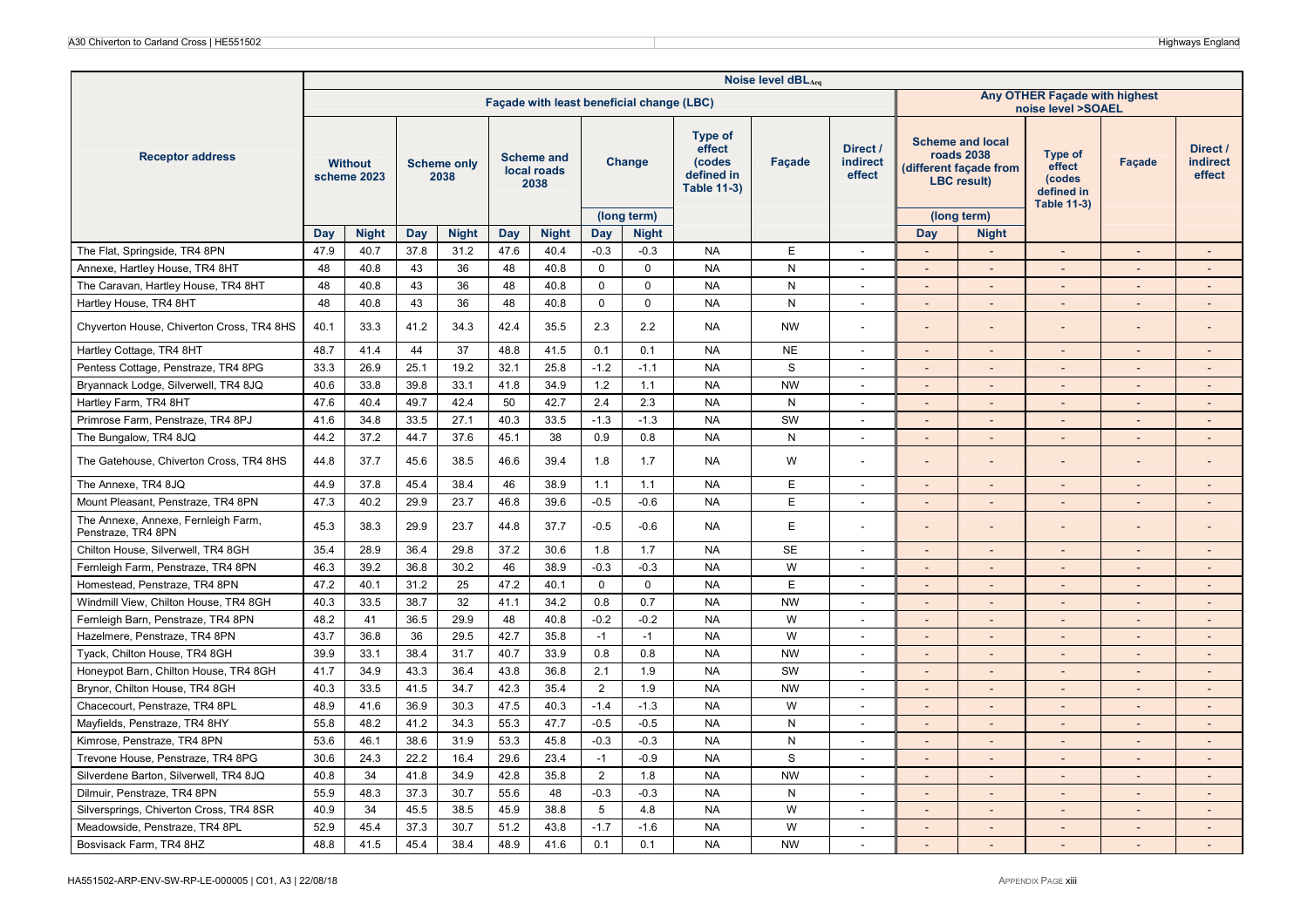| Receptor address | Noise level $dBL_{Aeq}$ | | | | | | | | | | | | | | | | |
|---|---|---|---|---|---|---|---|---|---|---|---|---|---|---|---|---|---|
| | Façade with least beneficial change (LBC) | | | | | | | | | | | Any OTHER Façade with highest noise level >SOAEL | | | | | |
| | Without scheme 2023 | | Scheme only 2038 | | Scheme and local roads 2038 | | Change (long term) | | Type of effect (codes defined in Table 11-3) | Façade | Direct / indirect effect | Scheme and local roads 2038 (different façade from LBC result) (long term) | | Type of effect (codes defined in Table 11-3) | Façade | Direct / indirect effect |
| | Day | Night | Day | Night | Day | Night | Day | Night | | | | Day | Night | | | |
| The Flat, Springside, TR4 8PN | 47.9 | 40.7 | 37.8 | 31.2 | 47.6 | 40.4 | -0.3 | -0.3 | NA | E | - | - | - | - | - | - |
| Annexe, Hartley House, TR4 8HT | 48 | 40.8 | 43 | 36 | 48 | 40.8 | 0 | 0 | NA | N | - | - | - | - | - | - |
| The Caravan, Hartley House, TR4 8HT | 48 | 40.8 | 43 | 36 | 48 | 40.8 | 0 | 0 | NA | N | - | - | - | - | - | - |
| Hartley House, TR4 8HT | 48 | 40.8 | 43 | 36 | 48 | 40.8 | 0 | 0 | NA | N | - | - | - | - | - | - |
| Chyverton House, Chiverton Cross, TR4 8HS | 40.1 | 33.3 | 41.2 | 34.3 | 42.4 | 35.5 | 2.3 | 2.2 | NA | NW | - | - | - | - | - | - |
| Hartley Cottage, TR4 8HT | 48.7 | 41.4 | 44 | 37 | 48.8 | 41.5 | 0.1 | 0.1 | NA | NE | - | - | - | - | - | - |
| Pentess Cottage, Penstraze, TR4 8PG | 33.3 | 26.9 | 25.1 | 19.2 | 32.1 | 25.8 | -1.2 | -1.1 | NA | S | - | - | - | - | - | - |
| Bryannack Lodge, Silverwell, TR4 8JQ | 40.6 | 33.8 | 39.8 | 33.1 | 41.8 | 34.9 | 1.2 | 1.1 | NA | NW | - | - | - | - | - | - |
| Hartley Farm, TR4 8HT | 47.6 | 40.4 | 49.7 | 42.4 | 50 | 42.7 | 2.4 | 2.3 | NA | N | - | - | - | - | - | - |
| Primrose Farm, Penstraze, TR4 8PJ | 41.6 | 34.8 | 33.5 | 27.1 | 40.3 | 33.5 | -1.3 | -1.3 | NA | SW | - | - | - | - | - | - |
| The Bungalow, TR4 8JQ | 44.2 | 37.2 | 44.7 | 37.6 | 45.1 | 38 | 0.9 | 0.8 | NA | N | - | - | - | - | - | - |
| The Gatehouse, Chiverton Cross, TR4 8HS | 44.8 | 37.7 | 45.6 | 38.5 | 46.6 | 39.4 | 1.8 | 1.7 | NA | W | - | - | - | - | - | - |
| The Annexe, TR4 8JQ | 44.9 | 37.8 | 45.4 | 38.4 | 46 | 38.9 | 1.1 | 1.1 | NA | E | - | - | - | - | - | - |
| Mount Pleasant, Penstraze, TR4 8PN | 47.3 | 40.2 | 29.9 | 23.7 | 46.8 | 39.6 | -0.5 | -0.6 | NA | E | - | - | - | - | - | - |
| The Annexe, Annexe, Fernleigh Farm, Penstraze, TR4 8PN | 45.3 | 38.3 | 29.9 | 23.7 | 44.8 | 37.7 | -0.5 | -0.6 | NA | E | - | - | - | - | - | - |
| Chilton House, Silverwell, TR4 8GH | 35.4 | 28.9 | 36.4 | 29.8 | 37.2 | 30.6 | 1.8 | 1.7 | NA | SE | - | - | - | - | - | - |
| Fernleigh Farm, Penstraze, TR4 8PN | 46.3 | 39.2 | 36.8 | 30.2 | 46 | 38.9 | -0.3 | -0.3 | NA | W | - | - | - | - | - | - |
| Homestead, Penstraze, TR4 8PN | 47.2 | 40.1 | 31.2 | 25 | 47.2 | 40.1 | 0 | 0 | NA | E | - | - | - | - | - | - |
| Windmill View, Chilton House, TR4 8GH | 40.3 | 33.5 | 38.7 | 32 | 41.1 | 34.2 | 0.8 | 0.7 | NA | NW | - | - | - | - | - | - |
| Fernleigh Barn, Penstraze, TR4 8PN | 48.2 | 41 | 36.5 | 29.9 | 48 | 40.8 | -0.2 | -0.2 | NA | W | - | - | - | - | - | - |
| Hazelmere, Penstraze, TR4 8PN | 43.7 | 36.8 | 36 | 29.5 | 42.7 | 35.8 | -1 | -1 | NA | W | - | - | - | - | - | - |
| Tyack, Chilton House, TR4 8GH | 39.9 | 33.1 | 38.4 | 31.7 | 40.7 | 33.9 | 0.8 | 0.8 | NA | NW | - | - | - | - | - | - |
| Honeypot Barn, Chilton House, TR4 8GH | 41.7 | 34.9 | 43.3 | 36.4 | 43.8 | 36.8 | 2.1 | 1.9 | NA | SW | - | - | - | - | - | - |
| Brynor, Chilton House, TR4 8GH | 40.3 | 33.5 | 41.5 | 34.7 | 42.3 | 35.4 | 2 | 1.9 | NA | NW | - | - | - | - | - | - |
| Chacecourt, Penstraze, TR4 8PL | 48.9 | 41.6 | 36.9 | 30.3 | 47.5 | 40.3 | -1.4 | -1.3 | NA | W | - | - | - | - | - | - |
| Mayfields, Penstraze, TR4 8HY | 55.8 | 48.2 | 41.2 | 34.3 | 55.3 | 47.7 | -0.5 | -0.5 | NA | N | - | - | - | - | - | - |
| Kimrose, Penstraze, TR4 8PN | 53.6 | 46.1 | 38.6 | 31.9 | 53.3 | 45.8 | -0.3 | -0.3 | NA | N | - | - | - | - | - | - |
| Trevone House, Penstraze, TR4 8PG | 30.6 | 24.3 | 22.2 | 16.4 | 29.6 | 23.4 | -1 | -0.9 | NA | S | - | - | - | - | - | - |
| Silverdene Barton, Silverwell, TR4 8JQ | 40.8 | 34 | 41.8 | 34.9 | 42.8 | 35.8 | 2 | 1.8 | NA | NW | - | - | - | - | - | - |
| Dilmuir, Penstraze, TR4 8PN | 55.9 | 48.3 | 37.3 | 30.7 | 55.6 | 48 | -0.3 | -0.3 | NA | N | - | - | - | - | - | - |
| Silversprings, Chiverton Cross, TR4 8SR | 40.9 | 34 | 45.5 | 38.5 | 45.9 | 38.8 | 5 | 4.8 | NA | W | - | - | - | - | - | - |
| Meadowside, Penstraze, TR4 8PL | 52.9 | 45.4 | 37.3 | 30.7 | 51.2 | 43.8 | -1.7 | -1.6 | NA | W | - | - | - | - | - | - |
| Bosvisack Farm, TR4 8HZ | 48.8 | 41.5 | 45.4 | 38.4 | 48.9 | 41.6 | 0.1 | 0.1 | NA | NW | - | - | - | - | - | - |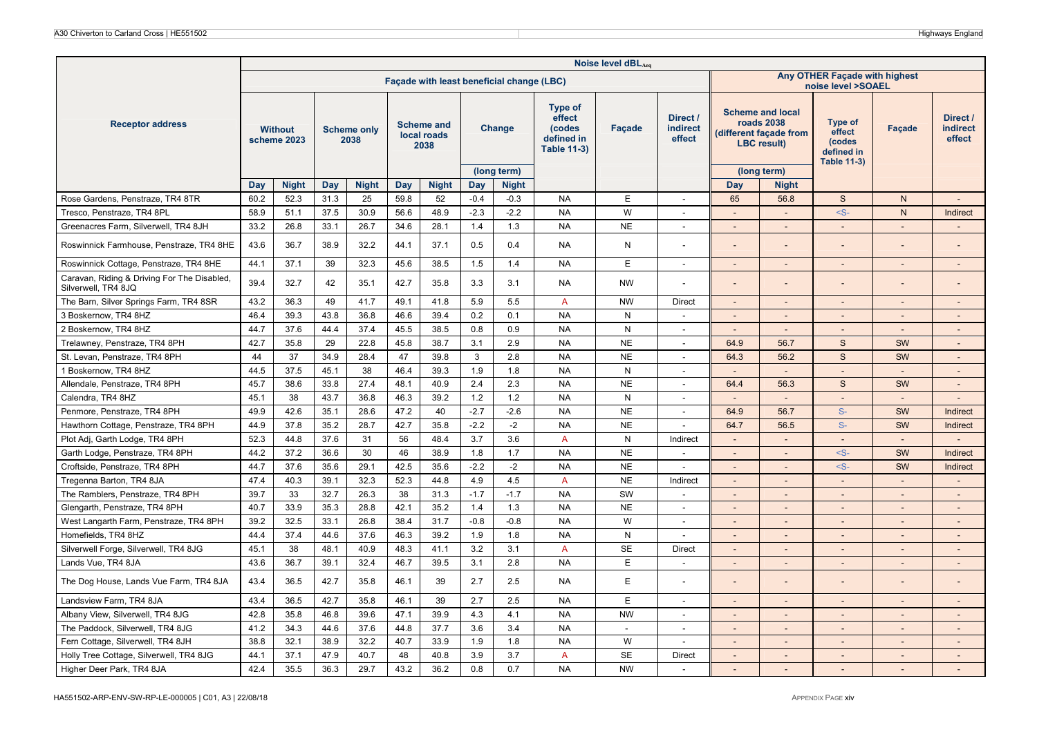| Receptor address | Noise level dBL$_{Aeq}$ | | | | | | | | | | | | | | | |
|---|---|---|---|---|---|---|---|---|---|---|---|---|---|---|---|---|
| | Façade with least beneficial change (LBC) | | | | | | | | | | | Any OTHER Façade with highest noise level >SOAEL | | | | |
| | Without scheme 2023 | | Scheme only 2038 | | Scheme and local roads 2038 | | Change (long term) | | Type of effect (codes defined in Table 11-3) | Façade | Direct / indirect effect | Scheme and local roads 2038 (different façade from LBC result) (long term) | | Type of effect (codes defined in Table 11-3) | Façade | Direct / indirect effect |
| | Day | Night | Day | Night | Day | Night | Day | Night | | | | Day | Night | | | |
| Rose Gardens, Penstraze, TR4 8TR | 60.2 | 52.3 | 31.3 | 25 | 59.8 | 52 | -0.4 | -0.3 | NA | E | - | 65 | 56.8 | S | N | - |
| Tresco, Penstraze, TR4 8PL | 58.9 | 51.1 | 37.5 | 30.9 | 56.6 | 48.9 | -2.3 | -2.2 | NA | W | - | - | - | <S- | N | Indirect |
| Greenacres Farm, Silverwell, TR4 8JH | 33.2 | 26.8 | 33.1 | 26.7 | 34.6 | 28.1 | 1.4 | 1.3 | NA | NE | - | - | - | - | - | - |
| Roswinnick Farmhouse, Penstraze, TR4 8HE | 43.6 | 36.7 | 38.9 | 32.2 | 44.1 | 37.1 | 0.5 | 0.4 | NA | N | - | - | - | - | - | - |
| Roswinnick Cottage, Penstraze, TR4 8HE | 44.1 | 37.1 | 39 | 32.3 | 45.6 | 38.5 | 1.5 | 1.4 | NA | E | - | - | - | - | - | - |
| Caravan, Riding & Driving For The Disabled, Silverwell, TR4 8JQ | 39.4 | 32.7 | 42 | 35.1 | 42.7 | 35.8 | 3.3 | 3.1 | NA | NW | - | - | - | - | - | - |
| The Barn, Silver Springs Farm, TR4 8SR | 43.2 | 36.3 | 49 | 41.7 | 49.1 | 41.8 | 5.9 | 5.5 | A | NW | Direct | - | - | - | - | - |
| 3 Boskernow, TR4 8HZ | 46.4 | 39.3 | 43.8 | 36.8 | 46.6 | 39.4 | 0.2 | 0.1 | NA | N | - | - | - | - | - | - |
| 2 Boskernow, TR4 8HZ | 44.7 | 37.6 | 44.4 | 37.4 | 45.5 | 38.5 | 0.8 | 0.9 | NA | N | - | - | - | - | - | - |
| Trelawney, Penstraze, TR4 8PH | 42.7 | 35.8 | 29 | 22.8 | 45.8 | 38.7 | 3.1 | 2.9 | NA | NE | - | 64.9 | 56.7 | S | SW | - |
| St. Levan, Penstraze, TR4 8PH | 44 | 37 | 34.9 | 28.4 | 47 | 39.8 | 3 | 2.8 | NA | NE | - | 64.3 | 56.2 | S | SW | - |
| 1 Boskernow, TR4 8HZ | 44.5 | 37.5 | 45.1 | 38 | 46.4 | 39.3 | 1.9 | 1.8 | NA | N | - | - | - | - | - | - |
| Allendale, Penstraze, TR4 8PH | 45.7 | 38.6 | 33.8 | 27.4 | 48.1 | 40.9 | 2.4 | 2.3 | NA | NE | - | 64.4 | 56.3 | S | SW | - |
| Calendra, TR4 8HZ | 45.1 | 38 | 43.7 | 36.8 | 46.3 | 39.2 | 1.2 | 1.2 | NA | N | - | - | - | - | - | - |
| Penmore, Penstraze, TR4 8PH | 49.9 | 42.6 | 35.1 | 28.6 | 47.2 | 40 | -2.7 | -2.6 | NA | NE | - | 64.9 | 56.7 | S- | SW | Indirect |
| Hawthorn Cottage, Penstraze, TR4 8PH | 44.9 | 37.8 | 35.2 | 28.7 | 42.7 | 35.8 | -2.2 | -2 | NA | NE | - | 64.7 | 56.5 | S- | SW | Indirect |
| Plot Adj, Garth Lodge, TR4 8PH | 52.3 | 44.8 | 37.6 | 31 | 56 | 48.4 | 3.7 | 3.6 | A | N | Indirect | - | - | - | - | - |
| Garth Lodge, Penstraze, TR4 8PH | 44.2 | 37.2 | 36.6 | 30 | 46 | 38.9 | 1.8 | 1.7 | NA | NE | - | - | - | <S- | SW | Indirect |
| Croftside, Penstraze, TR4 8PH | 44.7 | 37.6 | 35.6 | 29.1 | 42.5 | 35.6 | -2.2 | -2 | NA | NE | - | - | - | <S- | SW | Indirect |
| Tregenna Barton, TR4 8JA | 47.4 | 40.3 | 39.1 | 32.3 | 52.3 | 44.8 | 4.9 | 4.5 | A | NE | Indirect | - | - | - | - | - |
| The Ramblers, Penstraze, TR4 8PH | 39.7 | 33 | 32.7 | 26.3 | 38 | 31.3 | -1.7 | -1.7 | NA | SW | - | - | - | - | - | - |
| Glengarth, Penstraze, TR4 8PH | 40.7 | 33.9 | 35.3 | 28.8 | 42.1 | 35.2 | 1.4 | 1.3 | NA | NE | - | - | - | - | - | - |
| West Langarth Farm, Penstraze, TR4 8PH | 39.2 | 32.5 | 33.1 | 26.8 | 38.4 | 31.7 | -0.8 | -0.8 | NA | W | - | - | - | - | - | - |
| Homefields, TR4 8HZ | 44.4 | 37.4 | 44.6 | 37.6 | 46.3 | 39.2 | 1.9 | 1.8 | NA | N | - | - | - | - | - | - |
| Silverwell Forge, Silverwell, TR4 8JG | 45.1 | 38 | 48.1 | 40.9 | 48.3 | 41.1 | 3.2 | 3.1 | A | SE | Direct | - | - | - | - | - |
| Lands Vue, TR4 8JA | 43.6 | 36.7 | 39.1 | 32.4 | 46.7 | 39.5 | 3.1 | 2.8 | NA | E | - | - | - | - | - | - |
| The Dog House, Lands Vue Farm, TR4 8JA | 43.4 | 36.5 | 42.7 | 35.8 | 46.1 | 39 | 2.7 | 2.5 | NA | E | - | - | - | - | - | - |
| Landsview Farm, TR4 8JA | 43.4 | 36.5 | 42.7 | 35.8 | 46.1 | 39 | 2.7 | 2.5 | NA | E | - | - | - | - | - | - |
| Albany View, Silverwell, TR4 8JG | 42.8 | 35.8 | 46.8 | 39.6 | 47.1 | 39.9 | 4.3 | 4.1 | NA | NW | - | - | - | - | - | - |
| The Paddock, Silverwell, TR4 8JG | 41.2 | 34.3 | 44.6 | 37.6 | 44.8 | 37.7 | 3.6 | 3.4 | NA | - | - | - | - | - | - | - |
| Fern Cottage, Silverwell, TR4 8JH | 38.8 | 32.1 | 38.9 | 32.2 | 40.7 | 33.9 | 1.9 | 1.8 | NA | W | - | - | - | - | - | - |
| Holly Tree Cottage, Silverwell, TR4 8JG | 44.1 | 37.1 | 47.9 | 40.7 | 48 | 40.8 | 3.9 | 3.7 | A | SE | Direct | - | - | - | - | - |
| Higher Deer Park, TR4 8JA | 42.4 | 35.5 | 36.3 | 29.7 | 43.2 | 36.2 | 0.8 | 0.7 | NA | NW | - | - | - | - | - | - |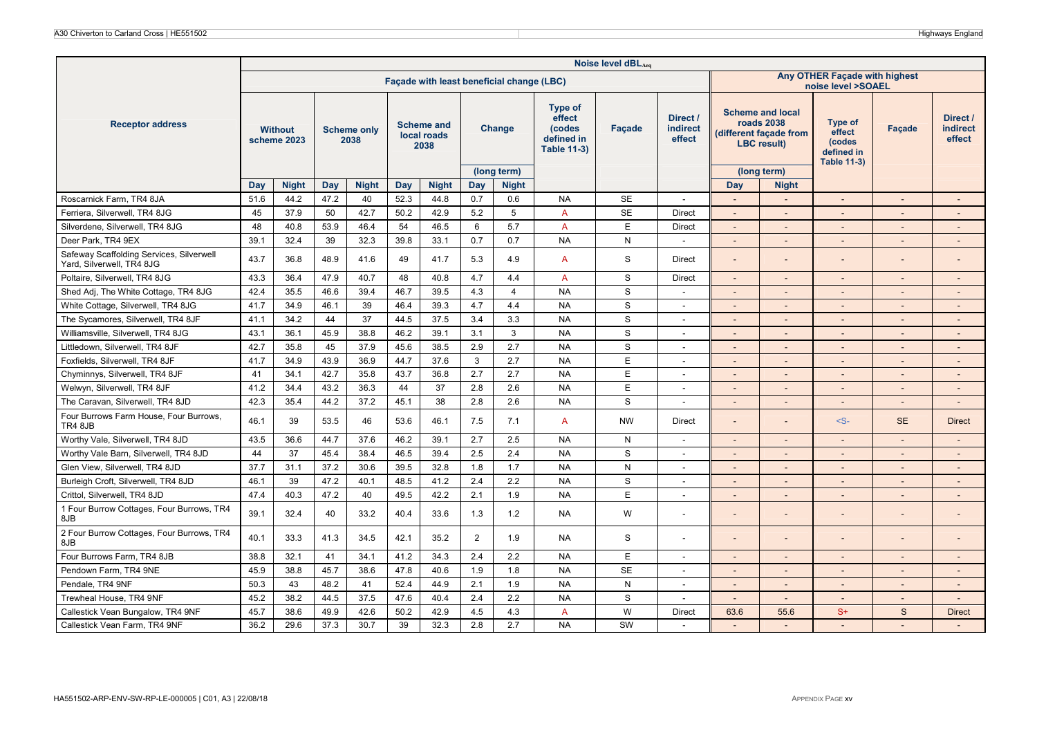| Receptor address | Noise level dBL$_{Aeq}$ | | | | | | | | | | | | | | | | |
|---|---|---|---|---|---|---|---|---|---|---|---|---|---|---|---|---|---|
| | Façade with least beneficial change (LBC) | | | | | | | | | | | Any OTHER Façade with highest noise level >SOAEL | | | | | |
| | Without scheme 2023 | | Scheme only 2038 | | Scheme and local roads 2038 | | Change (long term) | | Type of effect (codes defined in Table 11-3) | Façade | Direct / indirect effect | Scheme and local roads 2038 (different façade from LBC result) (long term) | | Type of effect (codes defined in Table 11-3) | Façade | Direct / indirect effect |
| | Day | Night | Day | Night | Day | Night | Day | Night | | | | Day | Night | | | |
| Roscarnick Farm, TR4 8JA | 51.6 | 44.2 | 47.2 | 40 | 52.3 | 44.8 | 0.7 | 0.6 | NA | SE | - | - | - | - | - | - |
| Ferriera, Silverwell, TR4 8JG | 45 | 37.9 | 50 | 42.7 | 50.2 | 42.9 | 5.2 | 5 | A | SE | Direct | - | - | - | - | - |
| Silverdene, Silverwell, TR4 8JG | 48 | 40.8 | 53.9 | 46.4 | 54 | 46.5 | 6 | 5.7 | A | E | Direct | - | - | - | - | - |
| Deer Park, TR4 9EX | 39.1 | 32.4 | 39 | 32.3 | 39.8 | 33.1 | 0.7 | 0.7 | NA | N | - | - | - | - | - | - |
| Safeway Scaffolding Services, Silverwell Yard, Silverwell, TR4 8JG | 43.7 | 36.8 | 48.9 | 41.6 | 49 | 41.7 | 5.3 | 4.9 | A | S | Direct | - | - | - | - | - |
| Poltaire, Silverwell, TR4 8JG | 43.3 | 36.4 | 47.9 | 40.7 | 48 | 40.8 | 4.7 | 4.4 | A | S | Direct | - | - | - | - | - |
| Shed Adj, The White Cottage, TR4 8JG | 42.4 | 35.5 | 46.6 | 39.4 | 46.7 | 39.5 | 4.3 | 4 | NA | S | - | - | - | - | - | - |
| White Cottage, Silverwell, TR4 8JG | 41.7 | 34.9 | 46.1 | 39 | 46.4 | 39.3 | 4.7 | 4.4 | NA | S | - | - | - | - | - | - |
| The Sycamores, Silverwell, TR4 8JF | 41.1 | 34.2 | 44 | 37 | 44.5 | 37.5 | 3.4 | 3.3 | NA | S | - | - | - | - | - | - |
| Williamsville, Silverwell, TR4 8JG | 43.1 | 36.1 | 45.9 | 38.8 | 46.2 | 39.1 | 3.1 | 3 | NA | S | - | - | - | - | - | - |
| Littledown, Silverwell, TR4 8JF | 42.7 | 35.8 | 45 | 37.9 | 45.6 | 38.5 | 2.9 | 2.7 | NA | S | - | - | - | - | - | - |
| Foxfields, Silverwell, TR4 8JF | 41.7 | 34.9 | 43.9 | 36.9 | 44.7 | 37.6 | 3 | 2.7 | NA | E | - | - | - | - | - | - |
| Chyminnys, Silverwell, TR4 8JF | 41 | 34.1 | 42.7 | 35.8 | 43.7 | 36.8 | 2.7 | 2.7 | NA | E | - | - | - | - | - | - |
| Welwyn, Silverwell, TR4 8JF | 41.2 | 34.4 | 43.2 | 36.3 | 44 | 37 | 2.8 | 2.6 | NA | E | - | - | - | - | - | - |
| The Caravan, Silverwell, TR4 8JD | 42.3 | 35.4 | 44.2 | 37.2 | 45.1 | 38 | 2.8 | 2.6 | NA | S | - | - | - | - | - | - |
| Four Burrows Farm House, Four Burrows, TR4 8JB | 46.1 | 39 | 53.5 | 46 | 53.6 | 46.1 | 7.5 | 7.1 | A | NW | Direct | - | - | <S- | SE | Direct |
| Worthy Vale, Silverwell, TR4 8JD | 43.5 | 36.6 | 44.7 | 37.6 | 46.2 | 39.1 | 2.7 | 2.5 | NA | N | - | - | - | - | - | - |
| Worthy Vale Barn, Silverwell, TR4 8JD | 44 | 37 | 45.4 | 38.4 | 46.5 | 39.4 | 2.5 | 2.4 | NA | S | - | - | - | - | - | - |
| Glen View, Silverwell, TR4 8JD | 37.7 | 31.1 | 37.2 | 30.6 | 39.5 | 32.8 | 1.8 | 1.7 | NA | N | - | - | - | - | - | - |
| Burleigh Croft, Silverwell, TR4 8JD | 46.1 | 39 | 47.2 | 40.1 | 48.5 | 41.2 | 2.4 | 2.2 | NA | S | - | - | - | - | - | - |
| Crittol, Silverwell, TR4 8JD | 47.4 | 40.3 | 47.2 | 40 | 49.5 | 42.2 | 2.1 | 1.9 | NA | E | - | - | - | - | - | - |
| 1 Four Burrow Cottages, Four Burrows, TR4 8JB | 39.1 | 32.4 | 40 | 33.2 | 40.4 | 33.6 | 1.3 | 1.2 | NA | W | - | - | - | - | - | - |
| 2 Four Burrow Cottages, Four Burrows, TR4 8JB | 40.1 | 33.3 | 41.3 | 34.5 | 42.1 | 35.2 | 2 | 1.9 | NA | S | - | - | - | - | - | - |
| Four Burrows Farm, TR4 8JB | 38.8 | 32.1 | 41 | 34.1 | 41.2 | 34.3 | 2.4 | 2.2 | NA | E | - | - | - | - | - | - |
| Pendown Farm, TR4 9NE | 45.9 | 38.8 | 45.7 | 38.6 | 47.8 | 40.6 | 1.9 | 1.8 | NA | SE | - | - | - | - | - | - |
| Pendale, TR4 9NF | 50.3 | 43 | 48.2 | 41 | 52.4 | 44.9 | 2.1 | 1.9 | NA | N | - | - | - | - | - | - |
| Trewheal House, TR4 9NF | 45.2 | 38.2 | 44.5 | 37.5 | 47.6 | 40.4 | 2.4 | 2.2 | NA | S | - | - | - | - | - | - |
| Callestick Vean Bungalow, TR4 9NF | 45.7 | 38.6 | 49.9 | 42.6 | 50.2 | 42.9 | 4.5 | 4.3 | A | W | Direct | 63.6 | 55.6 | S+ | S | Direct |
| Callestick Vean Farm, TR4 9NF | 36.2 | 29.6 | 37.3 | 30.7 | 39 | 32.3 | 2.8 | 2.7 | NA | SW | - | - | - | - | - | - |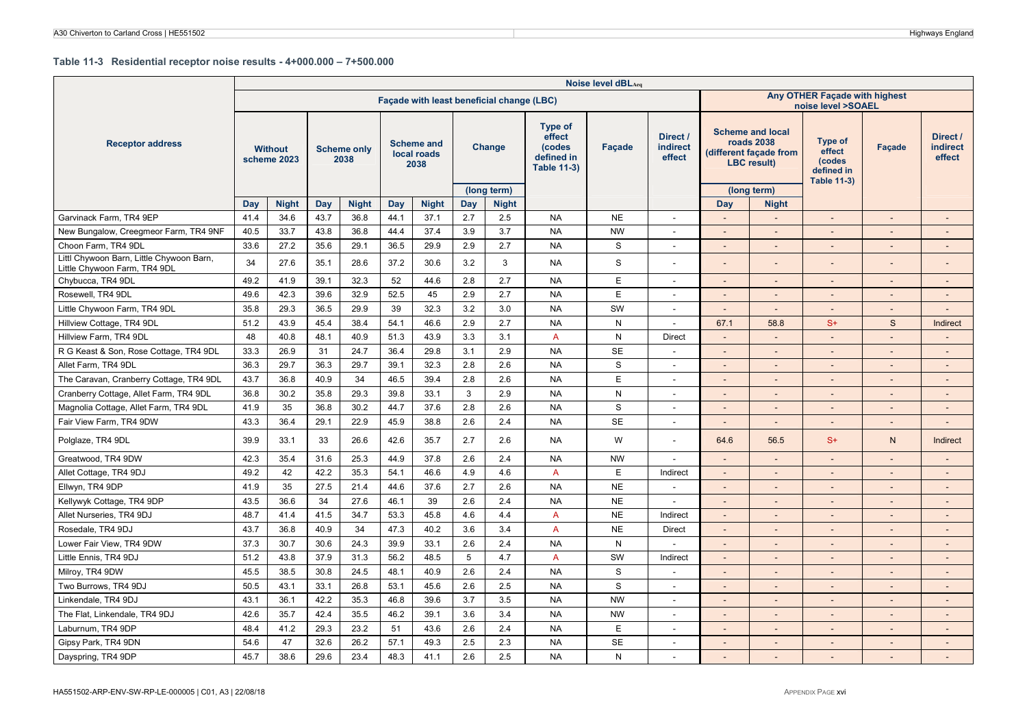**Table 11-3 Residential receptor noise results - 4+000.000 – 7+500.000**

| Receptor address | Noise level dBL$_{Aeq}$ | | | | | | | | | | | | | | | | |
|---|---|---|---|---|---|---|---|---|---|---|---|---|---|---|---|---|---|
| | Façade with least beneficial change (LBC) | | | | | | | | | | | Any OTHER Façade with highest noise level >SOAEL | | | | | |
| | Without scheme 2023 | | Scheme only 2038 | | Scheme and local roads 2038 | | Change (long term) | | Type of effect (codes defined in Table 11-3) | Façade | Direct / indirect effect | Scheme and local roads 2038 (different façade from LBC result) (long term) | | Type of effect (codes defined in Table 11-3) | Façade | Direct / indirect effect |
| | Day | Night | Day | Night | Day | Night | Day | Night | | | | Day | Night | | | |
| Garvinack Farm, TR4 9EP | 41.4 | 34.6 | 43.7 | 36.8 | 44.1 | 37.1 | 2.7 | 2.5 | NA | NE | - | - | - | - | - | - |
| New Bungalow, Creegmeor Farm, TR4 9NF | 40.5 | 33.7 | 43.8 | 36.8 | 44.4 | 37.4 | 3.9 | 3.7 | NA | NW | - | - | - | - | - | - |
| Choon Farm, TR4 9DL | 33.6 | 27.2 | 35.6 | 29.1 | 36.5 | 29.9 | 2.9 | 2.7 | NA | S | - | - | - | - | - | - |
| Littl Chywoon Barn, Little Chywoon Barn, Little Chywoon Farm, TR4 9DL | 34 | 27.6 | 35.1 | 28.6 | 37.2 | 30.6 | 3.2 | 3 | NA | S | - | - | - | - | - | - |
| Chybucca, TR4 9DL | 49.2 | 41.9 | 39.1 | 32.3 | 52 | 44.6 | 2.8 | 2.7 | NA | E | - | - | - | - | - | - |
| Rosewell, TR4 9DL | 49.6 | 42.3 | 39.6 | 32.9 | 52.5 | 45 | 2.9 | 2.7 | NA | E | - | - | - | - | - | - |
| Little Chywoon Farm, TR4 9DL | 35.8 | 29.3 | 36.5 | 29.9 | 39 | 32.3 | 3.2 | 3.0 | NA | SW | - | - | - | - | - | - |
| Hillview Cottage, TR4 9DL | 51.2 | 43.9 | 45.4 | 38.4 | 54.1 | 46.6 | 2.9 | 2.7 | NA | N | - | 67.1 | 58.8 | S+ | S | Indirect |
| Hillview Farm, TR4 9DL | 48 | 40.8 | 48.1 | 40.9 | 51.3 | 43.9 | 3.3 | 3.1 | A | N | Direct | - | - | - | - | - |
| R G Keast & Son, Rose Cottage, TR4 9DL | 33.3 | 26.9 | 31 | 24.7 | 36.4 | 29.8 | 3.1 | 2.9 | NA | SE | - | - | - | - | - | - |
| Allet Farm, TR4 9DL | 36.3 | 29.7 | 36.3 | 29.7 | 39.1 | 32.3 | 2.8 | 2.6 | NA | S | - | - | - | - | - | - |
| The Caravan, Cranberry Cottage, TR4 9DL | 43.7 | 36.8 | 40.9 | 34 | 46.5 | 39.4 | 2.8 | 2.6 | NA | E | - | - | - | - | - | - |
| Cranberry Cottage, Allet Farm, TR4 9DL | 36.8 | 30.2 | 35.8 | 29.3 | 39.8 | 33.1 | 3 | 2.9 | NA | N | - | - | - | - | - | - |
| Magnolia Cottage, Allet Farm, TR4 9DL | 41.9 | 35 | 36.8 | 30.2 | 44.7 | 37.6 | 2.8 | 2.6 | NA | S | - | - | - | - | - | - |
| Fair View Farm, TR4 9DW | 43.3 | 36.4 | 29.1 | 22.9 | 45.9 | 38.8 | 2.6 | 2.4 | NA | SE | - | - | - | - | - | - |
| Polglaze, TR4 9DL | 39.9 | 33.1 | 33 | 26.6 | 42.6 | 35.7 | 2.7 | 2.6 | NA | W | - | 64.6 | 56.5 | S+ | N | Indirect |
| Greatwood, TR4 9DW | 42.3 | 35.4 | 31.6 | 25.3 | 44.9 | 37.8 | 2.6 | 2.4 | NA | NW | - | - | - | - | - | - |
| Allet Cottage, TR4 9DJ | 49.2 | 42 | 42.2 | 35.3 | 54.1 | 46.6 | 4.9 | 4.6 | A | E | Indirect | - | - | - | - | - |
| Ellwyn, TR4 9DP | 41.9 | 35 | 27.5 | 21.4 | 44.6 | 37.6 | 2.7 | 2.6 | NA | NE | - | - | - | - | - | - |
| Kellywyk Cottage, TR4 9DP | 43.5 | 36.6 | 34 | 27.6 | 46.1 | 39 | 2.6 | 2.4 | NA | NE | - | - | - | - | - | - |
| Allet Nurseries, TR4 9DJ | 48.7 | 41.4 | 41.5 | 34.7 | 53.3 | 45.8 | 4.6 | 4.4 | A | NE | Indirect | - | - | - | - | - |
| Rosedale, TR4 9DJ | 43.7 | 36.8 | 40.9 | 34 | 47.3 | 40.2 | 3.6 | 3.4 | A | NE | Direct | - | - | - | - | - |
| Lower Fair View, TR4 9DW | 37.3 | 30.7 | 30.6 | 24.3 | 39.9 | 33.1 | 2.6 | 2.4 | NA | N | - | - | - | - | - | - |
| Little Ennis, TR4 9DJ | 51.2 | 43.8 | 37.9 | 31.3 | 56.2 | 48.5 | 5 | 4.7 | A | SW | Indirect | - | - | - | - | - |
| Milroy, TR4 9DW | 45.5 | 38.5 | 30.8 | 24.5 | 48.1 | 40.9 | 2.6 | 2.4 | NA | S | - | - | - | - | - | - |
| Two Burrows, TR4 9DJ | 50.5 | 43.1 | 33.1 | 26.8 | 53.1 | 45.6 | 2.6 | 2.5 | NA | S | - | - | - | - | - | - |
| Linkendale, TR4 9DJ | 43.1 | 36.1 | 42.2 | 35.3 | 46.8 | 39.6 | 3.7 | 3.5 | NA | NW | - | - | - | - | - | - |
| The Flat, Linkendale, TR4 9DJ | 42.6 | 35.7 | 42.4 | 35.5 | 46.2 | 39.1 | 3.6 | 3.4 | NA | NW | - | - | - | - | - | - |
| Laburnum, TR4 9DP | 48.4 | 41.2 | 29.3 | 23.2 | 51 | 43.6 | 2.6 | 2.4 | NA | E | - | - | - | - | - | - |
| Gipsy Park, TR4 9DN | 54.6 | 47 | 32.6 | 26.2 | 57.1 | 49.3 | 2.5 | 2.3 | NA | SE | - | - | - | - | - | - |
| Dayspring, TR4 9DP | 45.7 | 38.6 | 29.6 | 23.4 | 48.3 | 41.1 | 2.6 | 2.5 | NA | N | - | - | - | - | - | - |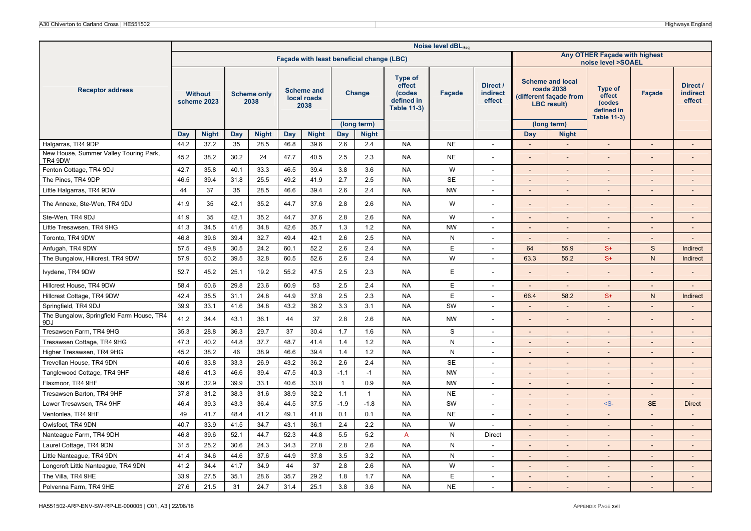| Receptor address | Noise level dBL$_{Aeq}$ | | | | | | | | | | | | | | | | |
|---|---|---|---|---|---|---|---|---|---|---|---|---|---|---|---|---|---|
| | Façade with least beneficial change (LBC) | | | | | | | | | | | Any OTHER Façade with highest noise level >SOAEL | | | | | |
| | Without scheme 2023 | | Scheme only 2038 | | Scheme and local roads 2038 | | Change (long term) | | Type of effect (codes defined in Table 11-3) | Façade | Direct / indirect effect | Scheme and local roads 2038 (different façade from LBC result) (long term) | | Type of effect (codes defined in Table 11-3) | Façade | Direct / indirect effect |
| | Day | Night | Day | Night | Day | Night | Day | Night | | | | Day | Night | | | |
| Halgarras, TR4 9DP | 44.2 | 37.2 | 35 | 28.5 | 46.8 | 39.6 | 2.6 | 2.4 | NA | NE | - | - | - | - | - | - |
| New House, Summer Valley Touring Park, TR4 9DW | 45.2 | 38.2 | 30.2 | 24 | 47.7 | 40.5 | 2.5 | 2.3 | NA | NE | - | - | - | - | - | - |
| Fenton Cottage, TR4 9DJ | 42.7 | 35.8 | 40.1 | 33.3 | 46.5 | 39.4 | 3.8 | 3.6 | NA | W | - | - | - | - | - | - |
| The Pines, TR4 9DP | 46.5 | 39.4 | 31.8 | 25.5 | 49.2 | 41.9 | 2.7 | 2.5 | NA | SE | - | - | - | - | - | - |
| Little Halgarras, TR4 9DW | 44 | 37 | 35 | 28.5 | 46.6 | 39.4 | 2.6 | 2.4 | NA | NW | - | - | - | - | - | - |
| The Annexe, Ste-Wen, TR4 9DJ | 41.9 | 35 | 42.1 | 35.2 | 44.7 | 37.6 | 2.8 | 2.6 | NA | W | - | - | - | - | - | - |
| Ste-Wen, TR4 9DJ | 41.9 | 35 | 42.1 | 35.2 | 44.7 | 37.6 | 2.8 | 2.6 | NA | W | - | - | - | - | - | - |
| Little Tresawsen, TR4 9HG | 41.3 | 34.5 | 41.6 | 34.8 | 42.6 | 35.7 | 1.3 | 1.2 | NA | NW | - | - | - | - | - | - |
| Toronto, TR4 9DW | 46.8 | 39.6 | 39.4 | 32.7 | 49.4 | 42.1 | 2.6 | 2.5 | NA | N | - | - | - | - | - | - |
| Anfugah, TR4 9DW | 57.5 | 49.8 | 30.5 | 24.2 | 60.1 | 52.2 | 2.6 | 2.4 | NA | E | - | 64 | 55.9 | S+ | S | Indirect |
| The Bungalow, Hillcrest, TR4 9DW | 57.9 | 50.2 | 39.5 | 32.8 | 60.5 | 52.6 | 2.6 | 2.4 | NA | W | - | 63.3 | 55.2 | S+ | N | Indirect |
| Ivydene, TR4 9DW | 52.7 | 45.2 | 25.1 | 19.2 | 55.2 | 47.5 | 2.5 | 2.3 | NA | E | - | - | - | - | - | - |
| Hillcrest House, TR4 9DW | 58.4 | 50.6 | 29.8 | 23.6 | 60.9 | 53 | 2.5 | 2.4 | NA | E | - | - | - | - | - | - |
| Hillcrest Cottage, TR4 9DW | 42.4 | 35.5 | 31.1 | 24.8 | 44.9 | 37.8 | 2.5 | 2.3 | NA | E | - | 66.4 | 58.2 | S+ | N | Indirect |
| Springfield, TR4 9DJ | 39.9 | 33.1 | 41.6 | 34.8 | 43.2 | 36.2 | 3.3 | 3.1 | NA | SW | - | - | - | - | - | - |
| The Bungalow, Springfield Farm House, TR4 9DJ | 41.2 | 34.4 | 43.1 | 36.1 | 44 | 37 | 2.8 | 2.6 | NA | NW | - | - | - | - | - | - |
| Tresawsen Farm, TR4 9HG | 35.3 | 28.8 | 36.3 | 29.7 | 37 | 30.4 | 1.7 | 1.6 | NA | S | - | - | - | - | - | - |
| Tresawsen Cottage, TR4 9HG | 47.3 | 40.2 | 44.8 | 37.7 | 48.7 | 41.4 | 1.4 | 1.2 | NA | N | - | - | - | - | - | - |
| Higher Tresawsen, TR4 9HG | 45.2 | 38.2 | 46 | 38.9 | 46.6 | 39.4 | 1.4 | 1.2 | NA | N | - | - | - | - | - | - |
| Trevellan House, TR4 9DN | 40.6 | 33.8 | 33.3 | 26.9 | 43.2 | 36.2 | 2.6 | 2.4 | NA | SE | - | - | - | - | - | - |
| Tanglewood Cottage, TR4 9HF | 48.6 | 41.3 | 46.6 | 39.4 | 47.5 | 40.3 | -1.1 | -1 | NA | NW | - | - | - | - | - | - |
| Flaxmoor, TR4 9HF | 39.6 | 32.9 | 39.9 | 33.1 | 40.6 | 33.8 | 1 | 0.9 | NA | NW | - | - | - | - | - | - |
| Tresawsen Barton, TR4 9HF | 37.8 | 31.2 | 38.3 | 31.6 | 38.9 | 32.2 | 1.1 | 1 | NA | NE | - | - | - | - | - | - |
| Lower Tresawsen, TR4 9HF | 46.4 | 39.3 | 43.3 | 36.4 | 44.5 | 37.5 | -1.9 | -1.8 | NA | SW | - | - | - | <S- | SE | Direct |
| Ventonlea, TR4 9HF | 49 | 41.7 | 48.4 | 41.2 | 49.1 | 41.8 | 0.1 | 0.1 | NA | NE | - | - | - | - | - | - |
| Owlsfoot, TR4 9DN | 40.7 | 33.9 | 41.5 | 34.7 | 43.1 | 36.1 | 2.4 | 2.2 | NA | W | - | - | - | - | - | - |
| Nanteague Farm, TR4 9DH | 46.8 | 39.6 | 52.1 | 44.7 | 52.3 | 44.8 | 5.5 | 5.2 | A | N | Direct | - | - | - | - | - |
| Laurel Cottage, TR4 9DN | 31.5 | 25.2 | 30.6 | 24.3 | 34.3 | 27.8 | 2.8 | 2.6 | NA | N | - | - | - | - | - | - |
| Little Nanteague, TR4 9DN | 41.4 | 34.6 | 44.6 | 37.6 | 44.9 | 37.8 | 3.5 | 3.2 | NA | N | - | - | - | - | - | - |
| Longcroft Little Nanteague, TR4 9DN | 41.2 | 34.4 | 41.7 | 34.9 | 44 | 37 | 2.8 | 2.6 | NA | W | - | - | - | - | - | - |
| The Villa, TR4 9HE | 33.9 | 27.5 | 35.1 | 28.6 | 35.7 | 29.2 | 1.8 | 1.7 | NA | E | - | - | - | - | - | - |
| Polvenna Farm, TR4 9HE | 27.6 | 21.5 | 31 | 24.7 | 31.4 | 25.1 | 3.8 | 3.6 | NA | NE | - | - | - | - | - | - |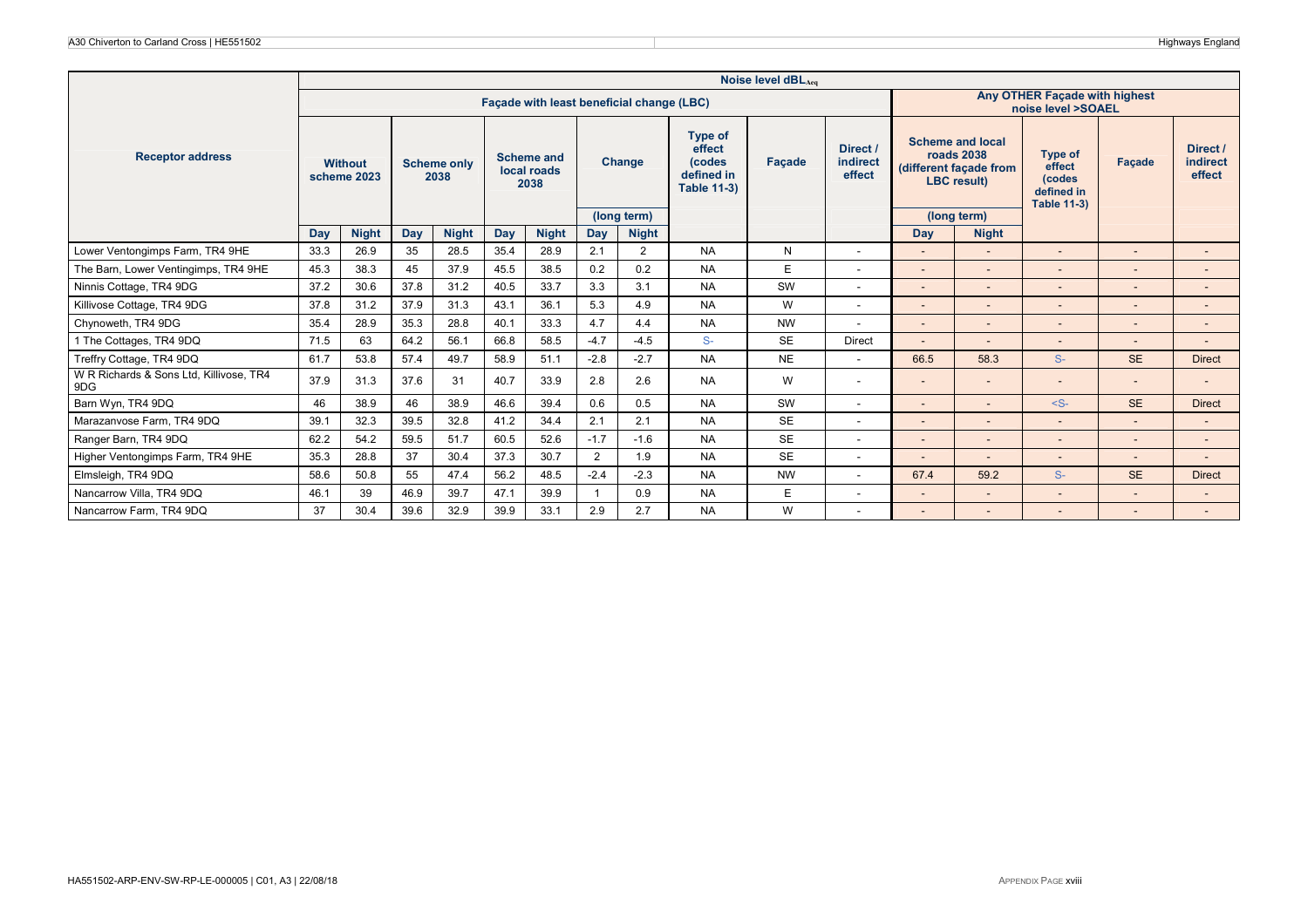| Receptor address | Noise level dBL$_{Aeq}$ | | | | | | | | | | | | | | | | |
|---|---|---|---|---|---|---|---|---|---|---|---|---|---|---|---|---|---|
| | Façade with least beneficial change (LBC) | | | | | | | | | | | Any OTHER Façade with highest noise level >SOAEL | | | | | |
| | Without scheme 2023 | | Scheme only 2038 | | Scheme and local roads 2038 | | Change (long term) | | Type of effect (codes defined in Table 11-3) | Façade | Direct / indirect effect | Scheme and local roads 2038 (different façade from LBC result) (long term) | | Type of effect (codes defined in Table 11-3) | Façade | Direct / indirect effect |
| | Day | Night | Day | Night | Day | Night | Day | Night | | | | Day | Night | | | |
| Lower Ventongimps Farm, TR4 9HE | 33.3 | 26.9 | 35 | 28.5 | 35.4 | 28.9 | 2.1 | 2 | NA | N | - | - | - | - | - | - |
| The Barn, Lower Ventingimps, TR4 9HE | 45.3 | 38.3 | 45 | 37.9 | 45.5 | 38.5 | 0.2 | 0.2 | NA | E | - | - | - | - | - | - |
| Ninnis Cottage, TR4 9DG | 37.2 | 30.6 | 37.8 | 31.2 | 40.5 | 33.7 | 3.3 | 3.1 | NA | SW | - | - | - | - | - | - |
| Killivose Cottage, TR4 9DG | 37.8 | 31.2 | 37.9 | 31.3 | 43.1 | 36.1 | 5.3 | 4.9 | NA | W | - | - | - | - | - | - |
| Chynoweth, TR4 9DG | 35.4 | 28.9 | 35.3 | 28.8 | 40.1 | 33.3 | 4.7 | 4.4 | NA | NW | - | - | - | - | - | - |
| 1 The Cottages, TR4 9DQ | 71.5 | 63 | 64.2 | 56.1 | 66.8 | 58.5 | -4.7 | -4.5 | S- | SE | Direct | - | - | - | - | - |
| Treffry Cottage, TR4 9DQ | 61.7 | 53.8 | 57.4 | 49.7 | 58.9 | 51.1 | -2.8 | -2.7 | NA | NE | - | 66.5 | 58.3 | S- | SE | Direct |
| W R Richards & Sons Ltd, Killivose, TR4 9DG | 37.9 | 31.3 | 37.6 | 31 | 40.7 | 33.9 | 2.8 | 2.6 | NA | W | - | - | - | - | - | - |
| Barn Wyn, TR4 9DQ | 46 | 38.9 | 46 | 38.9 | 46.6 | 39.4 | 0.6 | 0.5 | NA | SW | - | - | - | <S- | SE | Direct |
| Marazanvose Farm, TR4 9DQ | 39.1 | 32.3 | 39.5 | 32.8 | 41.2 | 34.4 | 2.1 | 2.1 | NA | SE | - | - | - | - | - | - |
| Ranger Barn, TR4 9DQ | 62.2 | 54.2 | 59.5 | 51.7 | 60.5 | 52.6 | -1.7 | -1.6 | NA | SE | - | - | - | - | - | - |
| Higher Ventongimps Farm, TR4 9HE | 35.3 | 28.8 | 37 | 30.4 | 37.3 | 30.7 | 2 | 1.9 | NA | SE | - | - | - | - | - | - |
| Elmsleigh, TR4 9DQ | 58.6 | 50.8 | 55 | 47.4 | 56.2 | 48.5 | -2.4 | -2.3 | NA | NW | - | 67.4 | 59.2 | S- | SE | Direct |
| Nancarrow Villa, TR4 9DQ | 46.1 | 39 | 46.9 | 39.7 | 47.1 | 39.9 | 1 | 0.9 | NA | E | - | - | - | - | - | - |
| Nancarrow Farm, TR4 9DQ | 37 | 30.4 | 39.6 | 32.9 | 39.9 | 33.1 | 2.9 | 2.7 | NA | W | - | - | - | - | - | - |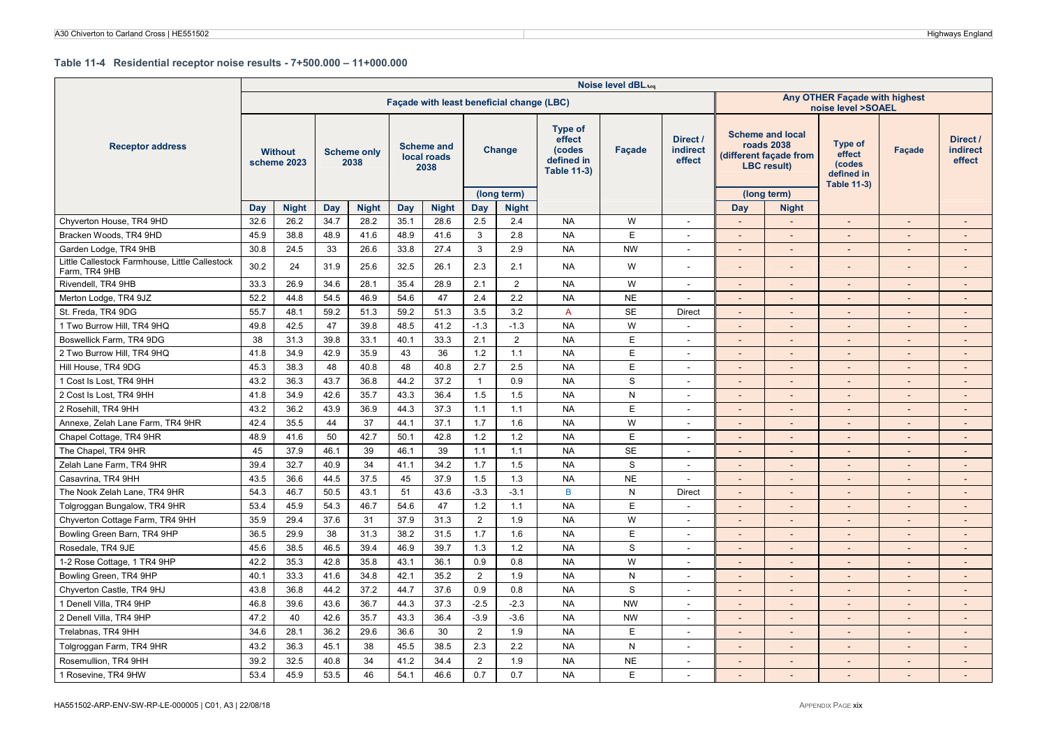### Table 11-4 Residential receptor noise results - 7+500.000 – 11+000.000

| Receptor address | Noise level dBL$_{Aeq}$ | | | | | | | | | | | | | | | | |
|---|---|---|---|---|---|---|---|---|---|---|---|---|---|---|---|---|---|
| | Façade with least beneficial change (LBC) | | | | | | | | | | | Any OTHER Façade with highest noise level >SOAEL | | | | | |
| | Without scheme 2023 | | Scheme only 2038 | | Scheme and local roads 2038 | | Change (long term) | | Type of effect (codes defined in Table 11-3) | Façade | Direct / indirect effect | Scheme and local roads 2038 (different façade from LBC result) (long term) | | Type of effect (codes defined in Table 11-3) | Façade | Direct / indirect effect |
| | Day | Night | Day | Night | Day | Night | Day | Night | | | | Day | Night | | | |
| Chyverton House, TR4 9HD | 32.6 | 26.2 | 34.7 | 28.2 | 35.1 | 28.6 | 2.5 | 2.4 | NA | W | - | - | - | - | - | - |
| Bracken Woods, TR4 9HD | 45.9 | 38.8 | 48.9 | 41.6 | 48.9 | 41.6 | 3 | 2.8 | NA | E | - | - | - | - | - | - |
| Garden Lodge, TR4 9HB | 30.8 | 24.5 | 33 | 26.6 | 33.8 | 27.4 | 3 | 2.9 | NA | NW | - | - | - | - | - | - |
| Little Callestock Farmhouse, Little Callestock Farm, TR4 9HB | 30.2 | 24 | 31.9 | 25.6 | 32.5 | 26.1 | 2.3 | 2.1 | NA | W | - | - | - | - | - | - |
| Rivendell, TR4 9HB | 33.3 | 26.9 | 34.6 | 28.1 | 35.4 | 28.9 | 2.1 | 2 | NA | W | - | - | - | - | - | - |
| Merton Lodge, TR4 9JZ | 52.2 | 44.8 | 54.5 | 46.9 | 54.6 | 47 | 2.4 | 2.2 | NA | NE | - | - | - | - | - | - |
| St. Freda, TR4 9DG | 55.7 | 48.1 | 59.2 | 51.3 | 59.2 | 51.3 | 3.5 | 3.2 | A | SE | Direct | - | - | - | - | - |
| 1 Two Burrow Hill, TR4 9HQ | 49.8 | 42.5 | 47 | 39.8 | 48.5 | 41.2 | -1.3 | -1.3 | NA | W | - | - | - | - | - | - |
| Boswellick Farm, TR4 9DG | 38 | 31.3 | 39.8 | 33.1 | 40.1 | 33.3 | 2.1 | 2 | NA | E | - | - | - | - | - | - |
| 2 Two Burrow Hill, TR4 9HQ | 41.8 | 34.9 | 42.9 | 35.9 | 43 | 36 | 1.2 | 1.1 | NA | E | - | - | - | - | - | - |
| Hill House, TR4 9DG | 45.3 | 38.3 | 48 | 40.8 | 48 | 40.8 | 2.7 | 2.5 | NA | E | - | - | - | - | - | - |
| 1 Cost Is Lost, TR4 9HH | 43.2 | 36.3 | 43.7 | 36.8 | 44.2 | 37.2 | 1 | 0.9 | NA | S | - | - | - | - | - | - |
| 2 Cost Is Lost, TR4 9HH | 41.8 | 34.9 | 42.6 | 35.7 | 43.3 | 36.4 | 1.5 | 1.5 | NA | N | - | - | - | - | - | - |
| 2 Rosehill, TR4 9HH | 43.2 | 36.2 | 43.9 | 36.9 | 44.3 | 37.3 | 1.1 | 1.1 | NA | E | - | - | - | - | - | - |
| Annexe, Zelah Lane Farm, TR4 9HR | 42.4 | 35.5 | 44 | 37 | 44.1 | 37.1 | 1.7 | 1.6 | NA | W | - | - | - | - | - | - |
| Chapel Cottage, TR4 9HR | 48.9 | 41.6 | 50 | 42.7 | 50.1 | 42.8 | 1.2 | 1.2 | NA | E | - | - | - | - | - | - |
| The Chapel, TR4 9HR | 45 | 37.9 | 46.1 | 39 | 46.1 | 39 | 1.1 | 1.1 | NA | SE | - | - | - | - | - | - |
| Zelah Lane Farm, TR4 9HR | 39.4 | 32.7 | 40.9 | 34 | 41.1 | 34.2 | 1.7 | 1.5 | NA | S | - | - | - | - | - | - |
| Casavrina, TR4 9HH | 43.5 | 36.6 | 44.5 | 37.5 | 45 | 37.9 | 1.5 | 1.3 | NA | NE | - | - | - | - | - | - |
| The Nook Zelah Lane, TR4 9HR | 54.3 | 46.7 | 50.5 | 43.1 | 51 | 43.6 | -3.3 | -3.1 | B | N | Direct | - | - | - | - | - |
| Tolgroggan Bungalow, TR4 9HR | 53.4 | 45.9 | 54.3 | 46.7 | 54.6 | 47 | 1.2 | 1.1 | NA | E | - | - | - | - | - | - |
| Chyverton Cottage Farm, TR4 9HH | 35.9 | 29.4 | 37.6 | 31 | 37.9 | 31.3 | 2 | 1.9 | NA | W | - | - | - | - | - | - |
| Bowling Green Barn, TR4 9HP | 36.5 | 29.9 | 38 | 31.3 | 38.2 | 31.5 | 1.7 | 1.6 | NA | E | - | - | - | - | - | - |
| Rosedale, TR4 9JE | 45.6 | 38.5 | 46.5 | 39.4 | 46.9 | 39.7 | 1.3 | 1.2 | NA | S | - | - | - | - | - | - |
| 1-2 Rose Cottage, 1 TR4 9HP | 42.2 | 35.3 | 42.8 | 35.8 | 43.1 | 36.1 | 0.9 | 0.8 | NA | W | - | - | - | - | - | - |
| Bowling Green, TR4 9HP | 40.1 | 33.3 | 41.6 | 34.8 | 42.1 | 35.2 | 2 | 1.9 | NA | N | - | - | - | - | - | - |
| Chyverton Castle, TR4 9HJ | 43.8 | 36.8 | 44.2 | 37.2 | 44.7 | 37.6 | 0.9 | 0.8 | NA | S | - | - | - | - | - | - |
| 1 Denell Villa, TR4 9HP | 46.8 | 39.6 | 43.6 | 36.7 | 44.3 | 37.3 | -2.5 | -2.3 | NA | NW | - | - | - | - | - | - |
| 2 Denell Villa, TR4 9HP | 47.2 | 40 | 42.6 | 35.7 | 43.3 | 36.4 | -3.9 | -3.6 | NA | NW | - | - | - | - | - | - |
| Trelabnas, TR4 9HH | 34.6 | 28.1 | 36.2 | 29.6 | 36.6 | 30 | 2 | 1.9 | NA | E | - | - | - | - | - | - |
| Tolgroggan Farm, TR4 9HR | 43.2 | 36.3 | 45.1 | 38 | 45.5 | 38.5 | 2.3 | 2.2 | NA | N | - | - | - | - | - | - |
| Rosemullion, TR4 9HH | 39.2 | 32.5 | 40.8 | 34 | 41.2 | 34.4 | 2 | 1.9 | NA | NE | - | - | - | - | - | - |
| 1 Rosevine, TR4 9HW | 53.4 | 45.9 | 53.5 | 46 | 54.1 | 46.6 | 0.7 | 0.7 | NA | E | - | - | - | - | - | - |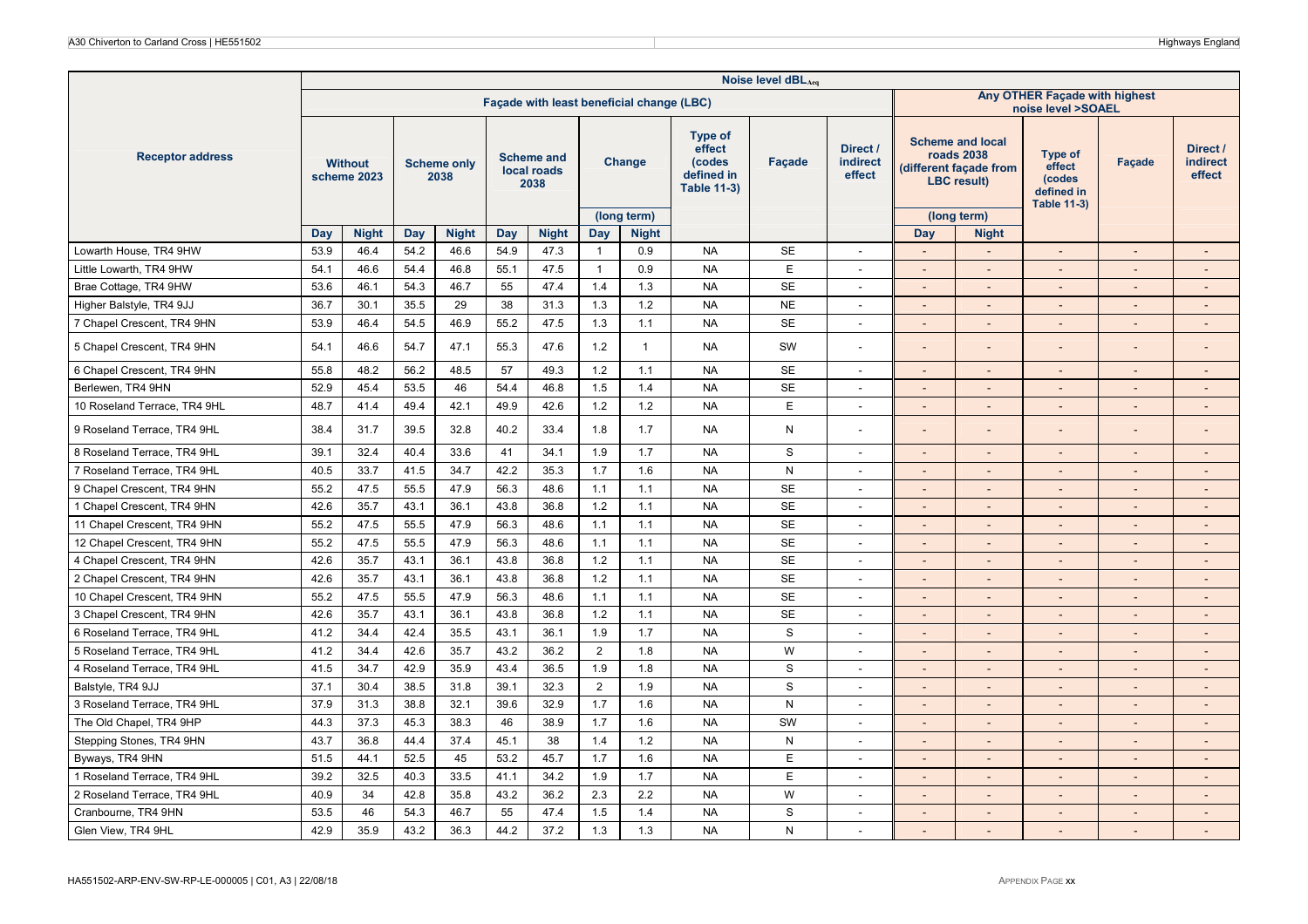| Receptor address | Noise level $dBL_{Aeq}$ | | | | | | | | | | | | | | | | |
|---|---|---|---|---|---|---|---|---|---|---|---|---|---|---|---|---|---|
| | Façade with least beneficial change (LBC) | | | | | | | | | | | Any OTHER Façade with highest noise level >SOAEL | | | | | |
| | Without scheme 2023 | | Scheme only 2038 | | Scheme and local roads 2038 | | Change (long term) | | Type of effect (codes defined in Table 11-3) | Façade | Direct / indirect effect | Scheme and local roads 2038 (different façade from LBC result) (long term) | | Type of effect (codes defined in Table 11-3) | Façade | Direct / indirect effect |
| | Day | Night | Day | Night | Day | Night | Day | Night | | | | Day | Night | | | |
| Lowarth House, TR4 9HW | 53.9 | 46.4 | 54.2 | 46.6 | 54.9 | 47.3 | 1 | 0.9 | NA | SE | - | - | - | - | - | - |
| Little Lowarth, TR4 9HW | 54.1 | 46.6 | 54.4 | 46.8 | 55.1 | 47.5 | 1 | 0.9 | NA | E | - | - | - | - | - | - |
| Brae Cottage, TR4 9HW | 53.6 | 46.1 | 54.3 | 46.7 | 55 | 47.4 | 1.4 | 1.3 | NA | SE | - | - | - | - | - | - |
| Higher Balstyle, TR4 9JJ | 36.7 | 30.1 | 35.5 | 29 | 38 | 31.3 | 1.3 | 1.2 | NA | NE | - | - | - | - | - | - |
| 7 Chapel Crescent, TR4 9HN | 53.9 | 46.4 | 54.5 | 46.9 | 55.2 | 47.5 | 1.3 | 1.1 | NA | SE | - | - | - | - | - | - |
| 5 Chapel Crescent, TR4 9HN | 54.1 | 46.6 | 54.7 | 47.1 | 55.3 | 47.6 | 1.2 | 1 | NA | SW | - | - | - | - | - | - |
| 6 Chapel Crescent, TR4 9HN | 55.8 | 48.2 | 56.2 | 48.5 | 57 | 49.3 | 1.2 | 1.1 | NA | SE | - | - | - | - | - | - |
| Berlewen, TR4 9HN | 52.9 | 45.4 | 53.5 | 46 | 54.4 | 46.8 | 1.5 | 1.4 | NA | SE | - | - | - | - | - | - |
| 10 Roseland Terrace, TR4 9HL | 48.7 | 41.4 | 49.4 | 42.1 | 49.9 | 42.6 | 1.2 | 1.2 | NA | E | - | - | - | - | - | - |
| 9 Roseland Terrace, TR4 9HL | 38.4 | 31.7 | 39.5 | 32.8 | 40.2 | 33.4 | 1.8 | 1.7 | NA | N | - | - | - | - | - | - |
| 8 Roseland Terrace, TR4 9HL | 39.1 | 32.4 | 40.4 | 33.6 | 41 | 34.1 | 1.9 | 1.7 | NA | S | - | - | - | - | - | - |
| 7 Roseland Terrace, TR4 9HL | 40.5 | 33.7 | 41.5 | 34.7 | 42.2 | 35.3 | 1.7 | 1.6 | NA | N | - | - | - | - | - | - |
| 9 Chapel Crescent, TR4 9HN | 55.2 | 47.5 | 55.5 | 47.9 | 56.3 | 48.6 | 1.1 | 1.1 | NA | SE | - | - | - | - | - | - |
| 1 Chapel Crescent, TR4 9HN | 42.6 | 35.7 | 43.1 | 36.1 | 43.8 | 36.8 | 1.2 | 1.1 | NA | SE | - | - | - | - | - | - |
| 11 Chapel Crescent, TR4 9HN | 55.2 | 47.5 | 55.5 | 47.9 | 56.3 | 48.6 | 1.1 | 1.1 | NA | SE | - | - | - | - | - | - |
| 12 Chapel Crescent, TR4 9HN | 55.2 | 47.5 | 55.5 | 47.9 | 56.3 | 48.6 | 1.1 | 1.1 | NA | SE | - | - | - | - | - | - |
| 4 Chapel Crescent, TR4 9HN | 42.6 | 35.7 | 43.1 | 36.1 | 43.8 | 36.8 | 1.2 | 1.1 | NA | SE | - | - | - | - | - | - |
| 2 Chapel Crescent, TR4 9HN | 42.6 | 35.7 | 43.1 | 36.1 | 43.8 | 36.8 | 1.2 | 1.1 | NA | SE | - | - | - | - | - | - |
| 10 Chapel Crescent, TR4 9HN | 55.2 | 47.5 | 55.5 | 47.9 | 56.3 | 48.6 | 1.1 | 1.1 | NA | SE | - | - | - | - | - | - |
| 3 Chapel Crescent, TR4 9HN | 42.6 | 35.7 | 43.1 | 36.1 | 43.8 | 36.8 | 1.2 | 1.1 | NA | SE | - | - | - | - | - | - |
| 6 Roseland Terrace, TR4 9HL | 41.2 | 34.4 | 42.4 | 35.5 | 43.1 | 36.1 | 1.9 | 1.7 | NA | S | - | - | - | - | - | - |
| 5 Roseland Terrace, TR4 9HL | 41.2 | 34.4 | 42.6 | 35.7 | 43.2 | 36.2 | 2 | 1.8 | NA | W | - | - | - | - | - | - |
| 4 Roseland Terrace, TR4 9HL | 41.5 | 34.7 | 42.9 | 35.9 | 43.4 | 36.5 | 1.9 | 1.8 | NA | S | - | - | - | - | - | - |
| Balstyle, TR4 9JJ | 37.1 | 30.4 | 38.5 | 31.8 | 39.1 | 32.3 | 2 | 1.9 | NA | S | - | - | - | - | - | - |
| 3 Roseland Terrace, TR4 9HL | 37.9 | 31.3 | 38.8 | 32.1 | 39.6 | 32.9 | 1.7 | 1.6 | NA | N | - | - | - | - | - | - |
| The Old Chapel, TR4 9HP | 44.3 | 37.3 | 45.3 | 38.3 | 46 | 38.9 | 1.7 | 1.6 | NA | SW | - | - | - | - | - | - |
| Stepping Stones, TR4 9HN | 43.7 | 36.8 | 44.4 | 37.4 | 45.1 | 38 | 1.4 | 1.2 | NA | N | - | - | - | - | - | - |
| Byways, TR4 9HN | 51.5 | 44.1 | 52.5 | 45 | 53.2 | 45.7 | 1.7 | 1.6 | NA | E | - | - | - | - | - | - |
| 1 Roseland Terrace, TR4 9HL | 39.2 | 32.5 | 40.3 | 33.5 | 41.1 | 34.2 | 1.9 | 1.7 | NA | E | - | - | - | - | - | - |
| 2 Roseland Terrace, TR4 9HL | 40.9 | 34 | 42.8 | 35.8 | 43.2 | 36.2 | 2.3 | 2.2 | NA | W | - | - | - | - | - | - |
| Cranbourne, TR4 9HN | 53.5 | 46 | 54.3 | 46.7 | 55 | 47.4 | 1.5 | 1.4 | NA | S | - | - | - | - | - | - |
| Glen View, TR4 9HL | 42.9 | 35.9 | 43.2 | 36.3 | 44.2 | 37.2 | 1.3 | 1.3 | NA | N | - | - | - | - | - | - |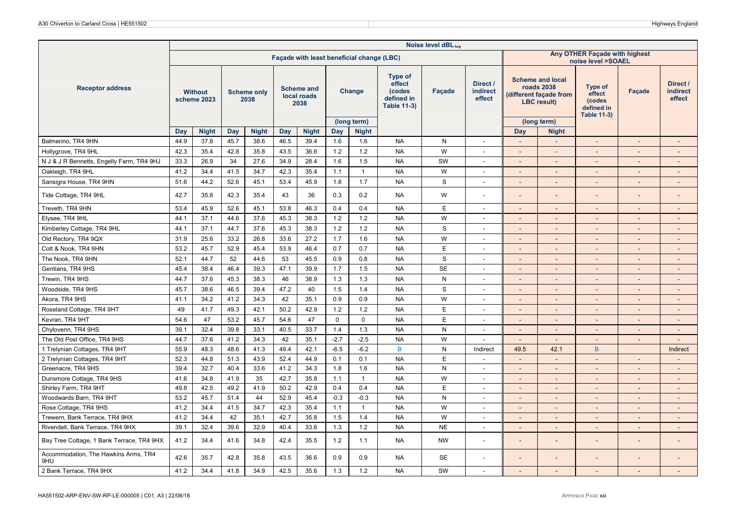| Receptor address | Noise level $dBL_{Aeq}$ | | | | | | | | | | | | | | | |
|---|---|---|---|---|---|---|---|---|---|---|---|---|---|---|---|---|
| | Façade with least beneficial change (LBC) | | | | | | | | | | | Any OTHER Façade with highest noise level >SOAEL | | | | |
| | Without scheme 2023 | | Scheme only 2038 | | Scheme and local roads 2038 | | Change (long term) | | Type of effect (codes defined in Table 11-3) | Façade | Direct / indirect effect | Scheme and local roads 2038 (different façade from LBC result) (long term) | | Type of effect (codes defined in Table 11-3) | Façade | Direct / indirect effect |
| | Day | Night | Day | Night | Day | Night | Day | Night | | | | Day | Night | | | |
| Balmerino, TR4 9HN | 44.9 | 37.8 | 45.7 | 38.6 | 46.5 | 39.4 | 1.6 | 1.6 | NA | N | - | - | - | - | - | - |
| Hollygrove, TR4 9HL | 42.3 | 35.4 | 42.8 | 35.8 | 43.5 | 36.6 | 1.2 | 1.2 | NA | W | - | - | - | - | - | - |
| N J & J R Bennetts, Engelly Farm, TR4 9HJ | 33.3 | 26.9 | 34 | 27.6 | 34.9 | 28.4 | 1.6 | 1.5 | NA | SW | - | - | - | - | - | - |
| Oakleigh, TR4 9HL | 41.2 | 34.4 | 41.5 | 34.7 | 42.3 | 35.4 | 1.1 | 1 | NA | W | - | - | - | - | - | - |
| Sansigra House, TR4 9HN | 51.6 | 44.2 | 52.6 | 45.1 | 53.4 | 45.9 | 1.8 | 1.7 | NA | S | - | - | - | - | - | - |
| Tide Cottage, TR4 9HL | 42.7 | 35.8 | 42.3 | 35.4 | 43 | 36 | 0.3 | 0.2 | NA | W | - | - | - | - | - | - |
| Treveth, TR4 9HN | 53.4 | 45.9 | 52.6 | 45.1 | 53.8 | 46.3 | 0.4 | 0.4 | NA | E | - | - | - | - | - | - |
| Elysee, TR4 9HL | 44.1 | 37.1 | 44.6 | 37.6 | 45.3 | 38.3 | 1.2 | 1.2 | NA | W | - | - | - | - | - | - |
| Kimberley Cottage, TR4 9HL | 44.1 | 37.1 | 44.7 | 37.6 | 45.3 | 38.3 | 1.2 | 1.2 | NA | S | - | - | - | - | - | - |
| Old Rectory, TR4 9QX | 31.9 | 25.6 | 33.2 | 26.8 | 33.6 | 27.2 | 1.7 | 1.6 | NA | W | - | - | - | - | - | - |
| Cott & Nook, TR4 9HN | 53.2 | 45.7 | 52.9 | 45.4 | 53.9 | 46.4 | 0.7 | 0.7 | NA | E | - | - | - | - | - | - |
| The Nook, TR4 9HN | 52.1 | 44.7 | 52 | 44.6 | 53 | 45.5 | 0.9 | 0.8 | NA | S | - | - | - | - | - | - |
| Gentians, TR4 9HS | 45.4 | 38.4 | 46.4 | 39.3 | 47.1 | 39.9 | 1.7 | 1.5 | NA | SE | - | - | - | - | - | - |
| Trewin, TR4 9HS | 44.7 | 37.6 | 45.3 | 38.3 | 46 | 38.9 | 1.3 | 1.3 | NA | N | - | - | - | - | - | - |
| Woodside, TR4 9HS | 45.7 | 38.6 | 46.5 | 39.4 | 47.2 | 40 | 1.5 | 1.4 | NA | S | - | - | - | - | - | - |
| Akora, TR4 9HS | 41.1 | 34.2 | 41.2 | 34.3 | 42 | 35.1 | 0.9 | 0.9 | NA | W | - | - | - | - | - | - |
| Roseland Cottage, TR4 9HT | 49 | 41.7 | 49.3 | 42.1 | 50.2 | 42.9 | 1.2 | 1.2 | NA | E | - | - | - | - | - | - |
| Kevran, TR4 9HT | 54.6 | 47 | 53.2 | 45.7 | 54.6 | 47 | 0 | 0 | NA | E | - | - | - | - | - | - |
| Chylovenn, TR4 9HS | 39.1 | 32.4 | 39.8 | 33.1 | 40.5 | 33.7 | 1.4 | 1.3 | NA | N | - | - | - | - | - | - |
| The Old Post Office, TR4 9HS | 44.7 | 37.6 | 41.2 | 34.3 | 42 | 35.1 | -2.7 | -2.5 | NA | W | - | - | - | - | - | - |
| 1 Trelynian Cottages, TR4 9HT | 55.9 | 48.3 | 48.6 | 41.3 | 49.4 | 42.1 | -6.5 | -6.2 | B | N | Indirect | 49.5 | 42.1 | B | | Indirect |
| 2 Trelynian Cottages, TR4 9HT | 52.3 | 44.8 | 51.3 | 43.9 | 52.4 | 44.9 | 0.1 | 0.1 | NA | E | - | - | - | - | - | - |
| Greenacre, TR4 9HS | 39.4 | 32.7 | 40.4 | 33.6 | 41.2 | 34.3 | 1.8 | 1.6 | NA | N | - | - | - | - | - | - |
| Dunsmore Cottage, TR4 9HS | 41.6 | 34.8 | 41.9 | 35 | 42.7 | 35.8 | 1.1 | 1 | NA | W | - | - | - | - | - | - |
| Shirley Farm, TR4 9HT | 49.8 | 42.5 | 49.2 | 41.9 | 50.2 | 42.9 | 0.4 | 0.4 | NA | E | - | - | - | - | - | - |
| Woodwards Barn, TR4 9HT | 53.2 | 45.7 | 51.4 | 44 | 52.9 | 45.4 | -0.3 | -0.3 | NA | N | - | - | - | - | - | - |
| Rose Cottage, TR4 9HS | 41.2 | 34.4 | 41.5 | 34.7 | 42.3 | 35.4 | 1.1 | 1 | NA | W | - | - | - | - | - | - |
| Trewern, Bank Terrace, TR4 9HX | 41.2 | 34.4 | 42 | 35.1 | 42.7 | 35.8 | 1.5 | 1.4 | NA | W | - | - | - | - | - | - |
| Rivendell, Bank Terrace, TR4 9HX | 39.1 | 32.4 | 39.6 | 32.9 | 40.4 | 33.6 | 1.3 | 1.2 | NA | NE | - | - | - | - | - | - |
| Bay Tree Cottage, 1 Bank Terrace, TR4 9HX | 41.2 | 34.4 | 41.6 | 34.8 | 42.4 | 35.5 | 1.2 | 1.1 | NA | NW | - | - | - | - | - | - |
| Accommodation, The Hawkins Arms, TR4 9HU | 42.6 | 35.7 | 42.8 | 35.8 | 43.5 | 36.6 | 0.9 | 0.9 | NA | SE | - | - | - | - | - | - |
| 2 Bank Terrace, TR4 9HX | 41.2 | 34.4 | 41.8 | 34.9 | 42.5 | 35.6 | 1.3 | 1.2 | NA | SW | - | - | - | - | - | - |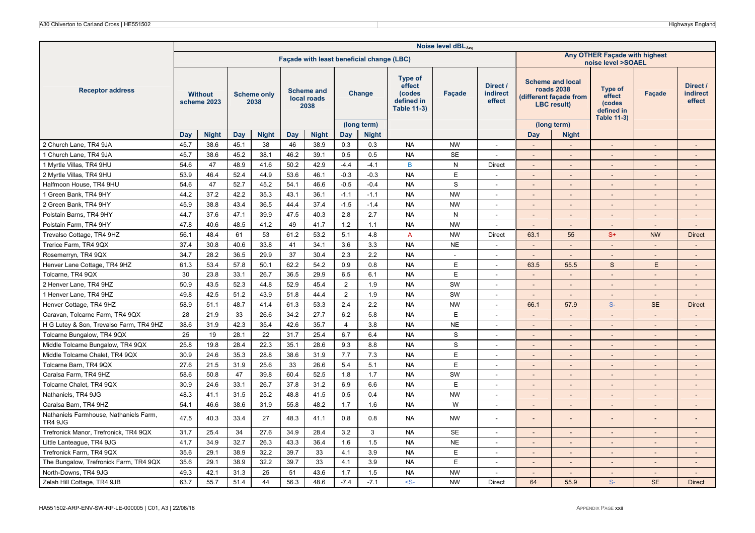| Receptor address | Noise level $dBL_{Aeq}$ | | | | | | | | | | | | | | | | |
|---|---|---|---|---|---|---|---|---|---|---|---|---|---|---|---|---|---|
| | Façade with least beneficial change (LBC) | | | | | | | | | | | Any OTHER Façade with highest noise level >SOAEL | | | | | |
| | Without scheme 2023 | | Scheme only 2038 | | Scheme and local roads 2038 | | Change (long term) | | Type of effect (codes defined in Table 11-3) | Façade | Direct / indirect effect | Scheme and local roads 2038 (different façade from LBC result) (long term) | | Type of effect (codes defined in Table 11-3) | Façade | Direct / indirect effect |
| | Day | Night | Day | Night | Day | Night | Day | Night | | | | Day | Night | | | |
| 2 Church Lane, TR4 9JA | 45.7 | 38.6 | 45.1 | 38 | 46 | 38.9 | 0.3 | 0.3 | NA | NW | - | - | - | - | - | - |
| 1 Church Lane, TR4 9JA | 45.7 | 38.6 | 45.2 | 38.1 | 46.2 | 39.1 | 0.5 | 0.5 | NA | SE | - | - | - | - | - | - |
| 1 Myrtle Villas, TR4 9HU | 54.6 | 47 | 48.9 | 41.6 | 50.2 | 42.9 | -4.4 | -4.1 | B | N | Direct | - | - | - | - | - |
| 2 Myrtle Villas, TR4 9HU | 53.9 | 46.4 | 52.4 | 44.9 | 53.6 | 46.1 | -0.3 | -0.3 | NA | E | - | - | - | - | - | - |
| Halfmoon House, TR4 9HU | 54.6 | 47 | 52.7 | 45.2 | 54.1 | 46.6 | -0.5 | -0.4 | NA | S | - | - | - | - | - | - |
| 1 Green Bank, TR4 9HY | 44.2 | 37.2 | 42.2 | 35.3 | 43.1 | 36.1 | -1.1 | -1.1 | NA | NW | - | - | - | - | - | - |
| 2 Green Bank, TR4 9HY | 45.9 | 38.8 | 43.4 | 36.5 | 44.4 | 37.4 | -1.5 | -1.4 | NA | NW | - | - | - | - | - | - |
| Polstain Barns, TR4 9HY | 44.7 | 37.6 | 47.1 | 39.9 | 47.5 | 40.3 | 2.8 | 2.7 | NA | N | - | - | - | - | - | - |
| Polstain Farm, TR4 9HY | 47.8 | 40.6 | 48.5 | 41.2 | 49 | 41.7 | 1.2 | 1.1 | NA | NW | - | - | - | - | - | - |
| Trevalso Cottage, TR4 9HZ | 56.1 | 48.4 | 61 | 53 | 61.2 | 53.2 | 5.1 | 4.8 | A | NW | Direct | 63.1 | 55 | S+ | NW | Direct |
| Trerice Farm, TR4 9QX | 37.4 | 30.8 | 40.6 | 33.8 | 41 | 34.1 | 3.6 | 3.3 | NA | NE | - | - | - | - | - | - |
| Rosemerryn, TR4 9QX | 34.7 | 28.2 | 36.5 | 29.9 | 37 | 30.4 | 2.3 | 2.2 | NA | - | - | - | - | - | - | - |
| Henver Lane Cottage, TR4 9HZ | 61.3 | 53.4 | 57.8 | 50.1 | 62.2 | 54.2 | 0.9 | 0.8 | NA | E | - | 63.5 | 55.5 | S | E | - |
| Tolcarne, TR4 9QX | 30 | 23.8 | 33.1 | 26.7 | 36.5 | 29.9 | 6.5 | 6.1 | NA | E | - | - | - | - | - | - |
| 2 Henver Lane, TR4 9HZ | 50.9 | 43.5 | 52.3 | 44.8 | 52.9 | 45.4 | 2 | 1.9 | NA | SW | - | - | - | - | - | - |
| 1 Henver Lane, TR4 9HZ | 49.8 | 42.5 | 51.2 | 43.9 | 51.8 | 44.4 | 2 | 1.9 | NA | SW | - | - | - | - | - | - |
| Henver Cottage, TR4 9HZ | 58.9 | 51.1 | 48.7 | 41.4 | 61.3 | 53.3 | 2.4 | 2.2 | NA | NW | - | 66.1 | 57.9 | S- | SE | Direct |
| Caravan, Tolcarne Farm, TR4 9QX | 28 | 21.9 | 33 | 26.6 | 34.2 | 27.7 | 6.2 | 5.8 | NA | E | - | - | - | - | - | - |
| H G Lutey & Son, Trevalso Farm, TR4 9HZ | 38.6 | 31.9 | 42.3 | 35.4 | 42.6 | 35.7 | 4 | 3.8 | NA | NE | - | - | - | - | - | - |
| Tolcarne Bungalow, TR4 9QX | 25 | 19 | 28.1 | 22 | 31.7 | 25.4 | 6.7 | 6.4 | NA | S | - | - | - | - | - | - |
| Middle Tolcarne Bungalow, TR4 9QX | 25.8 | 19.8 | 28.4 | 22.3 | 35.1 | 28.6 | 9.3 | 8.8 | NA | S | - | - | - | - | - | - |
| Middle Tolcarne Chalet, TR4 9QX | 30.9 | 24.6 | 35.3 | 28.8 | 38.6 | 31.9 | 7.7 | 7.3 | NA | E | - | - | - | - | - | - |
| Tolcarne Barn, TR4 9QX | 27.6 | 21.5 | 31.9 | 25.6 | 33 | 26.6 | 5.4 | 5.1 | NA | E | - | - | - | - | - | - |
| Caralsa Farm, TR4 9HZ | 58.6 | 50.8 | 47 | 39.8 | 60.4 | 52.5 | 1.8 | 1.7 | NA | SW | - | - | - | - | - | - |
| Tolcarne Chalet, TR4 9QX | 30.9 | 24.6 | 33.1 | 26.7 | 37.8 | 31.2 | 6.9 | 6.6 | NA | E | - | - | - | - | - | - |
| Nathaniels, TR4 9JG | 48.3 | 41.1 | 31.5 | 25.2 | 48.8 | 41.5 | 0.5 | 0.4 | NA | NW | - | - | - | - | - | - |
| Caralsa Barn, TR4 9HZ | 54.1 | 46.6 | 38.6 | 31.9 | 55.8 | 48.2 | 1.7 | 1.6 | NA | W | - | - | - | - | - | - |
| Nathaniels Farmhouse, Nathaniels Farm, TR4 9JG | 47.5 | 40.3 | 33.4 | 27 | 48.3 | 41.1 | 0.8 | 0.8 | NA | NW | - | - | - | - | - | - |
| Trefronick Manor, Trefronick, TR4 9QX | 31.7 | 25.4 | 34 | 27.6 | 34.9 | 28.4 | 3.2 | 3 | NA | SE | - | - | - | - | - | - |
| Little Lanteague, TR4 9JG | 41.7 | 34.9 | 32.7 | 26.3 | 43.3 | 36.4 | 1.6 | 1.5 | NA | NE | - | - | - | - | - | - |
| Trefronick Farm, TR4 9QX | 35.6 | 29.1 | 38.9 | 32.2 | 39.7 | 33 | 4.1 | 3.9 | NA | E | - | - | - | - | - | - |
| The Bungalow, Trefronick Farm, TR4 9QX | 35.6 | 29.1 | 38.9 | 32.2 | 39.7 | 33 | 4.1 | 3.9 | NA | E | - | - | - | - | - | - |
| North-Downs, TR4 9JG | 49.3 | 42.1 | 31.3 | 25 | 51 | 43.6 | 1.7 | 1.5 | NA | NW | - | - | - | - | - | - |
| Zelah Hill Cottage, TR4 9JB | 63.7 | 55.7 | 51.4 | 44 | 56.3 | 48.6 | -7.4 | -7.1 | <S- | NW | Direct | 64 | 55.9 | S- | SE | Direct |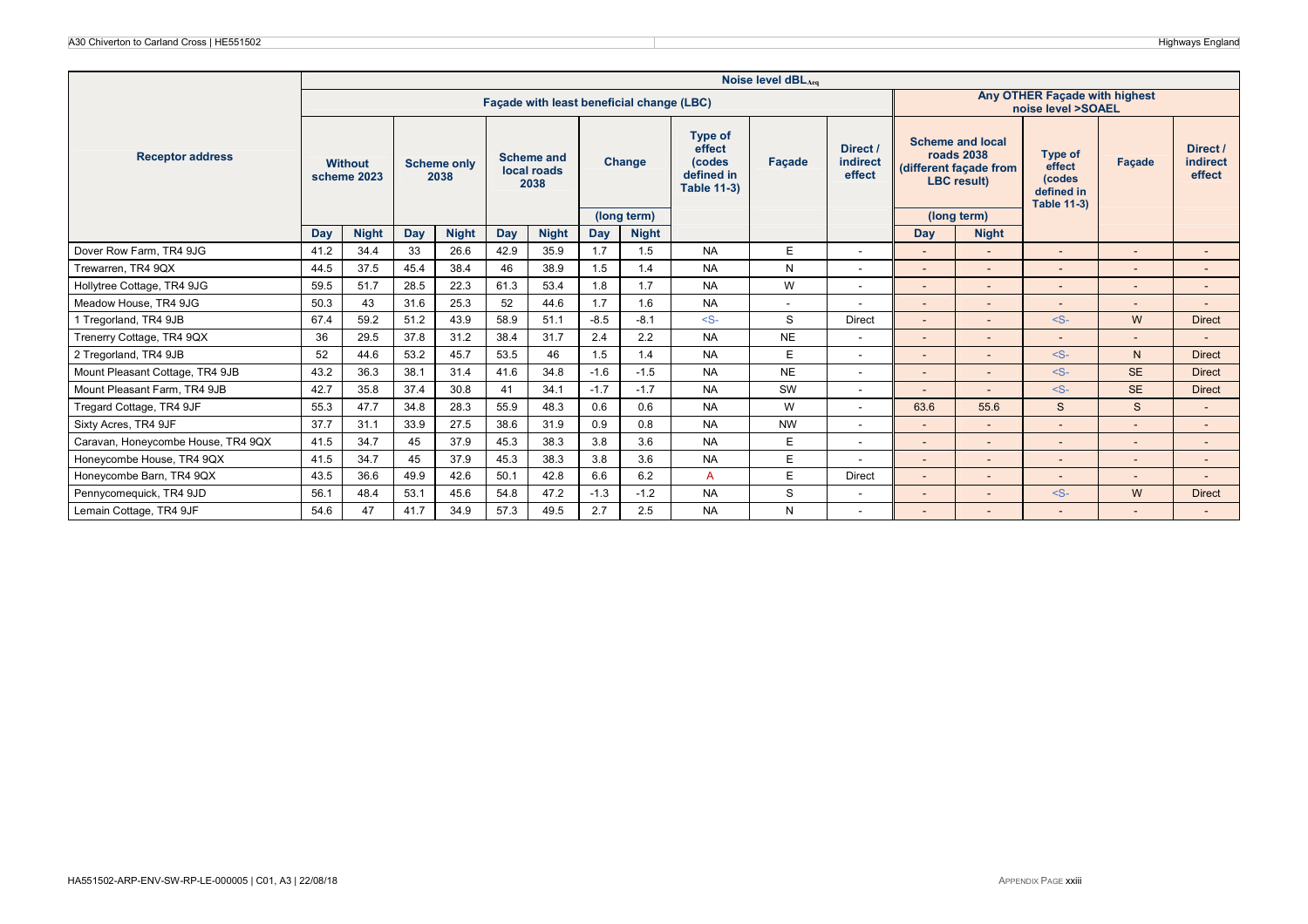| Receptor address | Noise level dBL$_{Aeq}$ | | | | | | | | | | | | | | | |
|---|---|---|---|---|---|---|---|---|---|---|---|---|---|---|---|---|
| | Façade with least beneficial change (LBC) | | | | | | | | | | | Any OTHER Façade with highest noise level >SOAEL | | | | |
| | Without scheme 2023 | | Scheme only 2038 | | Scheme and local roads 2038 | | Change (long term) | | Type of effect (codes defined in Table 11-3) | Façade | Direct / indirect effect | Scheme and local roads 2038 (different façade from LBC result) (long term) | | Type of effect (codes defined in Table 11-3) | Façade | Direct / indirect effect |
| | Day | Night | Day | Night | Day | Night | Day | Night | | | | Day | Night | | | |
| Dover Row Farm, TR4 9JG | 41.2 | 34.4 | 33 | 26.6 | 42.9 | 35.9 | 1.7 | 1.5 | NA | E | - | - | - | - | - | - |
| Trewarren, TR4 9QX | 44.5 | 37.5 | 45.4 | 38.4 | 46 | 38.9 | 1.5 | 1.4 | NA | N | - | - | - | - | - | - |
| Hollytree Cottage, TR4 9JG | 59.5 | 51.7 | 28.5 | 22.3 | 61.3 | 53.4 | 1.8 | 1.7 | NA | W | - | - | - | - | - | - |
| Meadow House, TR4 9JG | 50.3 | 43 | 31.6 | 25.3 | 52 | 44.6 | 1.7 | 1.6 | NA | - | - | - | - | - | - | - |
| 1 Tregorland, TR4 9JB | 67.4 | 59.2 | 51.2 | 43.9 | 58.9 | 51.1 | -8.5 | -8.1 | <S- | S | Direct | - | - | <S- | W | Direct |
| Trenerry Cottage, TR4 9QX | 36 | 29.5 | 37.8 | 31.2 | 38.4 | 31.7 | 2.4 | 2.2 | NA | NE | - | - | - | - | - | - |
| 2 Tregorland, TR4 9JB | 52 | 44.6 | 53.2 | 45.7 | 53.5 | 46 | 1.5 | 1.4 | NA | E | - | - | - | <S- | N | Direct |
| Mount Pleasant Cottage, TR4 9JB | 43.2 | 36.3 | 38.1 | 31.4 | 41.6 | 34.8 | -1.6 | -1.5 | NA | NE | - | - | - | <S- | SE | Direct |
| Mount Pleasant Farm, TR4 9JB | 42.7 | 35.8 | 37.4 | 30.8 | 41 | 34.1 | -1.7 | -1.7 | NA | SW | - | - | - | <S- | SE | Direct |
| Tregard Cottage, TR4 9JF | 55.3 | 47.7 | 34.8 | 28.3 | 55.9 | 48.3 | 0.6 | 0.6 | NA | W | - | 63.6 | 55.6 | S | S | - |
| Sixty Acres, TR4 9JF | 37.7 | 31.1 | 33.9 | 27.5 | 38.6 | 31.9 | 0.9 | 0.8 | NA | NW | - | - | - | - | - | - |
| Caravan, Honeycombe House, TR4 9QX | 41.5 | 34.7 | 45 | 37.9 | 45.3 | 38.3 | 3.8 | 3.6 | NA | E | - | - | - | - | - | - |
| Honeycombe House, TR4 9QX | 41.5 | 34.7 | 45 | 37.9 | 45.3 | 38.3 | 3.8 | 3.6 | NA | E | - | - | - | - | - | - |
| Honeycombe Barn, TR4 9QX | 43.5 | 36.6 | 49.9 | 42.6 | 50.1 | 42.8 | 6.6 | 6.2 | A | E | Direct | - | - | - | - | - |
| Pennycomequick, TR4 9JD | 56.1 | 48.4 | 53.1 | 45.6 | 54.8 | 47.2 | -1.3 | -1.2 | NA | S | - | - | - | <S- | W | Direct |
| Lemain Cottage, TR4 9JF | 54.6 | 47 | 41.7 | 34.9 | 57.3 | 49.5 | 2.7 | 2.5 | NA | N | - | - | - | - | - | - |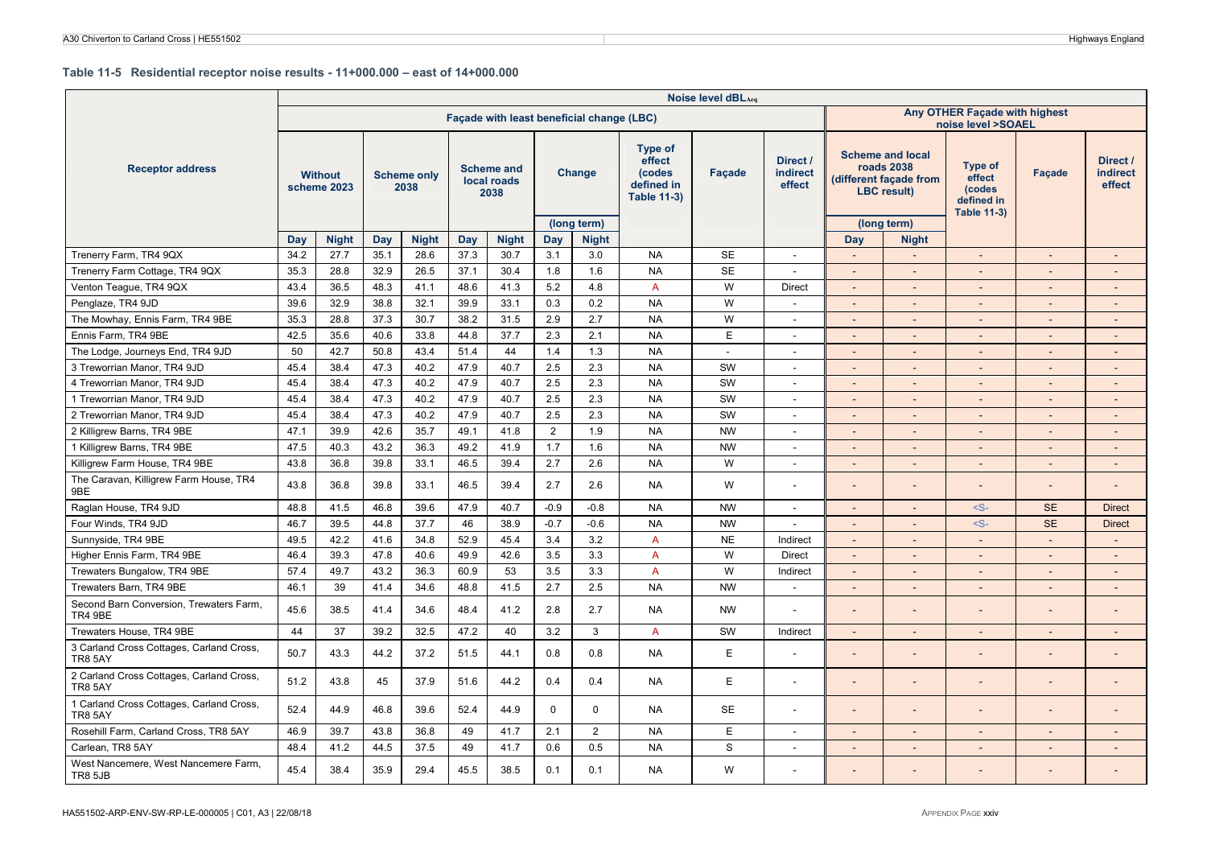### Table 11-5 Residential receptor noise results - 11+000.000 – east of 14+000.000

| Receptor address | Noise level dBL$_{Aeq}$ | | | | | | | | | | | | | | | | |
|---|---|---|---|---|---|---|---|---|---|---|---|---|---|---|---|---|---|
| | Façade with least beneficial change (LBC) | | | | | | | | | | | Any OTHER Façade with highest noise level >SOAEL | | | | | |
| | Without scheme 2023 | | Scheme only 2038 | | Scheme and local roads 2038 | | Change (long term) | | Type of effect (codes defined in Table 11-3) | Façade | Direct / indirect effect | Scheme and local roads 2038 (different façade from LBC result) (long term) | | Type of effect (codes defined in Table 11-3) | Façade | Direct / indirect effect |
| | Day | Night | Day | Night | Day | Night | Day | Night | | | | Day | Night | | | |
| Trenerry Farm, TR4 9QX | 34.2 | 27.7 | 35.1 | 28.6 | 37.3 | 30.7 | 3.1 | 3.0 | NA | SE | - | - | - | - | - | - |
| Trenerry Farm Cottage, TR4 9QX | 35.3 | 28.8 | 32.9 | 26.5 | 37.1 | 30.4 | 1.8 | 1.6 | NA | SE | - | - | - | - | - | - |
| Venton Teague, TR4 9QX | 43.4 | 36.5 | 48.3 | 41.1 | 48.6 | 41.3 | 5.2 | 4.8 | A | W | Direct | - | - | - | - | - |
| Penglaze, TR4 9JD | 39.6 | 32.9 | 38.8 | 32.1 | 39.9 | 33.1 | 0.3 | 0.2 | NA | W | - | - | - | - | - | - |
| The Mowhay, Ennis Farm, TR4 9BE | 35.3 | 28.8 | 37.3 | 30.7 | 38.2 | 31.5 | 2.9 | 2.7 | NA | W | - | - | - | - | - | - |
| Ennis Farm, TR4 9BE | 42.5 | 35.6 | 40.6 | 33.8 | 44.8 | 37.7 | 2.3 | 2.1 | NA | E | - | - | - | - | - | - |
| The Lodge, Journeys End, TR4 9JD | 50 | 42.7 | 50.8 | 43.4 | 51.4 | 44 | 1.4 | 1.3 | NA | - | - | - | - | - | - | - |
| 3 Treworrian Manor, TR4 9JD | 45.4 | 38.4 | 47.3 | 40.2 | 47.9 | 40.7 | 2.5 | 2.3 | NA | SW | - | - | - | - | - | - |
| 4 Treworrian Manor, TR4 9JD | 45.4 | 38.4 | 47.3 | 40.2 | 47.9 | 40.7 | 2.5 | 2.3 | NA | SW | - | - | - | - | - | - |
| 1 Treworrian Manor, TR4 9JD | 45.4 | 38.4 | 47.3 | 40.2 | 47.9 | 40.7 | 2.5 | 2.3 | NA | SW | - | - | - | - | - | - |
| 2 Treworrian Manor, TR4 9JD | 45.4 | 38.4 | 47.3 | 40.2 | 47.9 | 40.7 | 2.5 | 2.3 | NA | SW | - | - | - | - | - | - |
| 2 Killigrew Barns, TR4 9BE | 47.1 | 39.9 | 42.6 | 35.7 | 49.1 | 41.8 | 2 | 1.9 | NA | NW | - | - | - | - | - | - |
| 1 Killigrew Barns, TR4 9BE | 47.5 | 40.3 | 43.2 | 36.3 | 49.2 | 41.9 | 1.7 | 1.6 | NA | NW | - | - | - | - | - | - |
| Killigrew Farm House, TR4 9BE | 43.8 | 36.8 | 39.8 | 33.1 | 46.5 | 39.4 | 2.7 | 2.6 | NA | W | - | - | - | - | - | - |
| The Caravan, Killigrew Farm House, TR4 9BE | 43.8 | 36.8 | 39.8 | 33.1 | 46.5 | 39.4 | 2.7 | 2.6 | NA | W | - | - | - | - | - | - |
| Raglan House, TR4 9JD | 48.8 | 41.5 | 46.8 | 39.6 | 47.9 | 40.7 | -0.9 | -0.8 | NA | NW | - | - | - | <S- | SE | Direct |
| Four Winds, TR4 9JD | 46.7 | 39.5 | 44.8 | 37.7 | 46 | 38.9 | -0.7 | -0.6 | NA | NW | - | - | - | <S- | SE | Direct |
| Sunnyside, TR4 9BE | 49.5 | 42.2 | 41.6 | 34.8 | 52.9 | 45.4 | 3.4 | 3.2 | A | NE | Indirect | - | - | - | - | - |
| Higher Ennis Farm, TR4 9BE | 46.4 | 39.3 | 47.8 | 40.6 | 49.9 | 42.6 | 3.5 | 3.3 | A | W | Direct | - | - | - | - | - |
| Trewaters Bungalow, TR4 9BE | 57.4 | 49.7 | 43.2 | 36.3 | 60.9 | 53 | 3.5 | 3.3 | A | W | Indirect | - | - | - | - | - |
| Trewaters Barn, TR4 9BE | 46.1 | 39 | 41.4 | 34.6 | 48.8 | 41.5 | 2.7 | 2.5 | NA | NW | - | - | - | - | - | - |
| Second Barn Conversion, Trewaters Farm, TR4 9BE | 45.6 | 38.5 | 41.4 | 34.6 | 48.4 | 41.2 | 2.8 | 2.7 | NA | NW | - | - | - | - | - | - |
| Trewaters House, TR4 9BE | 44 | 37 | 39.2 | 32.5 | 47.2 | 40 | 3.2 | 3 | A | SW | Indirect | - | - | - | - | - |
| 3 Carland Cross Cottages, Carland Cross, TR8 5AY | 50.7 | 43.3 | 44.2 | 37.2 | 51.5 | 44.1 | 0.8 | 0.8 | NA | E | - | - | - | - | - | - |
| 2 Carland Cross Cottages, Carland Cross, TR8 5AY | 51.2 | 43.8 | 45 | 37.9 | 51.6 | 44.2 | 0.4 | 0.4 | NA | E | - | - | - | - | - | - |
| 1 Carland Cross Cottages, Carland Cross, TR8 5AY | 52.4 | 44.9 | 46.8 | 39.6 | 52.4 | 44.9 | 0 | 0 | NA | SE | - | - | - | - | - | - |
| Rosehill Farm, Carland Cross, TR8 5AY | 46.9 | 39.7 | 43.8 | 36.8 | 49 | 41.7 | 2.1 | 2 | NA | E | - | - | - | - | - | - |
| Carlean, TR8 5AY | 48.4 | 41.2 | 44.5 | 37.5 | 49 | 41.7 | 0.6 | 0.5 | NA | S | - | - | - | - | - | - |
| West Nancemere, West Nancemere Farm, TR8 5JB | 45.4 | 38.4 | 35.9 | 29.4 | 45.5 | 38.5 | 0.1 | 0.1 | NA | W | - | - | - | - | - | - |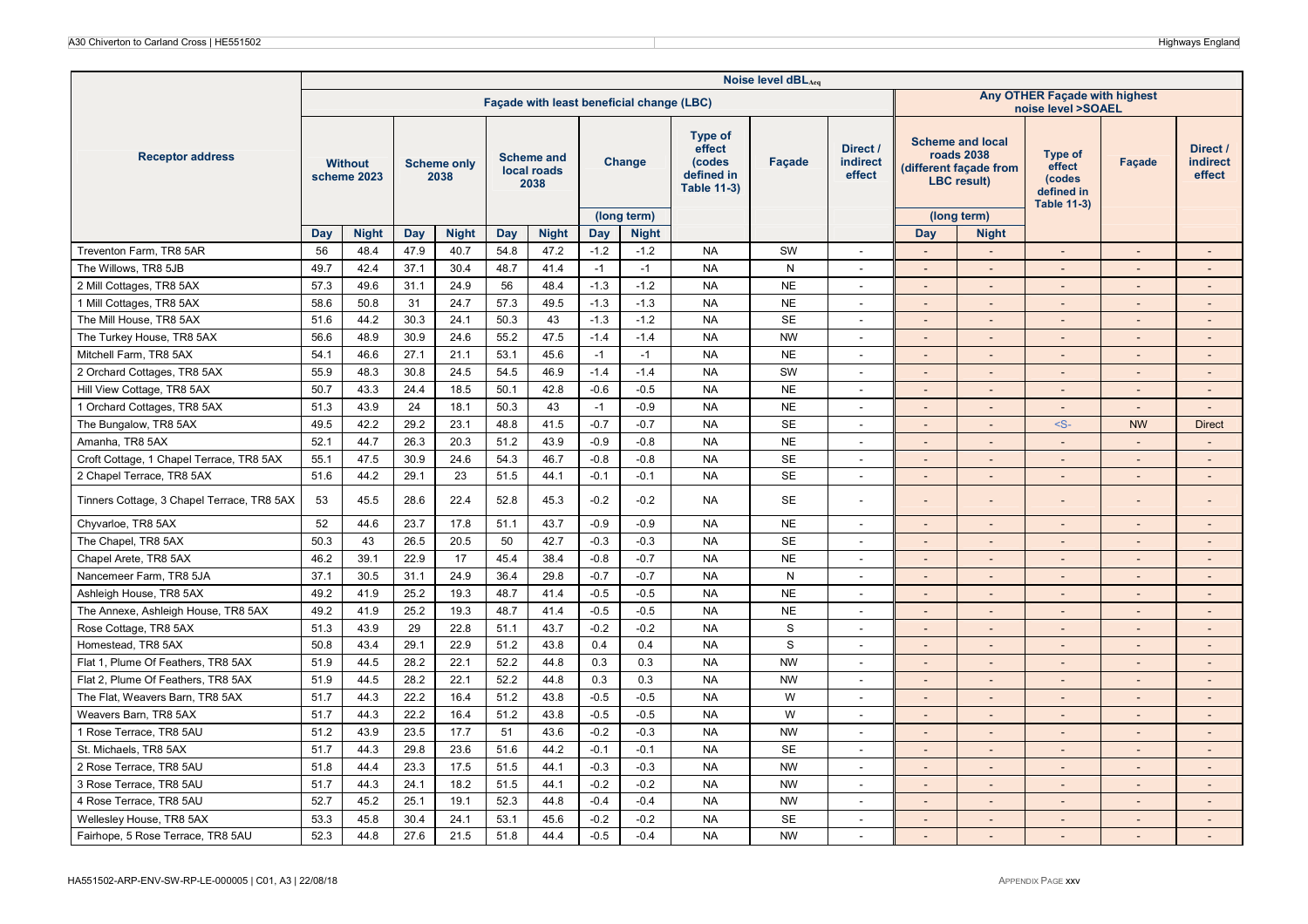| Receptor address | Noise level $dBL_{Aeq}$ | | | | | | | | | | | | | | | | |
|---|---|---|---|---|---|---|---|---|---|---|---|---|---|---|---|---|---|
| | Façade with least beneficial change (LBC) | | | | | | | | | | | Any OTHER Façade with highest noise level >SOAEL | | | | | |
| | Without scheme 2023 | | Scheme only 2038 | | Scheme and local roads 2038 | | Change (long term) | | Type of effect (codes defined in Table 11-3) | Façade | Direct / indirect effect | Scheme and local roads 2038 (different façade from LBC result) (long term) | | Type of effect (codes defined in Table 11-3) | Façade | Direct / indirect effect |
| | Day | Night | Day | Night | Day | Night | Day | Night | | | | Day | Night | | | |
| Treventon Farm, TR8 5AR | 56 | 48.4 | 47.9 | 40.7 | 54.8 | 47.2 | -1.2 | -1.2 | NA | SW | - | - | - | - | - | - |
| The Willows, TR8 5JB | 49.7 | 42.4 | 37.1 | 30.4 | 48.7 | 41.4 | -1 | -1 | NA | N | - | - | - | - | - | - |
| 2 Mill Cottages, TR8 5AX | 57.3 | 49.6 | 31.1 | 24.9 | 56 | 48.4 | -1.3 | -1.2 | NA | NE | - | - | - | - | - | - |
| 1 Mill Cottages, TR8 5AX | 58.6 | 50.8 | 31 | 24.7 | 57.3 | 49.5 | -1.3 | -1.3 | NA | NE | - | - | - | - | - | - |
| The Mill House, TR8 5AX | 51.6 | 44.2 | 30.3 | 24.1 | 50.3 | 43 | -1.3 | -1.2 | NA | SE | - | - | - | - | - | - |
| The Turkey House, TR8 5AX | 56.6 | 48.9 | 30.9 | 24.6 | 55.2 | 47.5 | -1.4 | -1.4 | NA | NW | - | - | - | - | - | - |
| Mitchell Farm, TR8 5AX | 54.1 | 46.6 | 27.1 | 21.1 | 53.1 | 45.6 | -1 | -1 | NA | NE | - | - | - | - | - | - |
| 2 Orchard Cottages, TR8 5AX | 55.9 | 48.3 | 30.8 | 24.5 | 54.5 | 46.9 | -1.4 | -1.4 | NA | SW | - | - | - | - | - | - |
| Hill View Cottage, TR8 5AX | 50.7 | 43.3 | 24.4 | 18.5 | 50.1 | 42.8 | -0.6 | -0.5 | NA | NE | - | - | - | - | - | - |
| 1 Orchard Cottages, TR8 5AX | 51.3 | 43.9 | 24 | 18.1 | 50.3 | 43 | -1 | -0.9 | NA | NE | - | - | - | - | - | - |
| The Bungalow, TR8 5AX | 49.5 | 42.2 | 29.2 | 23.1 | 48.8 | 41.5 | -0.7 | -0.7 | NA | SE | - | - | - | <S- | NW | Direct |
| Amanha, TR8 5AX | 52.1 | 44.7 | 26.3 | 20.3 | 51.2 | 43.9 | -0.9 | -0.8 | NA | NE | - | - | - | - | - | - |
| Croft Cottage, 1 Chapel Terrace, TR8 5AX | 55.1 | 47.5 | 30.9 | 24.6 | 54.3 | 46.7 | -0.8 | -0.8 | NA | SE | - | - | - | - | - | - |
| 2 Chapel Terrace, TR8 5AX | 51.6 | 44.2 | 29.1 | 23 | 51.5 | 44.1 | -0.1 | -0.1 | NA | SE | - | - | - | - | - | - |
| Tinners Cottage, 3 Chapel Terrace, TR8 5AX | 53 | 45.5 | 28.6 | 22.4 | 52.8 | 45.3 | -0.2 | -0.2 | NA | SE | - | - | - | - | - | - |
| Chyvarloe, TR8 5AX | 52 | 44.6 | 23.7 | 17.8 | 51.1 | 43.7 | -0.9 | -0.9 | NA | NE | - | - | - | - | - | - |
| The Chapel, TR8 5AX | 50.3 | 43 | 26.5 | 20.5 | 50 | 42.7 | -0.3 | -0.3 | NA | SE | - | - | - | - | - | - |
| Chapel Arete, TR8 5AX | 46.2 | 39.1 | 22.9 | 17 | 45.4 | 38.4 | -0.8 | -0.7 | NA | NE | - | - | - | - | - | - |
| Nancemeer Farm, TR8 5JA | 37.1 | 30.5 | 31.1 | 24.9 | 36.4 | 29.8 | -0.7 | -0.7 | NA | N | - | - | - | - | - | - |
| Ashleigh House, TR8 5AX | 49.2 | 41.9 | 25.2 | 19.3 | 48.7 | 41.4 | -0.5 | -0.5 | NA | NE | - | - | - | - | - | - |
| The Annexe, Ashleigh House, TR8 5AX | 49.2 | 41.9 | 25.2 | 19.3 | 48.7 | 41.4 | -0.5 | -0.5 | NA | NE | - | - | - | - | - | - |
| Rose Cottage, TR8 5AX | 51.3 | 43.9 | 29 | 22.8 | 51.1 | 43.7 | -0.2 | -0.2 | NA | S | - | - | - | - | - | - |
| Homestead, TR8 5AX | 50.8 | 43.4 | 29.1 | 22.9 | 51.2 | 43.8 | 0.4 | 0.4 | NA | S | - | - | - | - | - | - |
| Flat 1, Plume Of Feathers, TR8 5AX | 51.9 | 44.5 | 28.2 | 22.1 | 52.2 | 44.8 | 0.3 | 0.3 | NA | NW | - | - | - | - | - | - |
| Flat 2, Plume Of Feathers, TR8 5AX | 51.9 | 44.5 | 28.2 | 22.1 | 52.2 | 44.8 | 0.3 | 0.3 | NA | NW | - | - | - | - | - | - |
| The Flat, Weavers Barn, TR8 5AX | 51.7 | 44.3 | 22.2 | 16.4 | 51.2 | 43.8 | -0.5 | -0.5 | NA | W | - | - | - | - | - | - |
| Weavers Barn, TR8 5AX | 51.7 | 44.3 | 22.2 | 16.4 | 51.2 | 43.8 | -0.5 | -0.5 | NA | W | - | - | - | - | - | - |
| 1 Rose Terrace, TR8 5AU | 51.2 | 43.9 | 23.5 | 17.7 | 51 | 43.6 | -0.2 | -0.3 | NA | NW | - | - | - | - | - | - |
| St. Michaels, TR8 5AX | 51.7 | 44.3 | 29.8 | 23.6 | 51.6 | 44.2 | -0.1 | -0.1 | NA | SE | - | - | - | - | - | - |
| 2 Rose Terrace, TR8 5AU | 51.8 | 44.4 | 23.3 | 17.5 | 51.5 | 44.1 | -0.3 | -0.3 | NA | NW | - | - | - | - | - | - |
| 3 Rose Terrace, TR8 5AU | 51.7 | 44.3 | 24.1 | 18.2 | 51.5 | 44.1 | -0.2 | -0.2 | NA | NW | - | - | - | - | - | - |
| 4 Rose Terrace, TR8 5AU | 52.7 | 45.2 | 25.1 | 19.1 | 52.3 | 44.8 | -0.4 | -0.4 | NA | NW | - | - | - | - | - | - |
| Wellesley House, TR8 5AX | 53.3 | 45.8 | 30.4 | 24.1 | 53.1 | 45.6 | -0.2 | -0.2 | NA | SE | - | - | - | - | - | - |
| Fairhope, 5 Rose Terrace, TR8 5AU | 52.3 | 44.8 | 27.6 | 21.5 | 51.8 | 44.4 | -0.5 | -0.4 | NA | NW | - | - | - | - | - | - |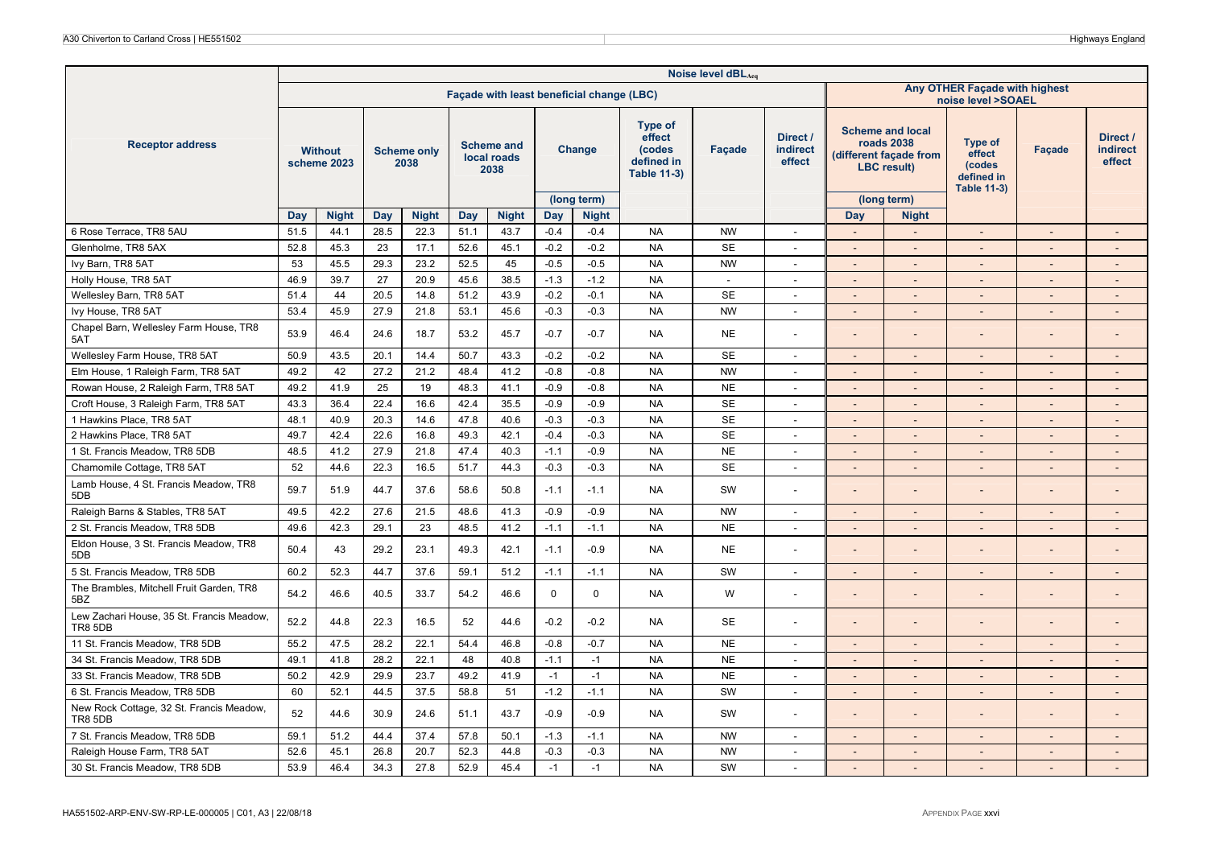| Receptor address | Noise level $dBL_{Aeq}$ | | | | | | | | | | | | | | | | |
|---|---|---|---|---|---|---|---|---|---|---|---|---|---|---|---|---|---|
| | Façade with least beneficial change (LBC) | | | | | | | | | | | Any OTHER Façade with highest noise level >SOAEL | | | | | |
| | Without scheme 2023 | | Scheme only 2038 | | Scheme and local roads 2038 | | Change (long term) | | Type of effect (codes defined in Table 11-3) | Façade | Direct / indirect effect | Scheme and local roads 2038 (different façade from LBC result) (long term) | | Type of effect (codes defined in Table 11-3) | Façade | Direct / indirect effect |
| | Day | Night | Day | Night | Day | Night | Day | Night | | | | Day | Night | | | |
| 6 Rose Terrace, TR8 5AU | 51.5 | 44.1 | 28.5 | 22.3 | 51.1 | 43.7 | -0.4 | -0.4 | NA | NW | - | - | - | - | - | - |
| Glenholme, TR8 5AX | 52.8 | 45.3 | 23 | 17.1 | 52.6 | 45.1 | -0.2 | -0.2 | NA | SE | - | - | - | - | - | - |
| Ivy Barn, TR8 5AT | 53 | 45.5 | 29.3 | 23.2 | 52.5 | 45 | -0.5 | -0.5 | NA | NW | - | - | - | - | - | - |
| Holly House, TR8 5AT | 46.9 | 39.7 | 27 | 20.9 | 45.6 | 38.5 | -1.3 | -1.2 | NA | - | - | - | - | - | - | - |
| Wellesley Barn, TR8 5AT | 51.4 | 44 | 20.5 | 14.8 | 51.2 | 43.9 | -0.2 | -0.1 | NA | SE | - | - | - | - | - | - |
| Ivy House, TR8 5AT | 53.4 | 45.9 | 27.9 | 21.8 | 53.1 | 45.6 | -0.3 | -0.3 | NA | NW | - | - | - | - | - | - |
| Chapel Barn, Wellesley Farm House, TR8 5AT | 53.9 | 46.4 | 24.6 | 18.7 | 53.2 | 45.7 | -0.7 | -0.7 | NA | NE | - | - | - | - | - | - |
| Wellesley Farm House, TR8 5AT | 50.9 | 43.5 | 20.1 | 14.4 | 50.7 | 43.3 | -0.2 | -0.2 | NA | SE | - | - | - | - | - | - |
| Elm House, 1 Raleigh Farm, TR8 5AT | 49.2 | 42 | 27.2 | 21.2 | 48.4 | 41.2 | -0.8 | -0.8 | NA | NW | - | - | - | - | - | - |
| Rowan House, 2 Raleigh Farm, TR8 5AT | 49.2 | 41.9 | 25 | 19 | 48.3 | 41.1 | -0.9 | -0.8 | NA | NE | - | - | - | - | - | - |
| Croft House, 3 Raleigh Farm, TR8 5AT | 43.3 | 36.4 | 22.4 | 16.6 | 42.4 | 35.5 | -0.9 | -0.9 | NA | SE | - | - | - | - | - | - |
| 1 Hawkins Place, TR8 5AT | 48.1 | 40.9 | 20.3 | 14.6 | 47.8 | 40.6 | -0.3 | -0.3 | NA | SE | - | - | - | - | - | - |
| 2 Hawkins Place, TR8 5AT | 49.7 | 42.4 | 22.6 | 16.8 | 49.3 | 42.1 | -0.4 | -0.3 | NA | SE | - | - | - | - | - | - |
| 1 St. Francis Meadow, TR8 5DB | 48.5 | 41.2 | 27.9 | 21.8 | 47.4 | 40.3 | -1.1 | -0.9 | NA | NE | - | - | - | - | - | - |
| Chamomile Cottage, TR8 5AT | 52 | 44.6 | 22.3 | 16.5 | 51.7 | 44.3 | -0.3 | -0.3 | NA | SE | - | - | - | - | - | - |
| Lamb House, 4 St. Francis Meadow, TR8 5DB | 59.7 | 51.9 | 44.7 | 37.6 | 58.6 | 50.8 | -1.1 | -1.1 | NA | SW | - | - | - | - | - | - |
| Raleigh Barns & Stables, TR8 5AT | 49.5 | 42.2 | 27.6 | 21.5 | 48.6 | 41.3 | -0.9 | -0.9 | NA | NW | - | - | - | - | - | - |
| 2 St. Francis Meadow, TR8 5DB | 49.6 | 42.3 | 29.1 | 23 | 48.5 | 41.2 | -1.1 | -1.1 | NA | NE | - | - | - | - | - | - |
| Eldon House, 3 St. Francis Meadow, TR8 5DB | 50.4 | 43 | 29.2 | 23.1 | 49.3 | 42.1 | -1.1 | -0.9 | NA | NE | - | - | - | - | - | - |
| 5 St. Francis Meadow, TR8 5DB | 60.2 | 52.3 | 44.7 | 37.6 | 59.1 | 51.2 | -1.1 | -1.1 | NA | SW | - | - | - | - | - | - |
| The Brambles, Mitchell Fruit Garden, TR8 5BZ | 54.2 | 46.6 | 40.5 | 33.7 | 54.2 | 46.6 | 0 | 0 | NA | W | - | - | - | - | - | - |
| Lew Zachari House, 35 St. Francis Meadow, TR8 5DB | 52.2 | 44.8 | 22.3 | 16.5 | 52 | 44.6 | -0.2 | -0.2 | NA | SE | - | - | - | - | - | - |
| 11 St. Francis Meadow, TR8 5DB | 55.2 | 47.5 | 28.2 | 22.1 | 54.4 | 46.8 | -0.8 | -0.7 | NA | NE | - | - | - | - | - | - |
| 34 St. Francis Meadow, TR8 5DB | 49.1 | 41.8 | 28.2 | 22.1 | 48 | 40.8 | -1.1 | -1 | NA | NE | - | - | - | - | - | - |
| 33 St. Francis Meadow, TR8 5DB | 50.2 | 42.9 | 29.9 | 23.7 | 49.2 | 41.9 | -1 | -1 | NA | NE | - | - | - | - | - | - |
| 6 St. Francis Meadow, TR8 5DB | 60 | 52.1 | 44.5 | 37.5 | 58.8 | 51 | -1.2 | -1.1 | NA | SW | - | - | - | - | - | - |
| New Rock Cottage, 32 St. Francis Meadow, TR8 5DB | 52 | 44.6 | 30.9 | 24.6 | 51.1 | 43.7 | -0.9 | -0.9 | NA | SW | - | - | - | - | - | - |
| 7 St. Francis Meadow, TR8 5DB | 59.1 | 51.2 | 44.4 | 37.4 | 57.8 | 50.1 | -1.3 | -1.1 | NA | NW | - | - | - | - | - | - |
| Raleigh House Farm, TR8 5AT | 52.6 | 45.1 | 26.8 | 20.7 | 52.3 | 44.8 | -0.3 | -0.3 | NA | NW | - | - | - | - | - | - |
| 30 St. Francis Meadow, TR8 5DB | 53.9 | 46.4 | 34.3 | 27.8 | 52.9 | 45.4 | -1 | -1 | NA | SW | - | - | - | - | - | - |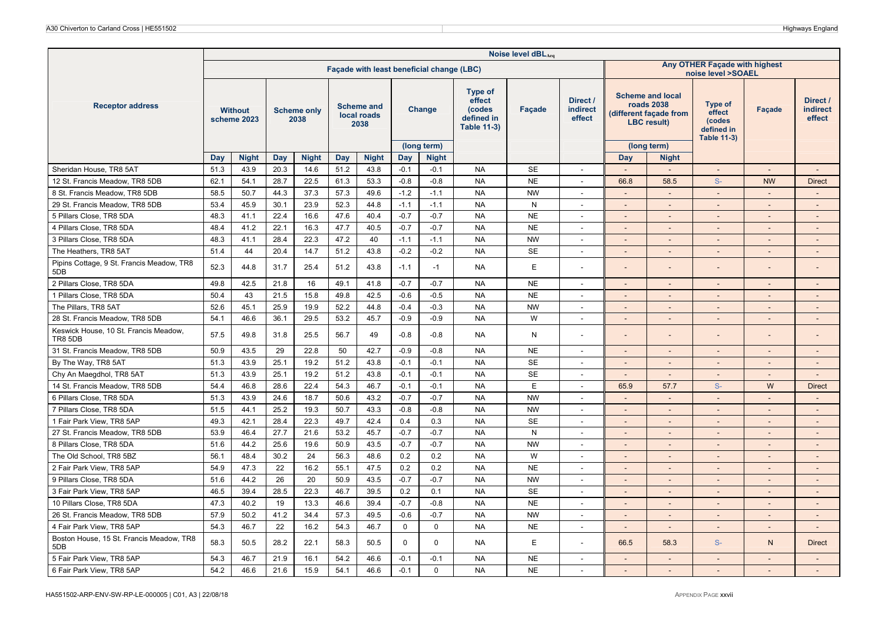| Receptor address | Noise level dBL$_{Aeq}$ | | | | | | | | | | | | | | | | |
|---|---|---|---|---|---|---|---|---|---|---|---|---|---|---|---|---|---|
| | Façade with least beneficial change (LBC) | | | | | | | | | | | Any OTHER Façade with highest noise level >SOAEL | | | | | |
| | Without scheme 2023 | | Scheme only 2038 | | Scheme and local roads 2038 | | Change (long term) | | Type of effect (codes defined in Table 11-3) | Façade | Direct / indirect effect | Scheme and local roads 2038 (different façade from LBC result) (long term) | | Type of effect (codes defined in Table 11-3) | Façade | Direct / indirect effect |
| | Day | Night | Day | Night | Day | Night | Day | Night | | | | Day | Night | | | |
| Sheridan House, TR8 5AT | 51.3 | 43.9 | 20.3 | 14.6 | 51.2 | 43.8 | -0.1 | -0.1 | NA | SE | - | - | - | - | - | - |
| 12 St. Francis Meadow, TR8 5DB | 62.1 | 54.1 | 28.7 | 22.5 | 61.3 | 53.3 | -0.8 | -0.8 | NA | NE | - | 66.8 | 58.5 | S- | NW | Direct |
| 8 St. Francis Meadow, TR8 5DB | 58.5 | 50.7 | 44.3 | 37.3 | 57.3 | 49.6 | -1.2 | -1.1 | NA | NW | - | - | - | - | - | - |
| 29 St. Francis Meadow, TR8 5DB | 53.4 | 45.9 | 30.1 | 23.9 | 52.3 | 44.8 | -1.1 | -1.1 | NA | N | - | - | - | - | - | - |
| 5 Pillars Close, TR8 5DA | 48.3 | 41.1 | 22.4 | 16.6 | 47.6 | 40.4 | -0.7 | -0.7 | NA | NE | - | - | - | - | - | - |
| 4 Pillars Close, TR8 5DA | 48.4 | 41.2 | 22.1 | 16.3 | 47.7 | 40.5 | -0.7 | -0.7 | NA | NE | - | - | - | - | - | - |
| 3 Pillars Close, TR8 5DA | 48.3 | 41.1 | 28.4 | 22.3 | 47.2 | 40 | -1.1 | -1.1 | NA | NW | - | - | - | - | - | - |
| The Heathers, TR8 5AT | 51.4 | 44 | 20.4 | 14.7 | 51.2 | 43.8 | -0.2 | -0.2 | NA | SE | - | - | - | - | - | - |
| Pipins Cottage, 9 St. Francis Meadow, TR8 5DB | 52.3 | 44.8 | 31.7 | 25.4 | 51.2 | 43.8 | -1.1 | -1 | NA | E | - | - | - | - | - | - |
| 2 Pillars Close, TR8 5DA | 49.8 | 42.5 | 21.8 | 16 | 49.1 | 41.8 | -0.7 | -0.7 | NA | NE | - | - | - | - | - | - |
| 1 Pillars Close, TR8 5DA | 50.4 | 43 | 21.5 | 15.8 | 49.8 | 42.5 | -0.6 | -0.5 | NA | NE | - | - | - | - | - | - |
| The Pillars, TR8 5AT | 52.6 | 45.1 | 25.9 | 19.9 | 52.2 | 44.8 | -0.4 | -0.3 | NA | NW | - | - | - | - | - | - |
| 28 St. Francis Meadow, TR8 5DB | 54.1 | 46.6 | 36.1 | 29.5 | 53.2 | 45.7 | -0.9 | -0.9 | NA | W | - | - | - | - | - | - |
| Keswick House, 10 St. Francis Meadow, TR8 5DB | 57.5 | 49.8 | 31.8 | 25.5 | 56.7 | 49 | -0.8 | -0.8 | NA | N | - | - | - | - | - | - |
| 31 St. Francis Meadow, TR8 5DB | 50.9 | 43.5 | 29 | 22.8 | 50 | 42.7 | -0.9 | -0.8 | NA | NE | - | - | - | - | - | - |
| By The Way, TR8 5AT | 51.3 | 43.9 | 25.1 | 19.2 | 51.2 | 43.8 | -0.1 | -0.1 | NA | SE | - | - | - | - | - | - |
| Chy An Maegdhol, TR8 5AT | 51.3 | 43.9 | 25.1 | 19.2 | 51.2 | 43.8 | -0.1 | -0.1 | NA | SE | - | - | - | - | - | - |
| 14 St. Francis Meadow, TR8 5DB | 54.4 | 46.8 | 28.6 | 22.4 | 54.3 | 46.7 | -0.1 | -0.1 | NA | E | - | 65.9 | 57.7 | S- | W | Direct |
| 6 Pillars Close, TR8 5DA | 51.3 | 43.9 | 24.6 | 18.7 | 50.6 | 43.2 | -0.7 | -0.7 | NA | NW | - | - | - | - | - | - |
| 7 Pillars Close, TR8 5DA | 51.5 | 44.1 | 25.2 | 19.3 | 50.7 | 43.3 | -0.8 | -0.8 | NA | NW | - | - | - | - | - | - |
| 1 Fair Park View, TR8 5AP | 49.3 | 42.1 | 28.4 | 22.3 | 49.7 | 42.4 | 0.4 | 0.3 | NA | SE | - | - | - | - | - | - |
| 27 St. Francis Meadow, TR8 5DB | 53.9 | 46.4 | 27.7 | 21.6 | 53.2 | 45.7 | -0.7 | -0.7 | NA | N | - | - | - | - | - | - |
| 8 Pillars Close, TR8 5DA | 51.6 | 44.2 | 25.6 | 19.6 | 50.9 | 43.5 | -0.7 | -0.7 | NA | NW | - | - | - | - | - | - |
| The Old School, TR8 5BZ | 56.1 | 48.4 | 30.2 | 24 | 56.3 | 48.6 | 0.2 | 0.2 | NA | W | - | - | - | - | - | - |
| 2 Fair Park View, TR8 5AP | 54.9 | 47.3 | 22 | 16.2 | 55.1 | 47.5 | 0.2 | 0.2 | NA | NE | - | - | - | - | - | - |
| 9 Pillars Close, TR8 5DA | 51.6 | 44.2 | 26 | 20 | 50.9 | 43.5 | -0.7 | -0.7 | NA | NW | - | - | - | - | - | - |
| 3 Fair Park View, TR8 5AP | 46.5 | 39.4 | 28.5 | 22.3 | 46.7 | 39.5 | 0.2 | 0.1 | NA | SE | - | - | - | - | - | - |
| 10 Pillars Close, TR8 5DA | 47.3 | 40.2 | 19 | 13.3 | 46.6 | 39.4 | -0.7 | -0.8 | NA | NE | - | - | - | - | - | - |
| 26 St. Francis Meadow, TR8 5DB | 57.9 | 50.2 | 41.2 | 34.4 | 57.3 | 49.5 | -0.6 | -0.7 | NA | NW | - | - | - | - | - | - |
| 4 Fair Park View, TR8 5AP | 54.3 | 46.7 | 22 | 16.2 | 54.3 | 46.7 | 0 | 0 | NA | NE | - | - | - | - | - | - |
| Boston House, 15 St. Francis Meadow, TR8 5DB | 58.3 | 50.5 | 28.2 | 22.1 | 58.3 | 50.5 | 0 | 0 | NA | E | - | 66.5 | 58.3 | S- | N | Direct |
| 5 Fair Park View, TR8 5AP | 54.3 | 46.7 | 21.9 | 16.1 | 54.2 | 46.6 | -0.1 | -0.1 | NA | NE | - | - | - | - | - | - |
| 6 Fair Park View, TR8 5AP | 54.2 | 46.6 | 21.6 | 15.9 | 54.1 | 46.6 | -0.1 | 0 | NA | NE | - | - | - | - | - | - |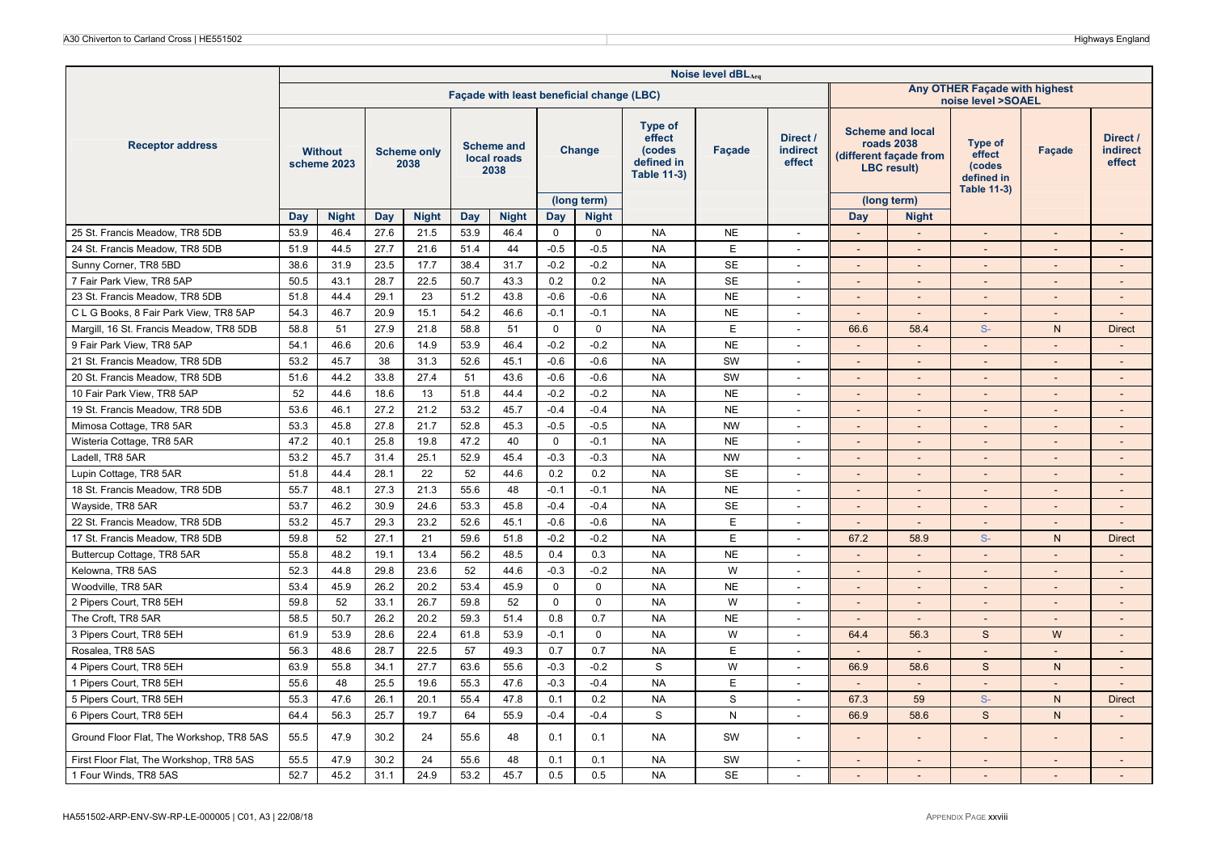| Receptor address | Noise level $dBL_{Aeq}$ | | | | | | | | | | | | | | | | |
|---|---|---|---|---|---|---|---|---|---|---|---|---|---|---|---|---|---|
| | Façade with least beneficial change (LBC) | | | | | | | | | | | Any OTHER Façade with highest noise level >SOAEL | | | | | |
| | Without scheme 2023 | | Scheme only 2038 | | Scheme and local roads 2038 | | Change (long term) | | Type of effect (codes defined in Table 11-3) | Façade | Direct / indirect effect | Scheme and local roads 2038 (different façade from LBC result) (long term) | | Type of effect (codes defined in Table 11-3) | Façade | Direct / indirect effect |
| | Day | Night | Day | Night | Day | Night | Day | Night | | | | Day | Night | | | |
| 25 St. Francis Meadow, TR8 5DB | 53.9 | 46.4 | 27.6 | 21.5 | 53.9 | 46.4 | 0 | 0 | NA | NE | - | - | - | - | - | - |
| 24 St. Francis Meadow, TR8 5DB | 51.9 | 44.5 | 27.7 | 21.6 | 51.4 | 44 | -0.5 | -0.5 | NA | E | - | - | - | - | - | - |
| Sunny Corner, TR8 5BD | 38.6 | 31.9 | 23.5 | 17.7 | 38.4 | 31.7 | -0.2 | -0.2 | NA | SE | - | - | - | - | - | - |
| 7 Fair Park View, TR8 5AP | 50.5 | 43.1 | 28.7 | 22.5 | 50.7 | 43.3 | 0.2 | 0.2 | NA | SE | - | - | - | - | - | - |
| 23 St. Francis Meadow, TR8 5DB | 51.8 | 44.4 | 29.1 | 23 | 51.2 | 43.8 | -0.6 | -0.6 | NA | NE | - | - | - | - | - | - |
| C L G Books, 8 Fair Park View, TR8 5AP | 54.3 | 46.7 | 20.9 | 15.1 | 54.2 | 46.6 | -0.1 | -0.1 | NA | NE | - | - | - | - | - | - |
| Margill, 16 St. Francis Meadow, TR8 5DB | 58.8 | 51 | 27.9 | 21.8 | 58.8 | 51 | 0 | 0 | NA | E | - | 66.6 | 58.4 | S- | N | Direct |
| 9 Fair Park View, TR8 5AP | 54.1 | 46.6 | 20.6 | 14.9 | 53.9 | 46.4 | -0.2 | -0.2 | NA | NE | - | - | - | - | - | - |
| 21 St. Francis Meadow, TR8 5DB | 53.2 | 45.7 | 38 | 31.3 | 52.6 | 45.1 | -0.6 | -0.6 | NA | SW | - | - | - | - | - | - |
| 20 St. Francis Meadow, TR8 5DB | 51.6 | 44.2 | 33.8 | 27.4 | 51 | 43.6 | -0.6 | -0.6 | NA | SW | - | - | - | - | - | - |
| 10 Fair Park View, TR8 5AP | 52 | 44.6 | 18.6 | 13 | 51.8 | 44.4 | -0.2 | -0.2 | NA | NE | - | - | - | - | - | - |
| 19 St. Francis Meadow, TR8 5DB | 53.6 | 46.1 | 27.2 | 21.2 | 53.2 | 45.7 | -0.4 | -0.4 | NA | NE | - | - | - | - | - | - |
| Mimosa Cottage, TR8 5AR | 53.3 | 45.8 | 27.8 | 21.7 | 52.8 | 45.3 | -0.5 | -0.5 | NA | NW | - | - | - | - | - | - |
| Wisteria Cottage, TR8 5AR | 47.2 | 40.1 | 25.8 | 19.8 | 47.2 | 40 | 0 | -0.1 | NA | NE | - | - | - | - | - | - |
| Ladell, TR8 5AR | 53.2 | 45.7 | 31.4 | 25.1 | 52.9 | 45.4 | -0.3 | -0.3 | NA | NW | - | - | - | - | - | - |
| Lupin Cottage, TR8 5AR | 51.8 | 44.4 | 28.1 | 22 | 52 | 44.6 | 0.2 | 0.2 | NA | SE | - | - | - | - | - | - |
| 18 St. Francis Meadow, TR8 5DB | 55.7 | 48.1 | 27.3 | 21.3 | 55.6 | 48 | -0.1 | -0.1 | NA | NE | - | - | - | - | - | - |
| Wayside, TR8 5AR | 53.7 | 46.2 | 30.9 | 24.6 | 53.3 | 45.8 | -0.4 | -0.4 | NA | SE | - | - | - | - | - | - |
| 22 St. Francis Meadow, TR8 5DB | 53.2 | 45.7 | 29.3 | 23.2 | 52.6 | 45.1 | -0.6 | -0.6 | NA | E | - | - | - | - | - | - |
| 17 St. Francis Meadow, TR8 5DB | 59.8 | 52 | 27.1 | 21 | 59.6 | 51.8 | -0.2 | -0.2 | NA | E | - | 67.2 | 58.9 | S- | N | Direct |
| Buttercup Cottage, TR8 5AR | 55.8 | 48.2 | 19.1 | 13.4 | 56.2 | 48.5 | 0.4 | 0.3 | NA | NE | - | - | - | - | - | - |
| Kelowna, TR8 5AS | 52.3 | 44.8 | 29.8 | 23.6 | 52 | 44.6 | -0.3 | -0.2 | NA | W | - | - | - | - | - | - |
| Woodville, TR8 5AR | 53.4 | 45.9 | 26.2 | 20.2 | 53.4 | 45.9 | 0 | 0 | NA | NE | - | - | - | - | - | - |
| 2 Pipers Court, TR8 5EH | 59.8 | 52 | 33.1 | 26.7 | 59.8 | 52 | 0 | 0 | NA | W | - | - | - | - | - | - |
| The Croft, TR8 5AR | 58.5 | 50.7 | 26.2 | 20.2 | 59.3 | 51.4 | 0.8 | 0.7 | NA | NE | - | - | - | - | - | - |
| 3 Pipers Court, TR8 5EH | 61.9 | 53.9 | 28.6 | 22.4 | 61.8 | 53.9 | -0.1 | 0 | NA | W | - | 64.4 | 56.3 | S | W | - |
| Rosalea, TR8 5AS | 56.3 | 48.6 | 28.7 | 22.5 | 57 | 49.3 | 0.7 | 0.7 | NA | E | - | - | - | - | - | - |
| 4 Pipers Court, TR8 5EH | 63.9 | 55.8 | 34.1 | 27.7 | 63.6 | 55.6 | -0.3 | -0.2 | S | W | - | 66.9 | 58.6 | S | N | - |
| 1 Pipers Court, TR8 5EH | 55.6 | 48 | 25.5 | 19.6 | 55.3 | 47.6 | -0.3 | -0.4 | NA | E | - | - | - | - | - | - |
| 5 Pipers Court, TR8 5EH | 55.3 | 47.6 | 26.1 | 20.1 | 55.4 | 47.8 | 0.1 | 0.2 | NA | S | - | 67.3 | 59 | S- | N | Direct |
| 6 Pipers Court, TR8 5EH | 64.4 | 56.3 | 25.7 | 19.7 | 64 | 55.9 | -0.4 | -0.4 | S | N | - | 66.9 | 58.6 | S | N | - |
| Ground Floor Flat, The Workshop, TR8 5AS | 55.5 | 47.9 | 30.2 | 24 | 55.6 | 48 | 0.1 | 0.1 | NA | SW | - | - | - | - | - | - |
| First Floor Flat, The Workshop, TR8 5AS | 55.5 | 47.9 | 30.2 | 24 | 55.6 | 48 | 0.1 | 0.1 | NA | SW | - | - | - | - | - | - |
| 1 Four Winds, TR8 5AS | 52.7 | 45.2 | 31.1 | 24.9 | 53.2 | 45.7 | 0.5 | 0.5 | NA | SE | - | - | - | - | - | - |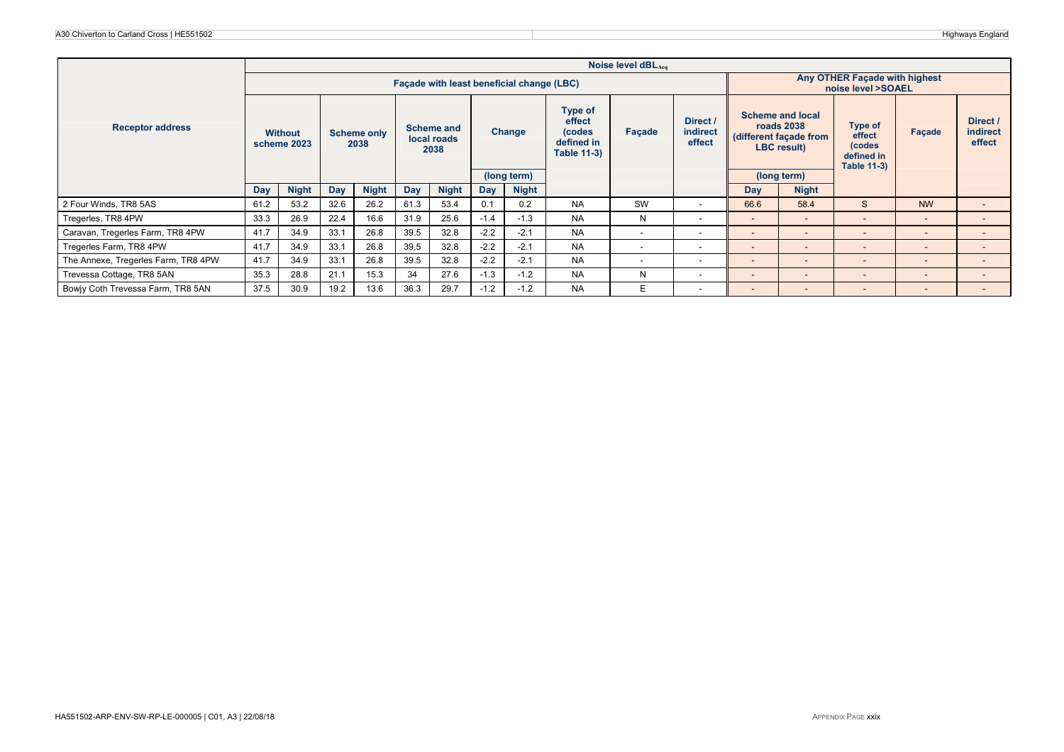| Receptor address | Noise level $dBL_{Aeq}$ | | | | | | | | | | | | | | | |
|---|---|---|---|---|---|---|---|---|---|---|---|---|---|---|---|---|
| | Façade with least beneficial change (LBC) | | | | | | | | | | | Any OTHER Façade with highest noise level >SOAEL | | | | |
| | Without scheme 2023 | | Scheme only 2038 | | Scheme and local roads 2038 | | Change (long term) | | Type of effect (codes defined in Table 11-3) | Façade | Direct / indirect effect | Scheme and local roads 2038 (different façade from LBC result) (long term) | | Type of effect (codes defined in Table 11-3) | Façade | Direct / indirect effect |
| | Day | Night | Day | Night | Day | Night | Day | Night | | | | Day | Night | | | |
| 2 Four Winds, TR8 5AS | 61.2 | 53.2 | 32.6 | 26.2 | 61.3 | 53.4 | 0.1 | 0.2 | NA | SW | - | 66.6 | 58.4 | S | NW | - |
| Tregerles, TR8 4PW | 33.3 | 26.9 | 22.4 | 16.6 | 31.9 | 25.6 | -1.4 | -1.3 | NA | N | - | - | - | - | - | - |
| Caravan, Tregerles Farm, TR8 4PW | 41.7 | 34.9 | 33.1 | 26.8 | 39.5 | 32.8 | -2.2 | -2.1 | NA | - | - | - | - | - | - | - |
| Tregerles Farm, TR8 4PW | 41.7 | 34.9 | 33.1 | 26.8 | 39.5 | 32.8 | -2.2 | -2.1 | NA | - | - | - | - | - | - | - |
| The Annexe, Tregerles Farm, TR8 4PW | 41.7 | 34.9 | 33.1 | 26.8 | 39.5 | 32.8 | -2.2 | -2.1 | NA | - | - | - | - | - | - | - |
| Trevessa Cottage, TR8 5AN | 35.3 | 28.8 | 21.1 | 15.3 | 34 | 27.6 | -1.3 | -1.2 | NA | N | - | - | - | - | - | - |
| Bowjy Coth Trevessa Farm, TR8 5AN | 37.5 | 30.9 | 19.2 | 13.6 | 36.3 | 29.7 | -1.2 | -1.2 | NA | E | - | - | - | - | - | - |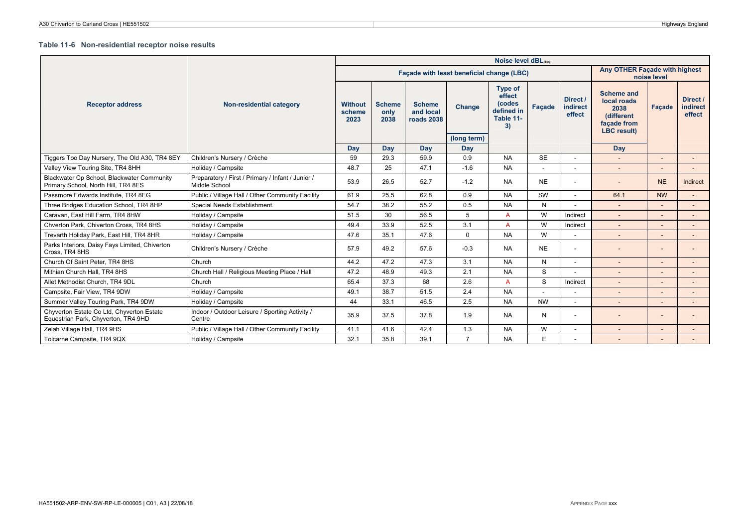### Table 11-6 Non-residential receptor noise results

| Receptor address | Non-residential category | Noise level dBL$_{Aeq}$ | | | | | | | | | |
|---|---|---|---|---|---|---|---|---|---|---|---|
| | | Façade with least beneficial change (LBC) | | | | | | | Any OTHER Façade with highest noise level | | |
| | | Without scheme 2023 | Scheme only 2038 | Scheme and local roads 2038 | Change (long term) | Type of effect (codes defined in Table 11-3) | Façade | Direct / indirect effect | Scheme and local roads 2038 (different façade from LBC result) | Façade | Direct / indirect effect |
| | | Day | Day | Day | Day | | | | Day | | |
| Tiggers Too Day Nursery, The Old A30, TR4 8EY | Children's Nursery / Crèche | 59 | 29.3 | 59.9 | 0.9 | NA | SE | - | - | - | - |
| Valley View Touring Site, TR4 8HH | Holiday / Campsite | 48.7 | 25 | 47.1 | -1.6 | NA | - | - | - | - | - |
| Blackwater Cp School, Blackwater Community Primary School, North Hill, TR4 8ES | Preparatory / First / Primary / Infant / Junior / Middle School | 53.9 | 26.5 | 52.7 | -1.2 | NA | NE | - | - | NE | Indirect |
| Passmore Edwards Institute, TR4 8EG | Public / Village Hall / Other Community Facility | 61.9 | 25.5 | 62.8 | 0.9 | NA | SW | - | 64.1 | NW | - |
| Three Bridges Education School, TR4 8HP | Special Needs Establishment. | 54.7 | 38.2 | 55.2 | 0.5 | NA | N | - | - | - | - |
| Caravan, East Hill Farm, TR4 8HW | Holiday / Campsite | 51.5 | 30 | 56.5 | 5 | A | W | Indirect | - | - | - |
| Chverton Park, Chiverton Cross, TR4 8HS | Holiday / Campsite | 49.4 | 33.9 | 52.5 | 3.1 | A | W | Indirect | - | - | - |
| Trevarth Holiday Park, East Hill, TR4 8HR | Holiday / Campsite | 47.6 | 35.1 | 47.6 | 0 | NA | W | - | - | - | - |
| Parks Interiors, Daisy Fays Limited, Chiverton Cross, TR4 8HS | Children's Nursery / Crèche | 57.9 | 49.2 | 57.6 | -0.3 | NA | NE | - | - | - | - |
| Church Of Saint Peter, TR4 8HS | Church | 44.2 | 47.2 | 47.3 | 3.1 | NA | N | - | - | - | - |
| Mithian Church Hall, TR4 8HS | Church Hall / Religious Meeting Place / Hall | 47.2 | 48.9 | 49.3 | 2.1 | NA | S | - | - | - | - |
| Allet Methodist Church, TR4 9DL | Church | 65.4 | 37.3 | 68 | 2.6 | A | S | Indirect | - | - | - |
| Campsite, Fair View, TR4 9DW | Holiday / Campsite | 49.1 | 38.7 | 51.5 | 2.4 | NA | - | - | - | - | - |
| Summer Valley Touring Park, TR4 9DW | Holiday / Campsite | 44 | 33.1 | 46.5 | 2.5 | NA | NW | - | - | - | - |
| Chyverton Estate Co Ltd, Chyverton Estate Equestrian Park, Chyverton, TR4 9HD | Indoor / Outdoor Leisure / Sporting Activity / Centre | 35.9 | 37.5 | 37.8 | 1.9 | NA | N | - | - | - | - |
| Zelah Village Hall, TR4 9HS | Public / Village Hall / Other Community Facility | 41.1 | 41.6 | 42.4 | 1.3 | NA | W | - | - | - | - |
| Tolcarne Campsite, TR4 9QX | Holiday / Campsite | 32.1 | 35.8 | 39.1 | 7 | NA | E | - | - | - | - |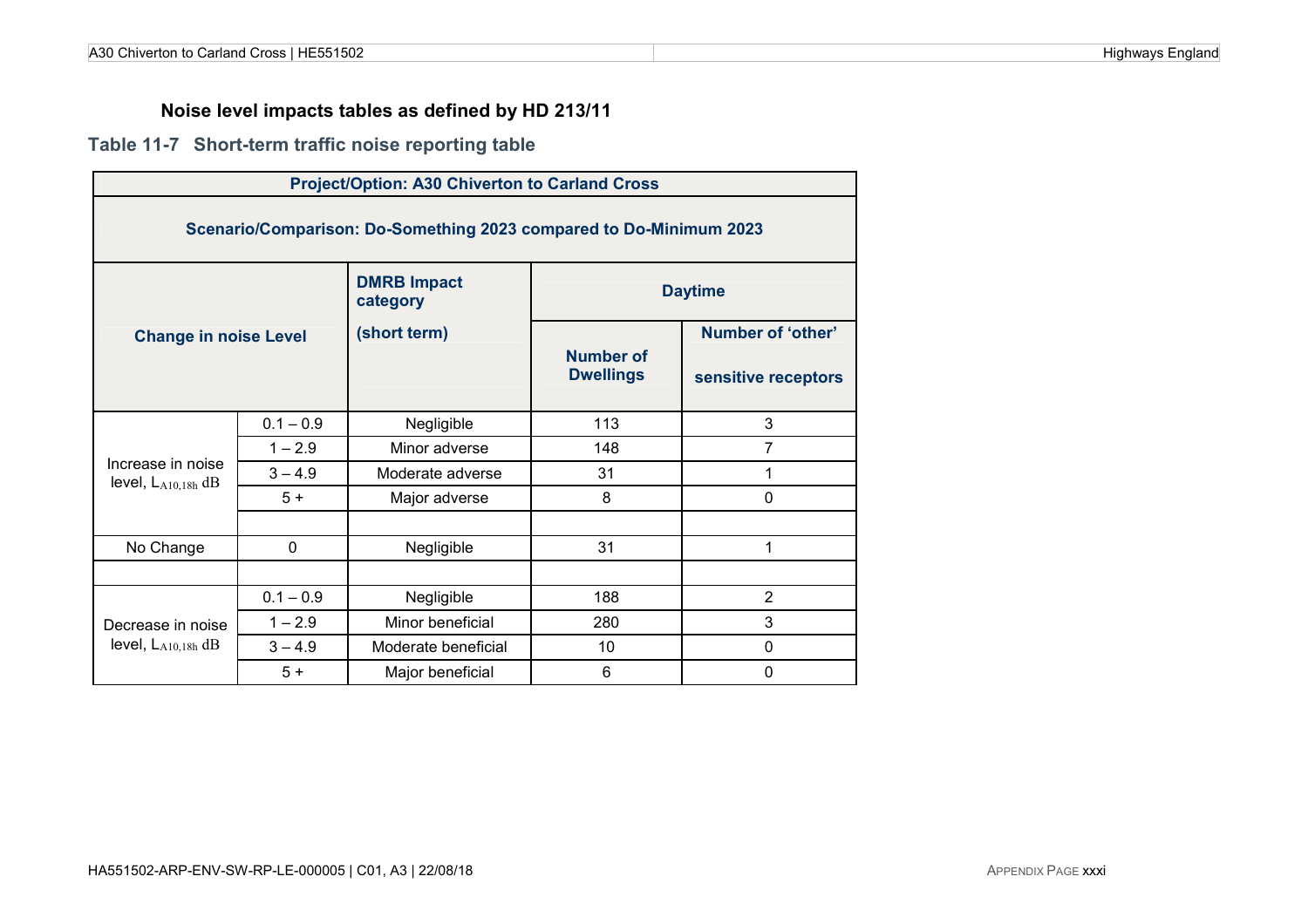### Noise level impacts tables as defined by HD 213/11

**Table 11-7 Short-term traffic noise reporting table**

| Project/Option: A30 Chiverton to Carland Cross | | | | |
|---|---|---|---|---|
| **Scenario/Comparison: Do-Something 2023 compared to Do-Minimum 2023** | | | | |
| **Change in noise Level** | | **DMRB Impact category (short term)** | **Daytime** | |
| | | | **Number of Dwellings** | **Number of 'other' sensitive receptors** |
| Increase in noise level, $L_{A10,18h}$ dB | 0.1 – 0.9 | Negligible | 113 | 3 |
| | 1 – 2.9 | Minor adverse | 148 | 7 |
| | 3 – 4.9 | Moderate adverse | 31 | 1 |
| | 5 + | Major adverse | 8 | 0 |
| | | | | |
| No Change | 0 | Negligible | 31 | 1 |
| | | | | |
| Decrease in noise level, $L_{A10,18h}$ dB | 0.1 – 0.9 | Negligible | 188 | 2 |
| | 1 – 2.9 | Minor beneficial | 280 | 3 |
| | 3 – 4.9 | Moderate beneficial | 10 | 0 |
| | 5 + | Major beneficial | 6 | 0 |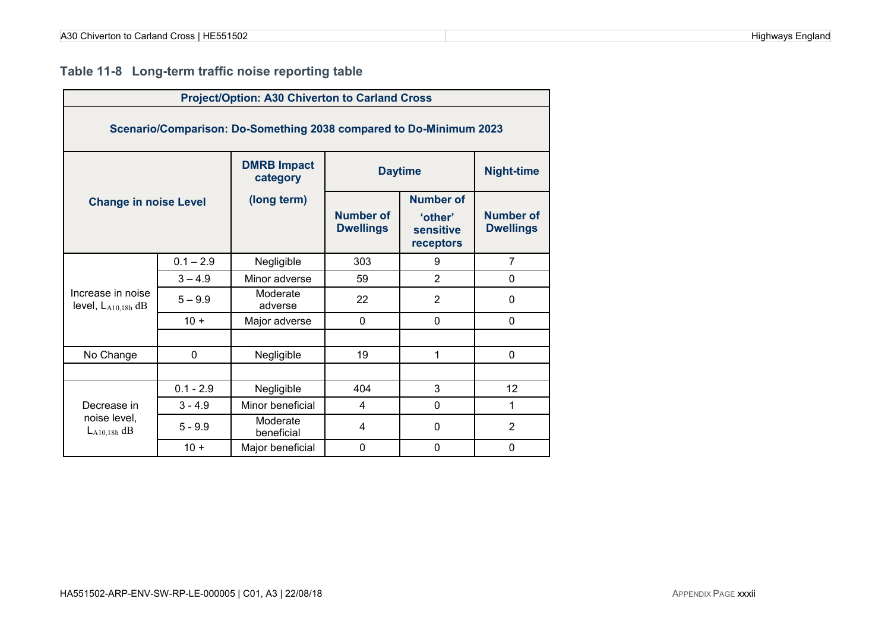**Table 11-8 Long-term traffic noise reporting table**

| Project/Option: A30 Chiverton to Carland Cross | | | | | |
|---|---|---|---|---|---|
| **Scenario/Comparison: Do-Something 2038 compared to Do-Minimum 2023** | | | | | |
| **Change in noise Level** | | **DMRB Impact category (long term)** | **Daytime** | | **Night-time** |
| | | | **Number of Dwellings** | **Number of 'other' sensitive receptors** | **Number of Dwellings** |
| Increase in noise level, $L_{A10,18h}$ dB | 0.1 – 2.9 | Negligible | 303 | 9 | 7 |
| | 3 – 4.9 | Minor adverse | 59 | 2 | 0 |
| | 5 – 9.9 | Moderate adverse | 22 | 2 | 0 |
| | 10 + | Major adverse | 0 | 0 | 0 |
| | | | | | |
| No Change | 0 | Negligible | 19 | 1 | 0 |
| | | | | | |
| Decrease in noise level, $L_{A10,18h}$ dB | 0.1 - 2.9 | Negligible | 404 | 3 | 12 |
| | 3 - 4.9 | Minor beneficial | 4 | 0 | 1 |
| | 5 - 9.9 | Moderate beneficial | 4 | 0 | 2 |
| | 10 + | Major beneficial | 0 | 0 | 0 |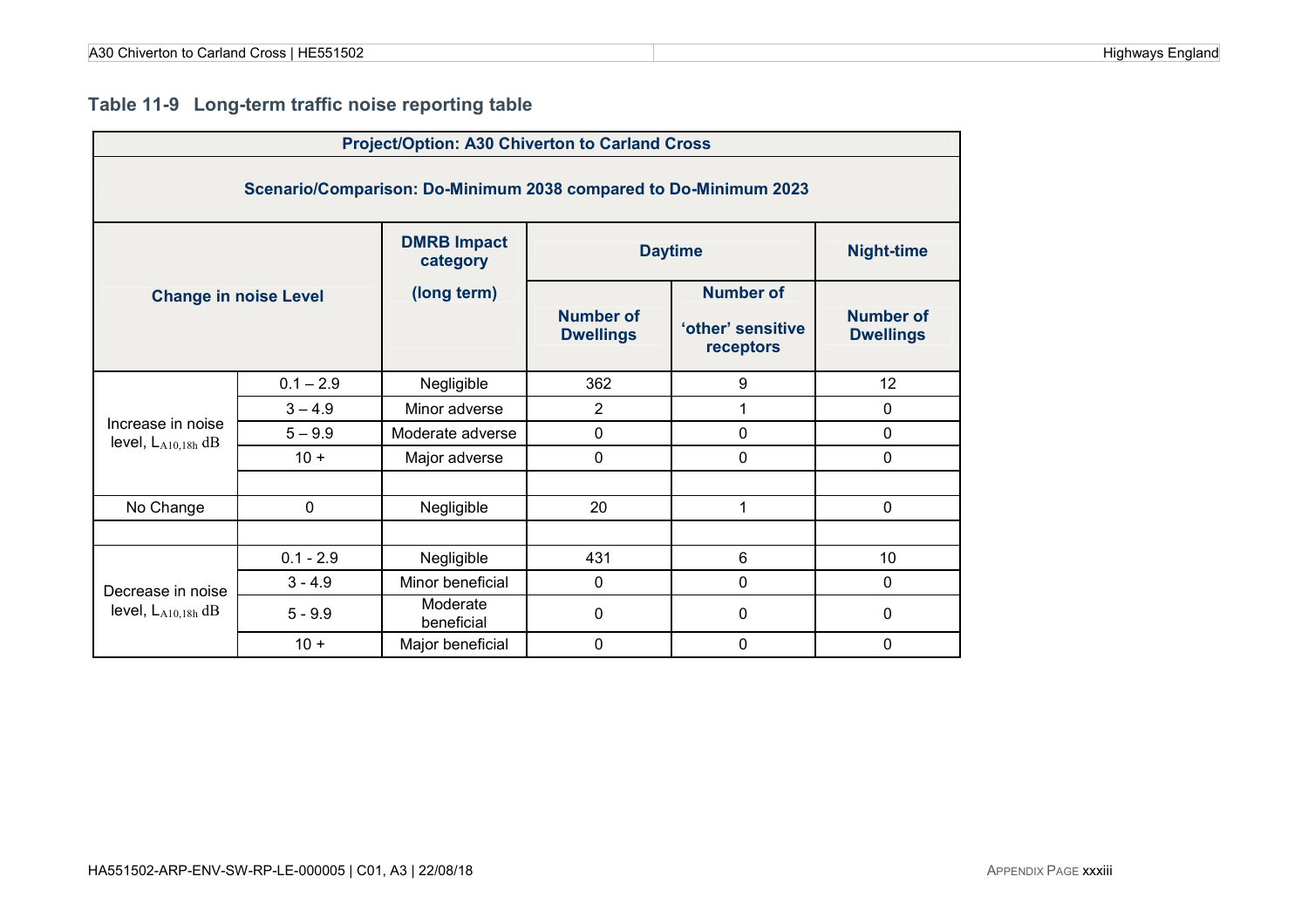## Table 11-9 Long-term traffic noise reporting table

| Project/Option: A30 Chiverton to Carland Cross | | | | | |
|---|---|---|---|---|---|
| **Scenario/Comparison: Do-Minimum 2038 compared to Do-Minimum 2023** | | | | | |
| **Change in noise Level** | | **DMRB Impact category (long term)** | **Daytime** | | **Night-time** |
| | | | **Number of Dwellings** | **Number of 'other' sensitive receptors** | **Number of Dwellings** |
| Increase in noise level, $L_{A10,18h}$ dB | 0.1 – 2.9 | Negligible | 362 | 9 | 12 |
| | 3 – 4.9 | Minor adverse | 2 | 1 | 0 |
| | 5 – 9.9 | Moderate adverse | 0 | 0 | 0 |
| | 10 + | Major adverse | 0 | 0 | 0 |
| | | | | | |
| No Change | 0 | Negligible | 20 | 1 | 0 |
| | | | | | |
| Decrease in noise level, $L_{A10,18h}$ dB | 0.1 - 2.9 | Negligible | 431 | 6 | 10 |
| | 3 - 4.9 | Minor beneficial | 0 | 0 | 0 |
| | 5 - 9.9 | Moderate beneficial | 0 | 0 | 0 |
| | 10 + | Major beneficial | 0 | 0 | 0 |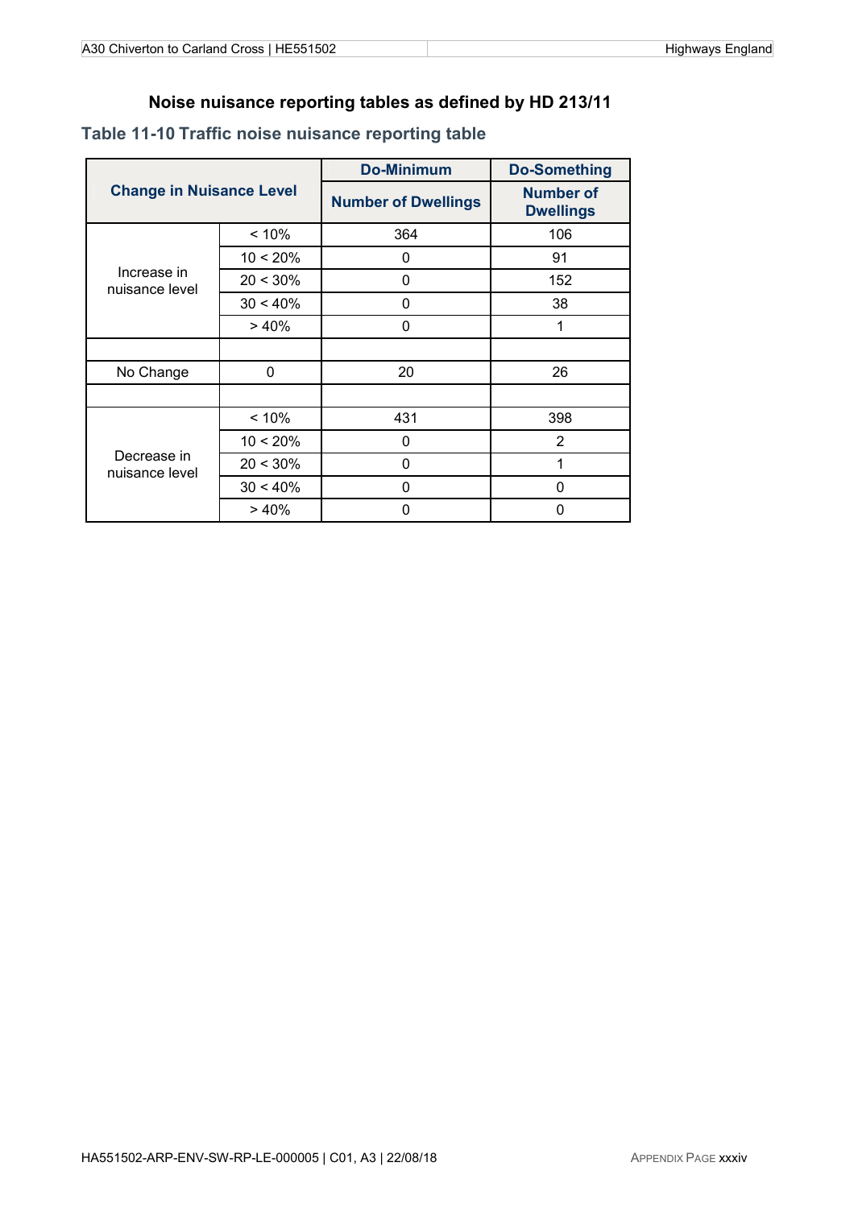# Noise nuisance reporting tables as defined by HD 213/11

## Table 11-10 Traffic noise nuisance reporting table

| Change in Nuisance Level | | Do-Minimum | Do-Something |
|---|---|---|---|
| | | Number of Dwellings | Number of Dwellings |
| Increase in nuisance level | < 10% | 364 | 106 |
| | 10 < 20% | 0 | 91 |
| | 20 < 30% | 0 | 152 |
| | 30 < 40% | 0 | 38 |
| | > 40% | 0 | 1 |
| | | | |
| No Change | 0 | 20 | 26 |
| | | | |
| Decrease in nuisance level | < 10% | 431 | 398 |
| | 10 < 20% | 0 | 2 |
| | 20 < 30% | 0 | 1 |
| | 30 < 40% | 0 | 0 |
| | > 40% | 0 | 0 |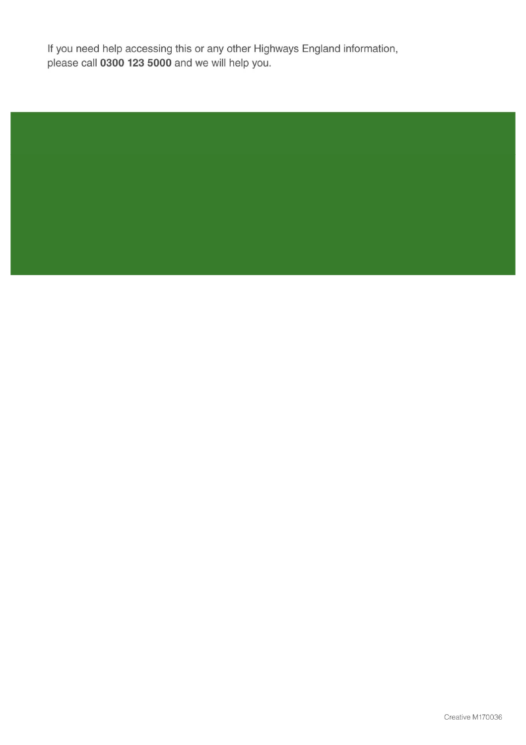If you need help accessing this or any other Highways England information, please call **0300 123 5000** and we will help you.

Creative M170036